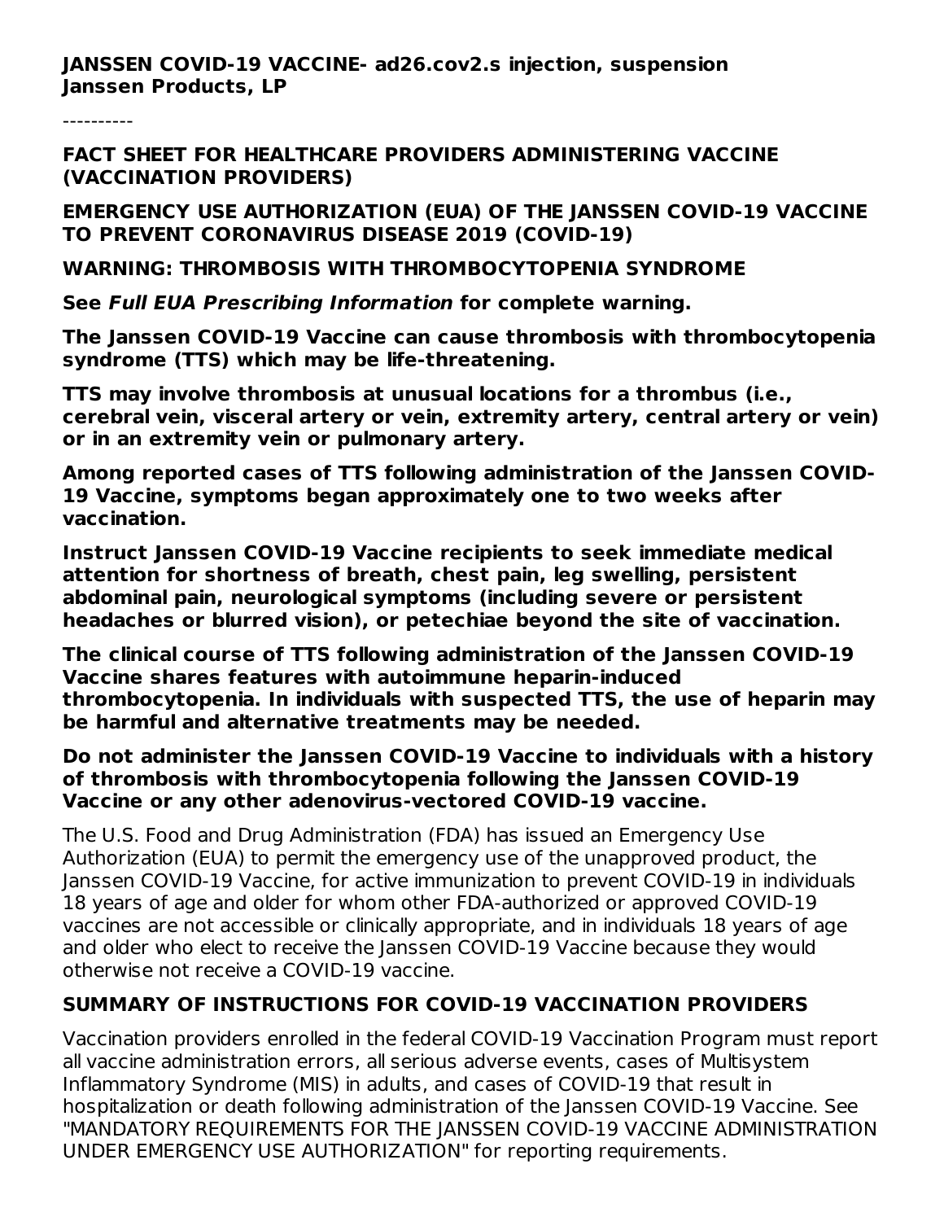**JANSSEN COVID-19 VACCINE- ad26.cov2.s injection, suspension**
**Janssen Products, LP**

----------

## FACT SHEET FOR HEALTHCARE PROVIDERS ADMINISTERING VACCINE (VACCINATION PROVIDERS)

## EMERGENCY USE AUTHORIZATION (EUA) OF THE JANSSEN COVID-19 VACCINE TO PREVENT CORONAVIRUS DISEASE 2019 (COVID-19)

### WARNING: THROMBOSIS WITH THROMBOCYTOPENIA SYNDROME

**See *Full EUA Prescribing Information* for complete warning.**

**The Janssen COVID-19 Vaccine can cause thrombosis with thrombocytopenia syndrome (TTS) which may be life-threatening.**

**TTS may involve thrombosis at unusual locations for a thrombus (i.e., cerebral vein, visceral artery or vein, extremity artery, central artery or vein) or in an extremity vein or pulmonary artery.**

**Among reported cases of TTS following administration of the Janssen COVID-19 Vaccine, symptoms began approximately one to two weeks after vaccination.**

**Instruct Janssen COVID-19 Vaccine recipients to seek immediate medical attention for shortness of breath, chest pain, leg swelling, persistent abdominal pain, neurological symptoms (including severe or persistent headaches or blurred vision), or petechiae beyond the site of vaccination.**

**The clinical course of TTS following administration of the Janssen COVID-19 Vaccine shares features with autoimmune heparin-induced thrombocytopenia. In individuals with suspected TTS, the use of heparin may be harmful and alternative treatments may be needed.**

**Do not administer the Janssen COVID-19 Vaccine to individuals with a history of thrombosis with thrombocytopenia following the Janssen COVID-19 Vaccine or any other adenovirus-vectored COVID-19 vaccine.**

The U.S. Food and Drug Administration (FDA) has issued an Emergency Use Authorization (EUA) to permit the emergency use of the unapproved product, the Janssen COVID-19 Vaccine, for active immunization to prevent COVID-19 in individuals 18 years of age and older for whom other FDA-authorized or approved COVID-19 vaccines are not accessible or clinically appropriate, and in individuals 18 years of age and older who elect to receive the Janssen COVID-19 Vaccine because they would otherwise not receive a COVID-19 vaccine.

## SUMMARY OF INSTRUCTIONS FOR COVID-19 VACCINATION PROVIDERS

Vaccination providers enrolled in the federal COVID-19 Vaccination Program must report all vaccine administration errors, all serious adverse events, cases of Multisystem Inflammatory Syndrome (MIS) in adults, and cases of COVID-19 that result in hospitalization or death following administration of the Janssen COVID-19 Vaccine. See "MANDATORY REQUIREMENTS FOR THE JANSSEN COVID-19 VACCINE ADMINISTRATION UNDER EMERGENCY USE AUTHORIZATION" for reporting requirements.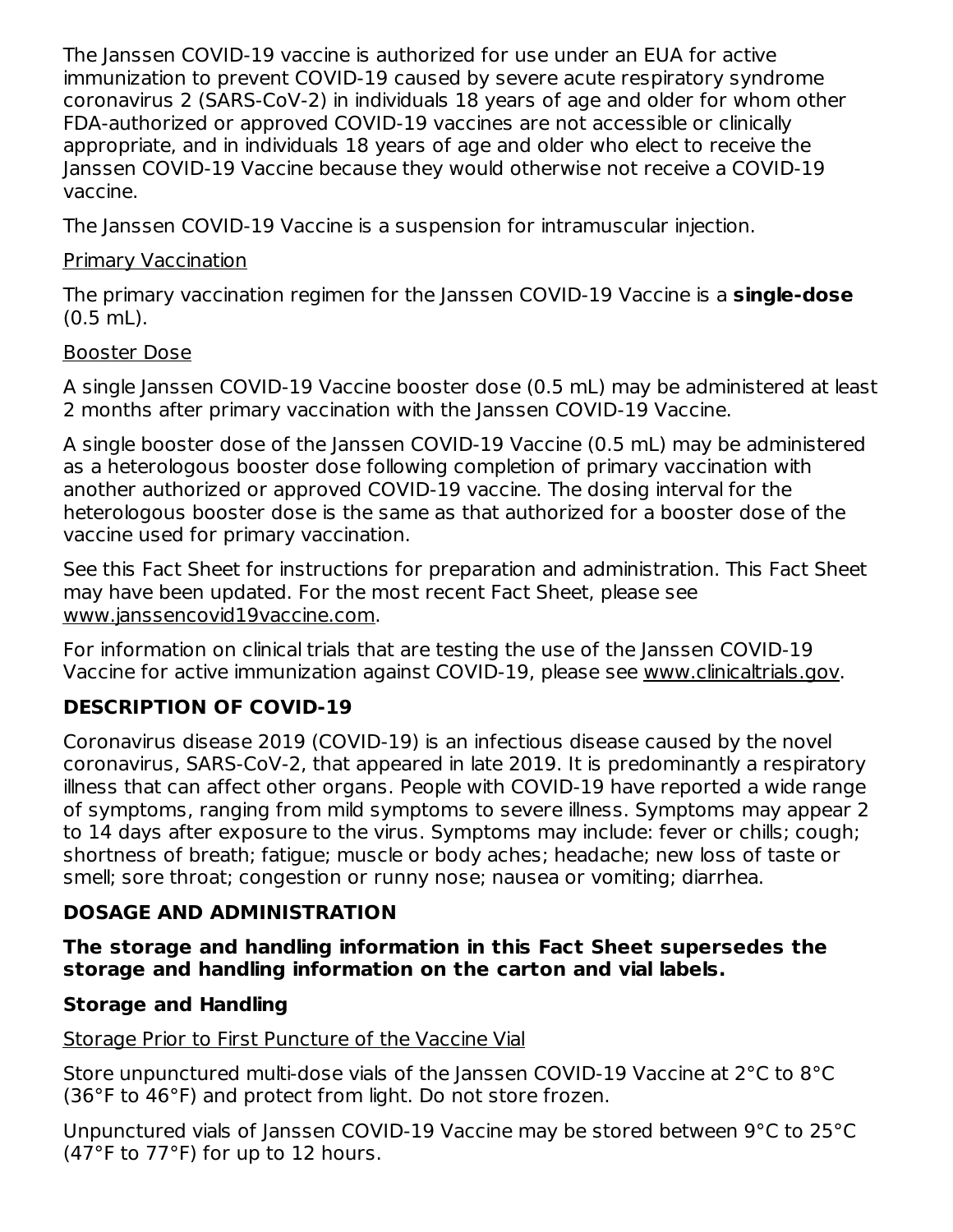The Janssen COVID-19 vaccine is authorized for use under an EUA for active immunization to prevent COVID-19 caused by severe acute respiratory syndrome coronavirus 2 (SARS-CoV-2) in individuals 18 years of age and older for whom other FDA-authorized or approved COVID-19 vaccines are not accessible or clinically appropriate, and in individuals 18 years of age and older who elect to receive the Janssen COVID-19 Vaccine because they would otherwise not receive a COVID-19 vaccine.

The Janssen COVID-19 Vaccine is a suspension for intramuscular injection.

Primary Vaccination

The primary vaccination regimen for the Janssen COVID-19 Vaccine is a **single-dose** (0.5 mL).

Booster Dose

A single Janssen COVID-19 Vaccine booster dose (0.5 mL) may be administered at least 2 months after primary vaccination with the Janssen COVID-19 Vaccine.

A single booster dose of the Janssen COVID-19 Vaccine (0.5 mL) may be administered as a heterologous booster dose following completion of primary vaccination with another authorized or approved COVID-19 vaccine. The dosing interval for the heterologous booster dose is the same as that authorized for a booster dose of the vaccine used for primary vaccination.

See this Fact Sheet for instructions for preparation and administration. This Fact Sheet may have been updated. For the most recent Fact Sheet, please see www.janssencovid19vaccine.com.

For information on clinical trials that are testing the use of the Janssen COVID-19 Vaccine for active immunization against COVID-19, please see www.clinicaltrials.gov.

## DESCRIPTION OF COVID-19

Coronavirus disease 2019 (COVID-19) is an infectious disease caused by the novel coronavirus, SARS-CoV-2, that appeared in late 2019. It is predominantly a respiratory illness that can affect other organs. People with COVID-19 have reported a wide range of symptoms, ranging from mild symptoms to severe illness. Symptoms may appear 2 to 14 days after exposure to the virus. Symptoms may include: fever or chills; cough; shortness of breath; fatigue; muscle or body aches; headache; new loss of taste or smell; sore throat; congestion or runny nose; nausea or vomiting; diarrhea.

## DOSAGE AND ADMINISTRATION

**The storage and handling information in this Fact Sheet supersedes the storage and handling information on the carton and vial labels.**

### Storage and Handling

Storage Prior to First Puncture of the Vaccine Vial

Store unpunctured multi-dose vials of the Janssen COVID-19 Vaccine at 2°C to 8°C (36°F to 46°F) and protect from light. Do not store frozen.

Unpunctured vials of Janssen COVID-19 Vaccine may be stored between 9°C to 25°C (47°F to 77°F) for up to 12 hours.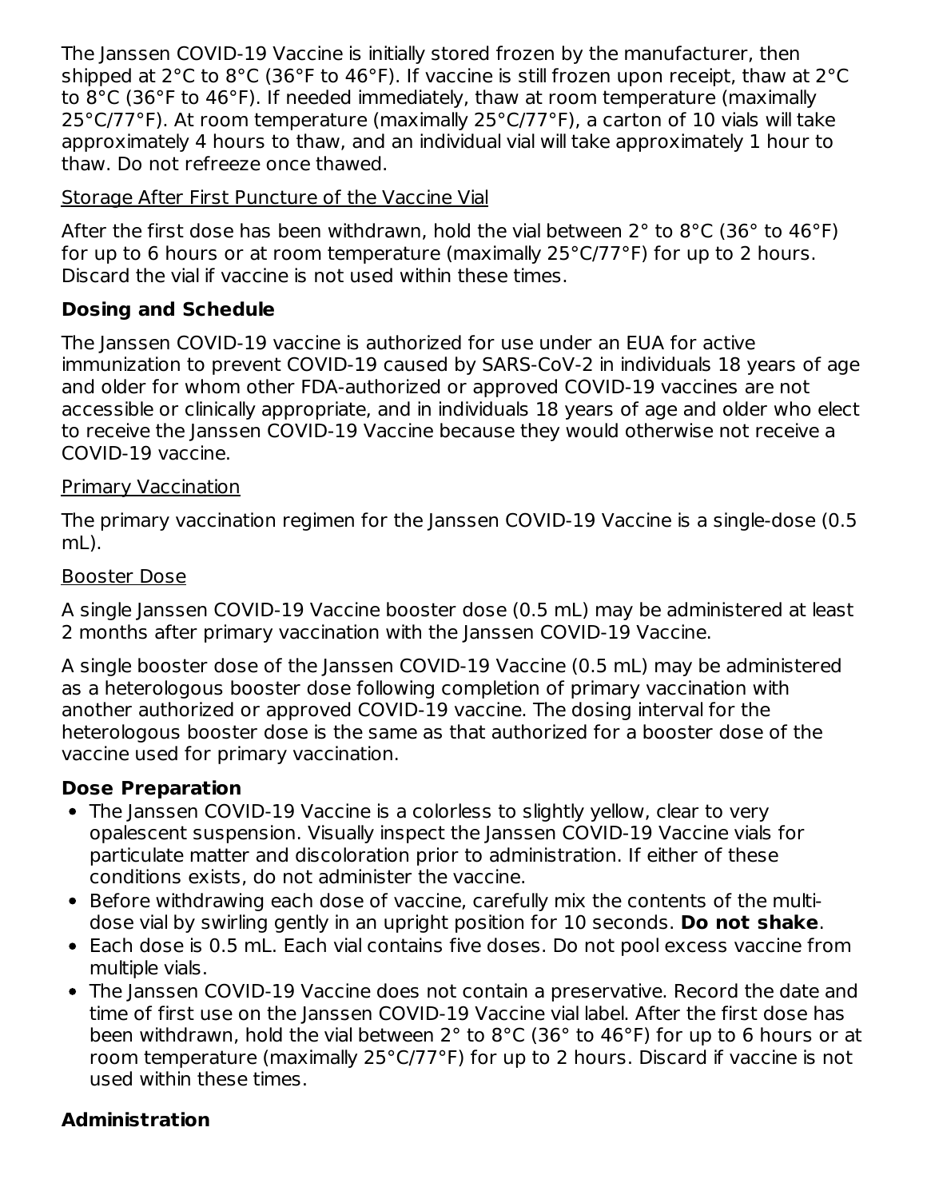The Janssen COVID-19 Vaccine is initially stored frozen by the manufacturer, then shipped at 2°C to 8°C (36°F to 46°F). If vaccine is still frozen upon receipt, thaw at 2°C to 8°C (36°F to 46°F). If needed immediately, thaw at room temperature (maximally 25°C/77°F). At room temperature (maximally 25°C/77°F), a carton of 10 vials will take approximately 4 hours to thaw, and an individual vial will take approximately 1 hour to thaw. Do not refreeze once thawed.

Storage After First Puncture of the Vaccine Vial

After the first dose has been withdrawn, hold the vial between 2° to 8°C (36° to 46°F) for up to 6 hours or at room temperature (maximally 25°C/77°F) for up to 2 hours. Discard the vial if vaccine is not used within these times.

### Dosing and Schedule

The Janssen COVID-19 vaccine is authorized for use under an EUA for active immunization to prevent COVID-19 caused by SARS-CoV-2 in individuals 18 years of age and older for whom other FDA-authorized or approved COVID-19 vaccines are not accessible or clinically appropriate, and in individuals 18 years of age and older who elect to receive the Janssen COVID-19 Vaccine because they would otherwise not receive a COVID-19 vaccine.

Primary Vaccination

The primary vaccination regimen for the Janssen COVID-19 Vaccine is a single-dose (0.5 mL).

Booster Dose

A single Janssen COVID-19 Vaccine booster dose (0.5 mL) may be administered at least 2 months after primary vaccination with the Janssen COVID-19 Vaccine.

A single booster dose of the Janssen COVID-19 Vaccine (0.5 mL) may be administered as a heterologous booster dose following completion of primary vaccination with another authorized or approved COVID-19 vaccine. The dosing interval for the heterologous booster dose is the same as that authorized for a booster dose of the vaccine used for primary vaccination.

### Dose Preparation

- The Janssen COVID-19 Vaccine is a colorless to slightly yellow, clear to very opalescent suspension. Visually inspect the Janssen COVID-19 Vaccine vials for particulate matter and discoloration prior to administration. If either of these conditions exists, do not administer the vaccine.
- Before withdrawing each dose of vaccine, carefully mix the contents of the multi-dose vial by swirling gently in an upright position for 10 seconds. **Do not shake**.
- Each dose is 0.5 mL. Each vial contains five doses. Do not pool excess vaccine from multiple vials.
- The Janssen COVID-19 Vaccine does not contain a preservative. Record the date and time of first use on the Janssen COVID-19 Vaccine vial label. After the first dose has been withdrawn, hold the vial between 2° to 8°C (36° to 46°F) for up to 6 hours or at room temperature (maximally 25°C/77°F) for up to 2 hours. Discard if vaccine is not used within these times.

### Administration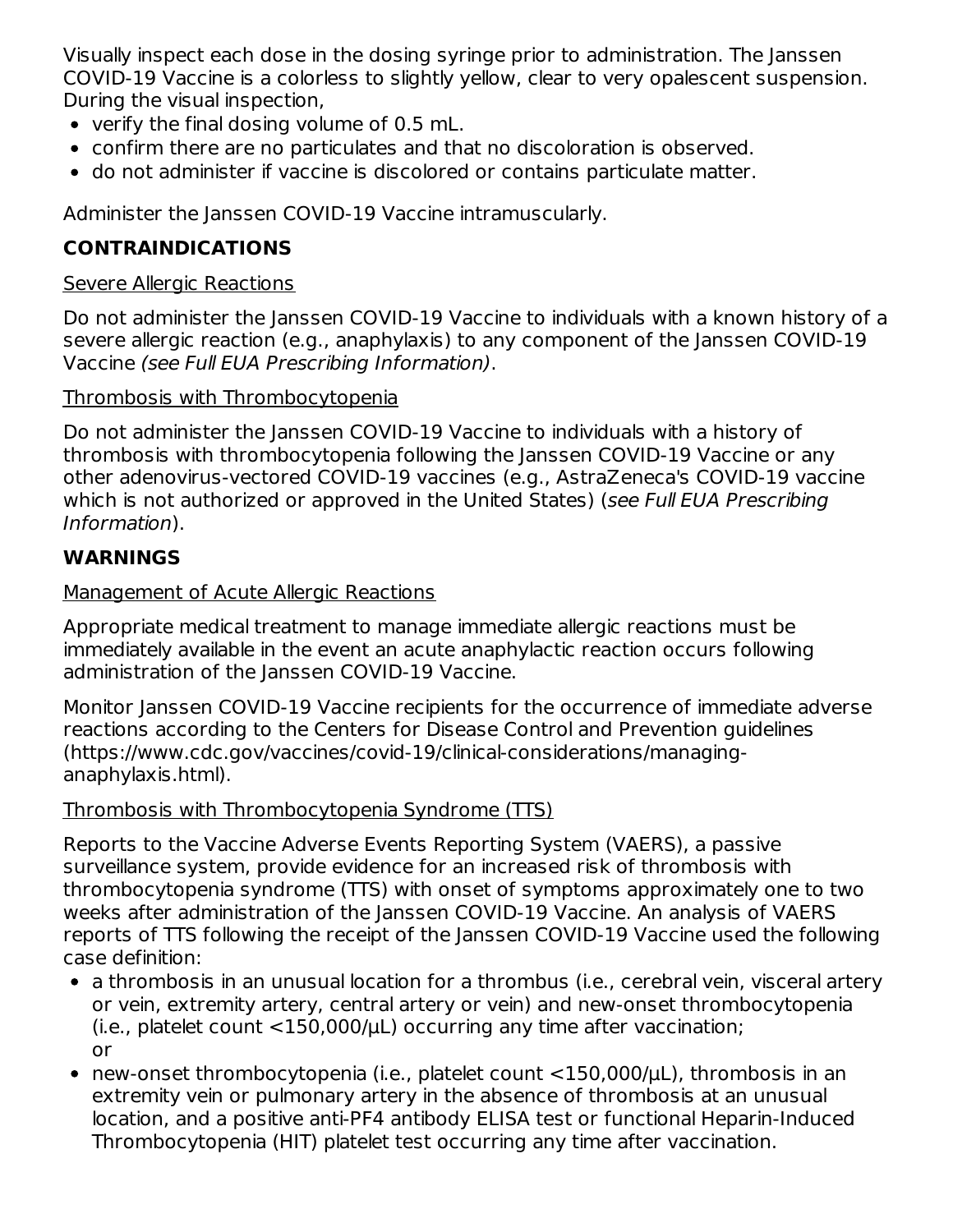Visually inspect each dose in the dosing syringe prior to administration. The Janssen COVID-19 Vaccine is a colorless to slightly yellow, clear to very opalescent suspension. During the visual inspection,

- verify the final dosing volume of 0.5 mL.
- confirm there are no particulates and that no discoloration is observed.
- do not administer if vaccine is discolored or contains particulate matter.

Administer the Janssen COVID-19 Vaccine intramuscularly.

## CONTRAINDICATIONS

Severe Allergic Reactions

Do not administer the Janssen COVID-19 Vaccine to individuals with a known history of a severe allergic reaction (e.g., anaphylaxis) to any component of the Janssen COVID-19 Vaccine *(see Full EUA Prescribing Information)*.

Thrombosis with Thrombocytopenia

Do not administer the Janssen COVID-19 Vaccine to individuals with a history of thrombosis with thrombocytopenia following the Janssen COVID-19 Vaccine or any other adenovirus-vectored COVID-19 vaccines (e.g., AstraZeneca's COVID-19 vaccine which is not authorized or approved in the United States) (*see Full EUA Prescribing Information*).

## WARNINGS

Management of Acute Allergic Reactions

Appropriate medical treatment to manage immediate allergic reactions must be immediately available in the event an acute anaphylactic reaction occurs following administration of the Janssen COVID-19 Vaccine.

Monitor Janssen COVID-19 Vaccine recipients for the occurrence of immediate adverse reactions according to the Centers for Disease Control and Prevention guidelines (https://www.cdc.gov/vaccines/covid-19/clinical-considerations/managing-anaphylaxis.html).

Thrombosis with Thrombocytopenia Syndrome (TTS)

Reports to the Vaccine Adverse Events Reporting System (VAERS), a passive surveillance system, provide evidence for an increased risk of thrombosis with thrombocytopenia syndrome (TTS) with onset of symptoms approximately one to two weeks after administration of the Janssen COVID-19 Vaccine. An analysis of VAERS reports of TTS following the receipt of the Janssen COVID-19 Vaccine used the following case definition:

- a thrombosis in an unusual location for a thrombus (i.e., cerebral vein, visceral artery or vein, extremity artery, central artery or vein) and new-onset thrombocytopenia (i.e., platelet count <150,000/µL) occurring any time after vaccination;
  or
- new-onset thrombocytopenia (i.e., platelet count <150,000/µL), thrombosis in an extremity vein or pulmonary artery in the absence of thrombosis at an unusual location, and a positive anti-PF4 antibody ELISA test or functional Heparin-Induced Thrombocytopenia (HIT) platelet test occurring any time after vaccination.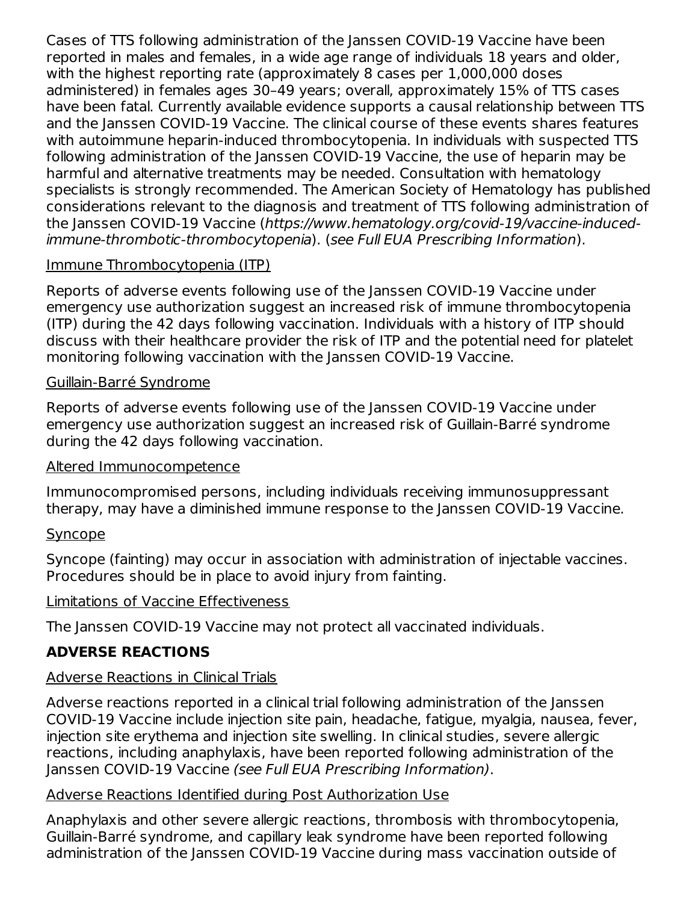Cases of TTS following administration of the Janssen COVID-19 Vaccine have been reported in males and females, in a wide age range of individuals 18 years and older, with the highest reporting rate (approximately 8 cases per 1,000,000 doses administered) in females ages 30–49 years; overall, approximately 15% of TTS cases have been fatal. Currently available evidence supports a causal relationship between TTS and the Janssen COVID-19 Vaccine. The clinical course of these events shares features with autoimmune heparin-induced thrombocytopenia. In individuals with suspected TTS following administration of the Janssen COVID-19 Vaccine, the use of heparin may be harmful and alternative treatments may be needed. Consultation with hematology specialists is strongly recommended. The American Society of Hematology has published considerations relevant to the diagnosis and treatment of TTS following administration of the Janssen COVID-19 Vaccine (*https://www.hematology.org/covid-19/vaccine-induced-immune-thrombotic-thrombocytopenia*). (*see Full EUA Prescribing Information*).

Immune Thrombocytopenia (ITP)

Reports of adverse events following use of the Janssen COVID-19 Vaccine under emergency use authorization suggest an increased risk of immune thrombocytopenia (ITP) during the 42 days following vaccination. Individuals with a history of ITP should discuss with their healthcare provider the risk of ITP and the potential need for platelet monitoring following vaccination with the Janssen COVID-19 Vaccine.

Guillain-Barré Syndrome

Reports of adverse events following use of the Janssen COVID-19 Vaccine under emergency use authorization suggest an increased risk of Guillain-Barré syndrome during the 42 days following vaccination.

Altered Immunocompetence

Immunocompromised persons, including individuals receiving immunosuppressant therapy, may have a diminished immune response to the Janssen COVID-19 Vaccine.

Syncope

Syncope (fainting) may occur in association with administration of injectable vaccines. Procedures should be in place to avoid injury from fainting.

Limitations of Vaccine Effectiveness

The Janssen COVID-19 Vaccine may not protect all vaccinated individuals.

## ADVERSE REACTIONS

Adverse Reactions in Clinical Trials

Adverse reactions reported in a clinical trial following administration of the Janssen COVID-19 Vaccine include injection site pain, headache, fatigue, myalgia, nausea, fever, injection site erythema and injection site swelling. In clinical studies, severe allergic reactions, including anaphylaxis, have been reported following administration of the Janssen COVID-19 Vaccine *(see Full EUA Prescribing Information)*.

Adverse Reactions Identified during Post Authorization Use

Anaphylaxis and other severe allergic reactions, thrombosis with thrombocytopenia, Guillain-Barré syndrome, and capillary leak syndrome have been reported following administration of the Janssen COVID-19 Vaccine during mass vaccination outside of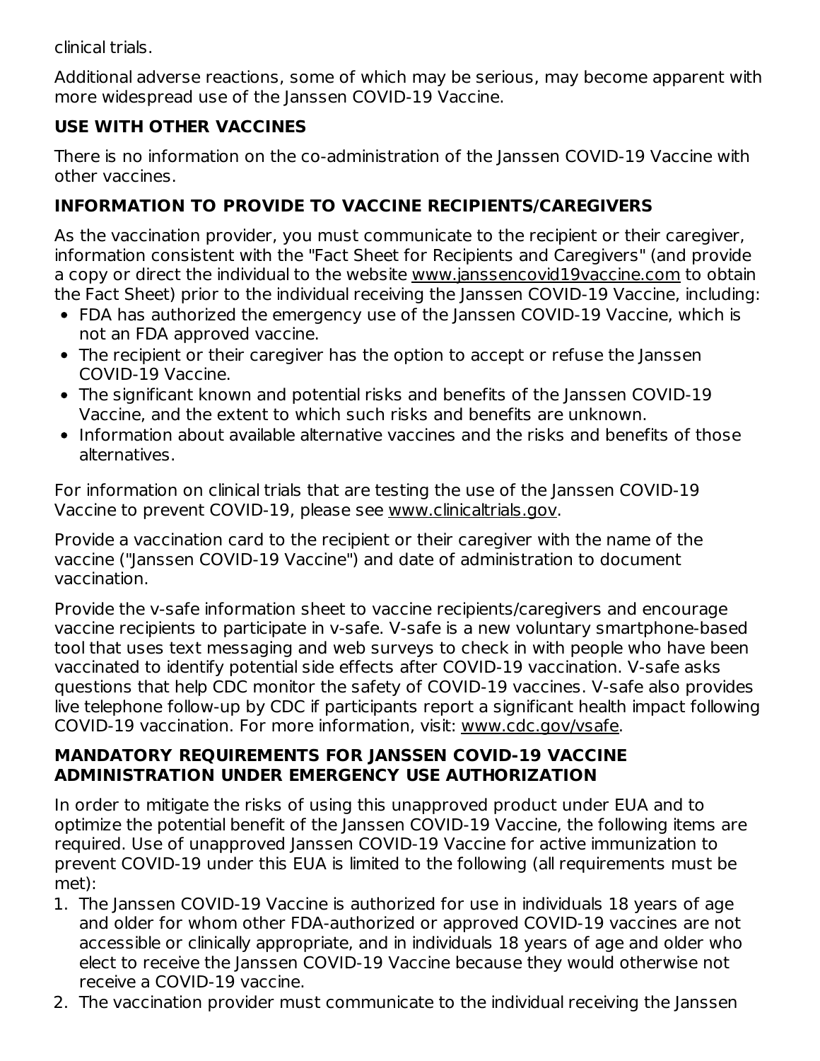clinical trials.

Additional adverse reactions, some of which may be serious, may become apparent with more widespread use of the Janssen COVID-19 Vaccine.

## USE WITH OTHER VACCINES

There is no information on the co-administration of the Janssen COVID-19 Vaccine with other vaccines.

## INFORMATION TO PROVIDE TO VACCINE RECIPIENTS/CAREGIVERS

As the vaccination provider, you must communicate to the recipient or their caregiver, information consistent with the "Fact Sheet for Recipients and Caregivers" (and provide a copy or direct the individual to the website www.janssencovid19vaccine.com to obtain the Fact Sheet) prior to the individual receiving the Janssen COVID-19 Vaccine, including:

- FDA has authorized the emergency use of the Janssen COVID-19 Vaccine, which is not an FDA approved vaccine.
- The recipient or their caregiver has the option to accept or refuse the Janssen COVID-19 Vaccine.
- The significant known and potential risks and benefits of the Janssen COVID-19 Vaccine, and the extent to which such risks and benefits are unknown.
- Information about available alternative vaccines and the risks and benefits of those alternatives.

For information on clinical trials that are testing the use of the Janssen COVID-19 Vaccine to prevent COVID-19, please see www.clinicaltrials.gov.

Provide a vaccination card to the recipient or their caregiver with the name of the vaccine ("Janssen COVID-19 Vaccine") and date of administration to document vaccination.

Provide the v-safe information sheet to vaccine recipients/caregivers and encourage vaccine recipients to participate in v-safe. V-safe is a new voluntary smartphone-based tool that uses text messaging and web surveys to check in with people who have been vaccinated to identify potential side effects after COVID-19 vaccination. V-safe asks questions that help CDC monitor the safety of COVID-19 vaccines. V-safe also provides live telephone follow-up by CDC if participants report a significant health impact following COVID-19 vaccination. For more information, visit: www.cdc.gov/vsafe.

## MANDATORY REQUIREMENTS FOR JANSSEN COVID-19 VACCINE ADMINISTRATION UNDER EMERGENCY USE AUTHORIZATION

In order to mitigate the risks of using this unapproved product under EUA and to optimize the potential benefit of the Janssen COVID-19 Vaccine, the following items are required. Use of unapproved Janssen COVID-19 Vaccine for active immunization to prevent COVID-19 under this EUA is limited to the following (all requirements must be met):

1. The Janssen COVID-19 Vaccine is authorized for use in individuals 18 years of age and older for whom other FDA-authorized or approved COVID-19 vaccines are not accessible or clinically appropriate, and in individuals 18 years of age and older who elect to receive the Janssen COVID-19 Vaccine because they would otherwise not receive a COVID-19 vaccine.
2. The vaccination provider must communicate to the individual receiving the Janssen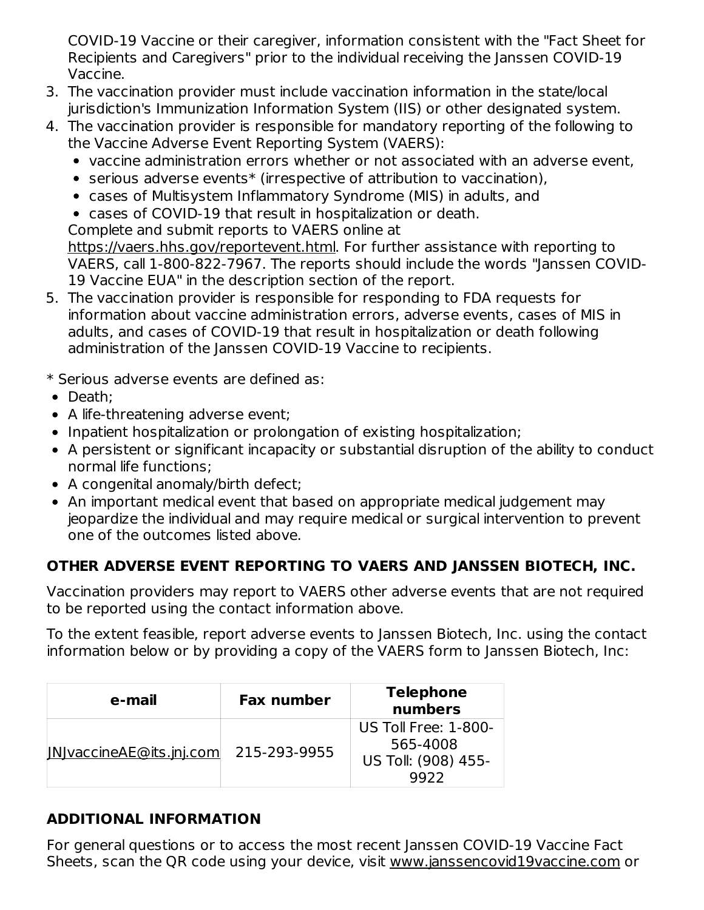COVID-19 Vaccine or their caregiver, information consistent with the "Fact Sheet for Recipients and Caregivers" prior to the individual receiving the Janssen COVID-19 Vaccine.

3. The vaccination provider must include vaccination information in the state/local jurisdiction's Immunization Information System (IIS) or other designated system.
4. The vaccination provider is responsible for mandatory reporting of the following to the Vaccine Adverse Event Reporting System (VAERS):
   - vaccine administration errors whether or not associated with an adverse event,
   - serious adverse events* (irrespective of attribution to vaccination),
   - cases of Multisystem Inflammatory Syndrome (MIS) in adults, and
   - cases of COVID-19 that result in hospitalization or death.

   Complete and submit reports to VAERS online at https://vaers.hhs.gov/reportevent.html. For further assistance with reporting to VAERS, call 1-800-822-7967. The reports should include the words "Janssen COVID-19 Vaccine EUA" in the description section of the report.
5. The vaccination provider is responsible for responding to FDA requests for information about vaccine administration errors, adverse events, cases of MIS in adults, and cases of COVID-19 that result in hospitalization or death following administration of the Janssen COVID-19 Vaccine to recipients.

* Serious adverse events are defined as:

- Death;
- A life-threatening adverse event;
- Inpatient hospitalization or prolongation of existing hospitalization;
- A persistent or significant incapacity or substantial disruption of the ability to conduct normal life functions;
- A congenital anomaly/birth defect;
- An important medical event that based on appropriate medical judgement may jeopardize the individual and may require medical or surgical intervention to prevent one of the outcomes listed above.

## OTHER ADVERSE EVENT REPORTING TO VAERS AND JANSSEN BIOTECH, INC.

Vaccination providers may report to VAERS other adverse events that are not required to be reported using the contact information above.

To the extent feasible, report adverse events to Janssen Biotech, Inc. using the contact information below or by providing a copy of the VAERS form to Janssen Biotech, Inc:

| e-mail | Fax number | Telephone numbers |
|---|---|---|
| JNJvaccineAE@its.jnj.com | 215-293-9955 | US Toll Free: 1-800-565-4008<br>US Toll: (908) 455-9922 |

## ADDITIONAL INFORMATION

For general questions or to access the most recent Janssen COVID-19 Vaccine Fact Sheets, scan the QR code using your device, visit www.janssencovid19vaccine.com or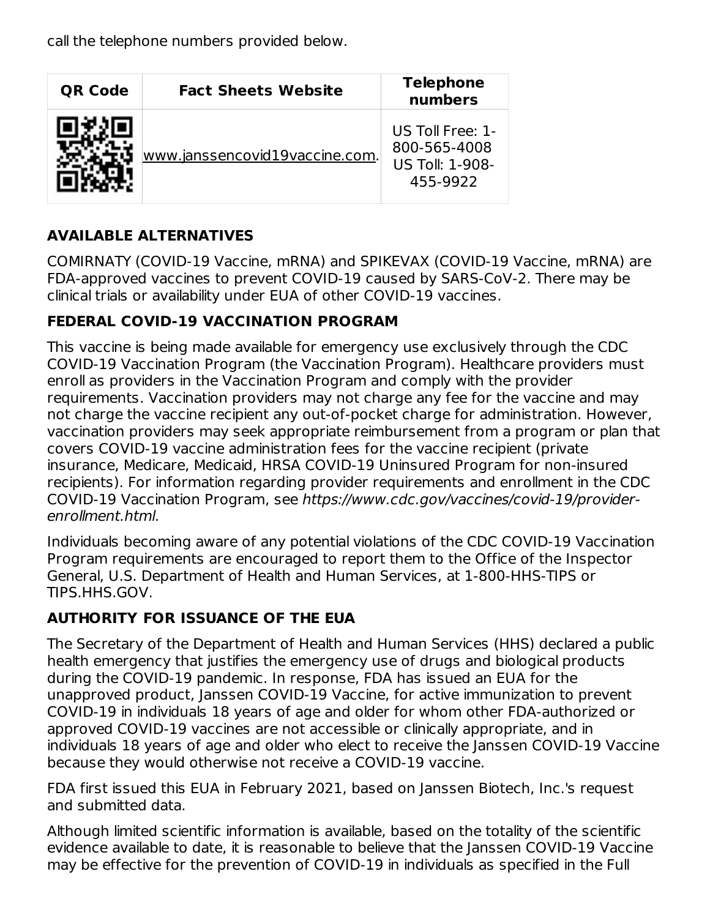call the telephone numbers provided below.

| QR Code | Fact Sheets Website | Telephone numbers |
|---|---|---|
| | www.janssencovid19vaccine.com. | US Toll Free: 1-800-565-4008 US Toll: 1-908-455-9922 |

**AVAILABLE ALTERNATIVES**

COMIRNATY (COVID-19 Vaccine, mRNA) and SPIKEVAX (COVID-19 Vaccine, mRNA) are FDA-approved vaccines to prevent COVID-19 caused by SARS-CoV-2. There may be clinical trials or availability under EUA of other COVID-19 vaccines.

**FEDERAL COVID-19 VACCINATION PROGRAM**

This vaccine is being made available for emergency use exclusively through the CDC COVID-19 Vaccination Program (the Vaccination Program). Healthcare providers must enroll as providers in the Vaccination Program and comply with the provider requirements. Vaccination providers may not charge any fee for the vaccine and may not charge the vaccine recipient any out-of-pocket charge for administration. However, vaccination providers may seek appropriate reimbursement from a program or plan that covers COVID-19 vaccine administration fees for the vaccine recipient (private insurance, Medicare, Medicaid, HRSA COVID-19 Uninsured Program for non-insured recipients). For information regarding provider requirements and enrollment in the CDC COVID-19 Vaccination Program, see *https://www.cdc.gov/vaccines/covid-19/provider-enrollment.html*.

Individuals becoming aware of any potential violations of the CDC COVID-19 Vaccination Program requirements are encouraged to report them to the Office of the Inspector General, U.S. Department of Health and Human Services, at 1-800-HHS-TIPS or TIPS.HHS.GOV.

**AUTHORITY FOR ISSUANCE OF THE EUA**

The Secretary of the Department of Health and Human Services (HHS) declared a public health emergency that justifies the emergency use of drugs and biological products during the COVID-19 pandemic. In response, FDA has issued an EUA for the unapproved product, Janssen COVID-19 Vaccine, for active immunization to prevent COVID-19 in individuals 18 years of age and older for whom other FDA-authorized or approved COVID-19 vaccines are not accessible or clinically appropriate, and in individuals 18 years of age and older who elect to receive the Janssen COVID-19 Vaccine because they would otherwise not receive a COVID-19 vaccine.

FDA first issued this EUA in February 2021, based on Janssen Biotech, Inc.'s request and submitted data.

Although limited scientific information is available, based on the totality of the scientific evidence available to date, it is reasonable to believe that the Janssen COVID-19 Vaccine may be effective for the prevention of COVID-19 in individuals as specified in the Full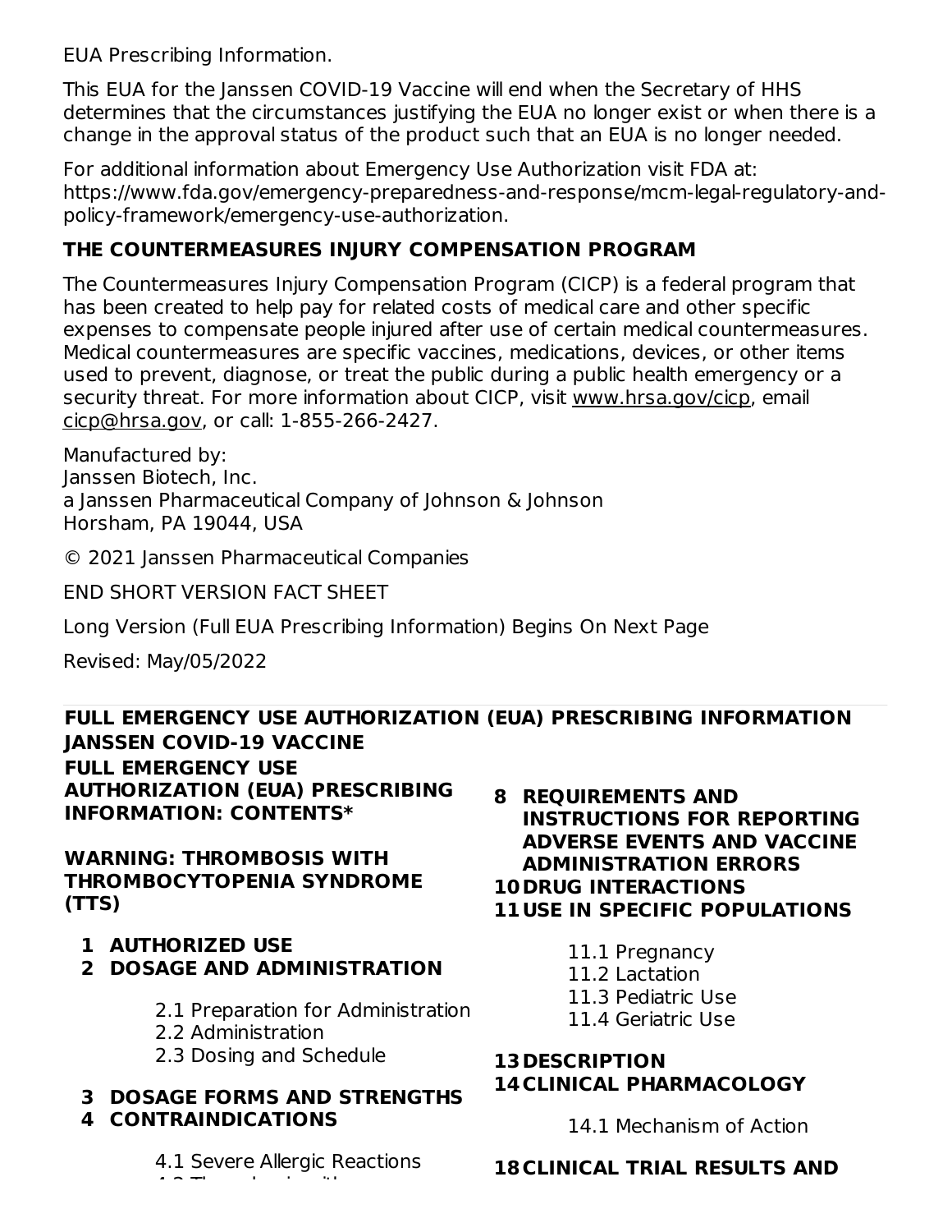EUA Prescribing Information.

This EUA for the Janssen COVID-19 Vaccine will end when the Secretary of HHS determines that the circumstances justifying the EUA no longer exist or when there is a change in the approval status of the product such that an EUA is no longer needed.

For additional information about Emergency Use Authorization visit FDA at: https://www.fda.gov/emergency-preparedness-and-response/mcm-legal-regulatory-and-policy-framework/emergency-use-authorization.

## THE COUNTERMEASURES INJURY COMPENSATION PROGRAM

The Countermeasures Injury Compensation Program (CICP) is a federal program that has been created to help pay for related costs of medical care and other specific expenses to compensate people injured after use of certain medical countermeasures. Medical countermeasures are specific vaccines, medications, devices, or other items used to prevent, diagnose, or treat the public during a public health emergency or a security threat. For more information about CICP, visit www.hrsa.gov/cicp, email cicp@hrsa.gov, or call: 1-855-266-2427.

Manufactured by:
Janssen Biotech, Inc.
a Janssen Pharmaceutical Company of Johnson & Johnson
Horsham, PA 19044, USA

© 2021 Janssen Pharmaceutical Companies

END SHORT VERSION FACT SHEET

Long Version (Full EUA Prescribing Information) Begins On Next Page

Revised: May/05/2022

# FULL EMERGENCY USE AUTHORIZATION (EUA) PRESCRIBING INFORMATION JANSSEN COVID-19 VACCINE

## FULL EMERGENCY USE AUTHORIZATION (EUA) PRESCRIBING INFORMATION: CONTENTS*

**WARNING: THROMBOSIS WITH THROMBOCYTOPENIA SYNDROME (TTS)**

**1 AUTHORIZED USE**

**2 DOSAGE AND ADMINISTRATION**

- 2.1 Preparation for Administration
- 2.2 Administration
- 2.3 Dosing and Schedule

**3 DOSAGE FORMS AND STRENGTHS**

**4 CONTRAINDICATIONS**

- 4.1 Severe Allergic Reactions
- 4.2 Thrombosis with

**8 REQUIREMENTS AND INSTRUCTIONS FOR REPORTING ADVERSE EVENTS AND VACCINE ADMINISTRATION ERRORS**

**10 DRUG INTERACTIONS**

**11 USE IN SPECIFIC POPULATIONS**

- 11.1 Pregnancy
- 11.2 Lactation
- 11.3 Pediatric Use
- 11.4 Geriatric Use

**13 DESCRIPTION**

**14 CLINICAL PHARMACOLOGY**

- 14.1 Mechanism of Action

**18 CLINICAL TRIAL RESULTS AND**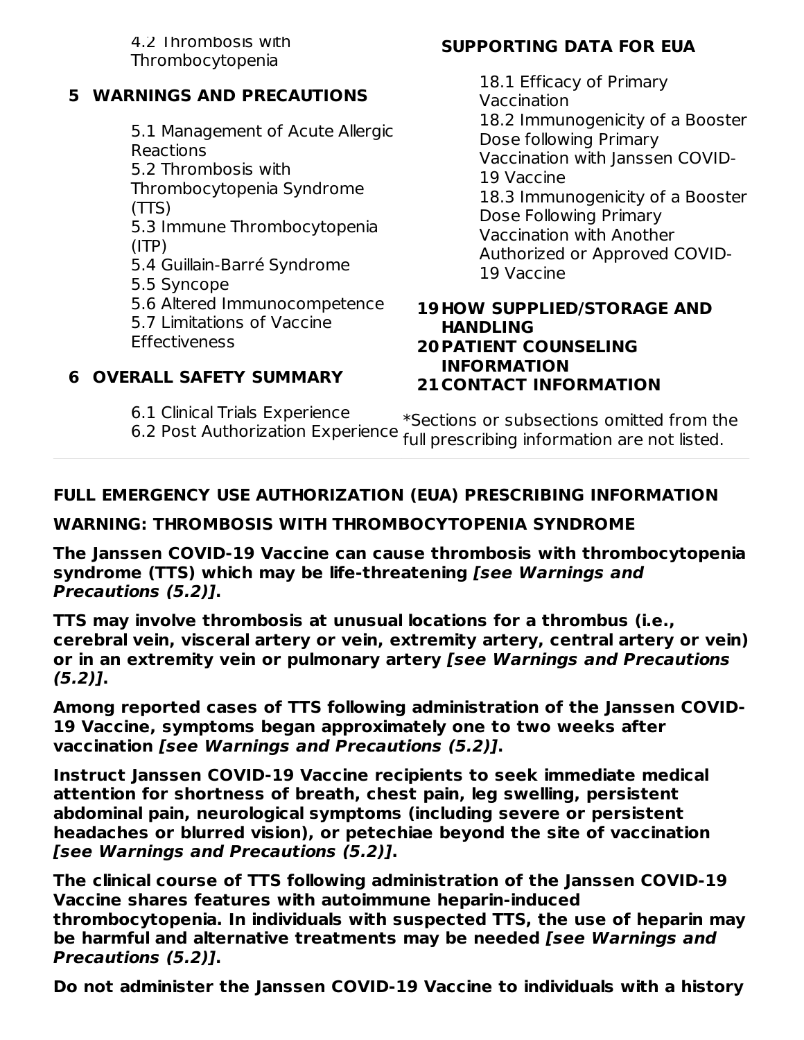4.2 Thrombosis with Thrombocytopenia

**5 WARNINGS AND PRECAUTIONS**

5.1 Management of Acute Allergic Reactions
5.2 Thrombosis with Thrombocytopenia Syndrome (TTS)
5.3 Immune Thrombocytopenia (ITP)
5.4 Guillain-Barré Syndrome
5.5 Syncope
5.6 Altered Immunocompetence
5.7 Limitations of Vaccine Effectiveness

**6 OVERALL SAFETY SUMMARY**

6.1 Clinical Trials Experience
6.2 Post Authorization Experience

**SUPPORTING DATA FOR EUA**

18.1 Efficacy of Primary Vaccination
18.2 Immunogenicity of a Booster Dose following Primary Vaccination with Janssen COVID-19 Vaccine
18.3 Immunogenicity of a Booster Dose Following Primary Vaccination with Another Authorized or Approved COVID-19 Vaccine

**19 HOW SUPPLIED/STORAGE AND HANDLING**
**20 PATIENT COUNSELING INFORMATION**
**21 CONTACT INFORMATION**

*Sections or subsections omitted from the full prescribing information are not listed.

---

## FULL EMERGENCY USE AUTHORIZATION (EUA) PRESCRIBING INFORMATION

**WARNING: THROMBOSIS WITH THROMBOCYTOPENIA SYNDROME**

**The Janssen COVID-19 Vaccine can cause thrombosis with thrombocytopenia syndrome (TTS) which may be life-threatening *[see Warnings and Precautions (5.2)]*.**

**TTS may involve thrombosis at unusual locations for a thrombus (i.e., cerebral vein, visceral artery or vein, extremity artery, central artery or vein) or in an extremity vein or pulmonary artery *[see Warnings and Precautions (5.2)]*.**

**Among reported cases of TTS following administration of the Janssen COVID-19 Vaccine, symptoms began approximately one to two weeks after vaccination *[see Warnings and Precautions (5.2)]*.**

**Instruct Janssen COVID-19 Vaccine recipients to seek immediate medical attention for shortness of breath, chest pain, leg swelling, persistent abdominal pain, neurological symptoms (including severe or persistent headaches or blurred vision), or petechiae beyond the site of vaccination *[see Warnings and Precautions (5.2)]*.**

**The clinical course of TTS following administration of the Janssen COVID-19 Vaccine shares features with autoimmune heparin-induced thrombocytopenia. In individuals with suspected TTS, the use of heparin may be harmful and alternative treatments may be needed *[see Warnings and Precautions (5.2)]*.**

**Do not administer the Janssen COVID-19 Vaccine to individuals with a history**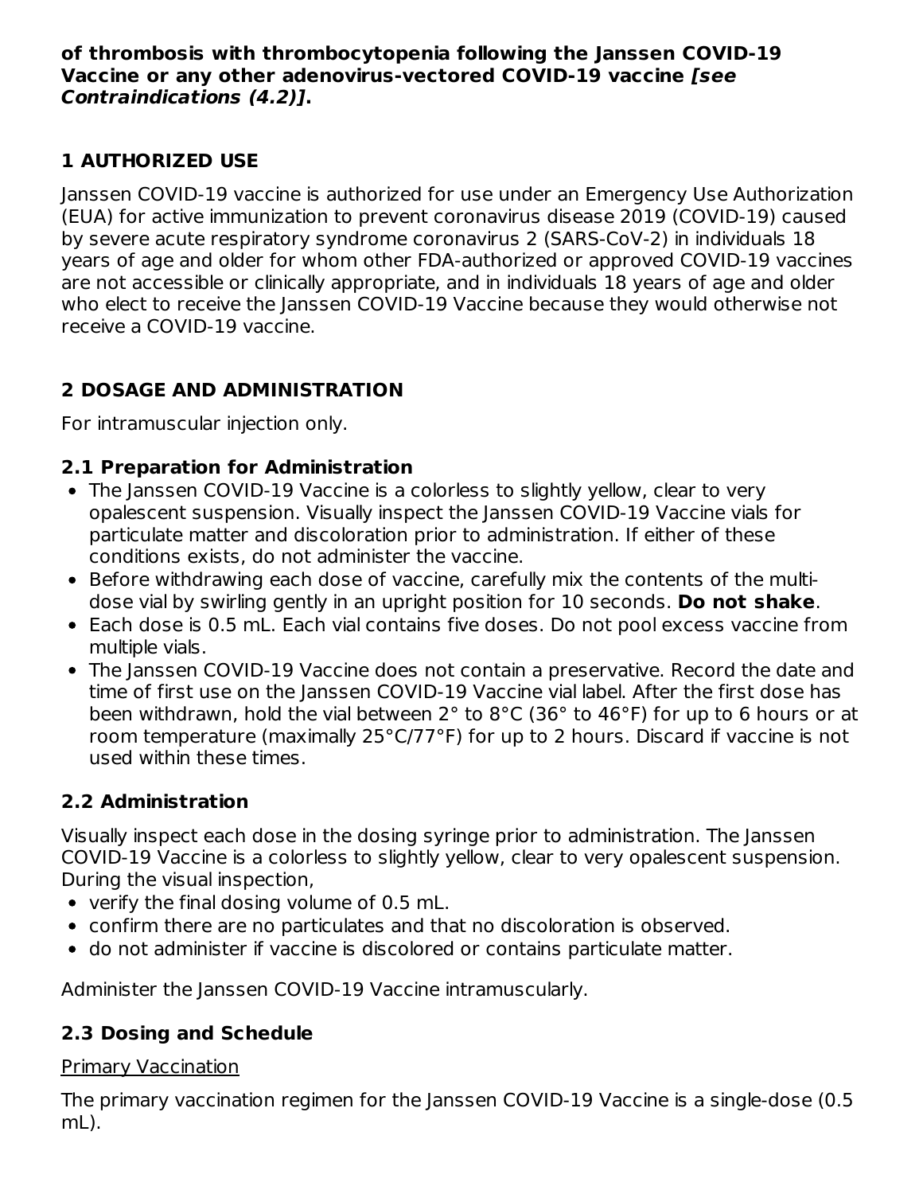**of thrombosis with thrombocytopenia following the Janssen COVID-19 Vaccine or any other adenovirus-vectored COVID-19 vaccine *[see Contraindications (4.2)]*.**

## 1 AUTHORIZED USE

Janssen COVID-19 vaccine is authorized for use under an Emergency Use Authorization (EUA) for active immunization to prevent coronavirus disease 2019 (COVID-19) caused by severe acute respiratory syndrome coronavirus 2 (SARS-CoV-2) in individuals 18 years of age and older for whom other FDA-authorized or approved COVID-19 vaccines are not accessible or clinically appropriate, and in individuals 18 years of age and older who elect to receive the Janssen COVID-19 Vaccine because they would otherwise not receive a COVID-19 vaccine.

## 2 DOSAGE AND ADMINISTRATION

For intramuscular injection only.

### 2.1 Preparation for Administration

- The Janssen COVID-19 Vaccine is a colorless to slightly yellow, clear to very opalescent suspension. Visually inspect the Janssen COVID-19 Vaccine vials for particulate matter and discoloration prior to administration. If either of these conditions exists, do not administer the vaccine.
- Before withdrawing each dose of vaccine, carefully mix the contents of the multi-dose vial by swirling gently in an upright position for 10 seconds. **Do not shake**.
- Each dose is 0.5 mL. Each vial contains five doses. Do not pool excess vaccine from multiple vials.
- The Janssen COVID-19 Vaccine does not contain a preservative. Record the date and time of first use on the Janssen COVID-19 Vaccine vial label. After the first dose has been withdrawn, hold the vial between 2° to 8°C (36° to 46°F) for up to 6 hours or at room temperature (maximally 25°C/77°F) for up to 2 hours. Discard if vaccine is not used within these times.

### 2.2 Administration

Visually inspect each dose in the dosing syringe prior to administration. The Janssen COVID-19 Vaccine is a colorless to slightly yellow, clear to very opalescent suspension. During the visual inspection,

- verify the final dosing volume of 0.5 mL.
- confirm there are no particulates and that no discoloration is observed.
- do not administer if vaccine is discolored or contains particulate matter.

Administer the Janssen COVID-19 Vaccine intramuscularly.

### 2.3 Dosing and Schedule

<u>Primary Vaccination</u>

The primary vaccination regimen for the Janssen COVID-19 Vaccine is a single-dose (0.5 mL).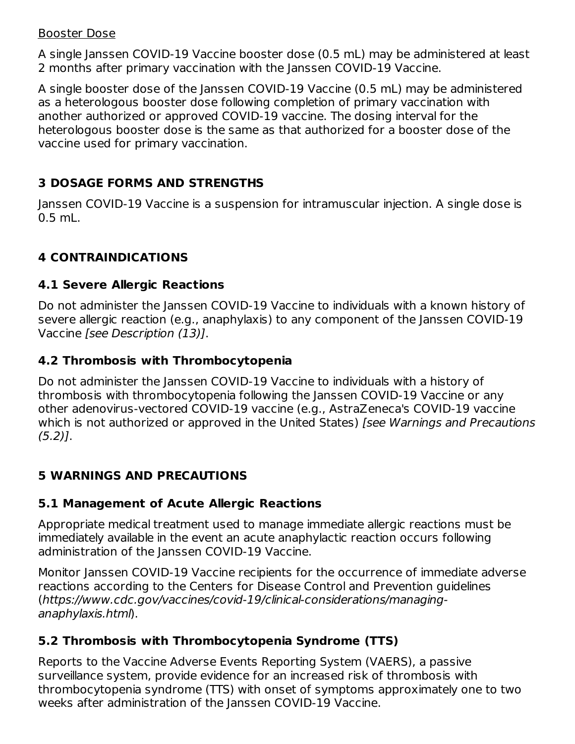Booster Dose

A single Janssen COVID-19 Vaccine booster dose (0.5 mL) may be administered at least 2 months after primary vaccination with the Janssen COVID-19 Vaccine.

A single booster dose of the Janssen COVID-19 Vaccine (0.5 mL) may be administered as a heterologous booster dose following completion of primary vaccination with another authorized or approved COVID-19 vaccine. The dosing interval for the heterologous booster dose is the same as that authorized for a booster dose of the vaccine used for primary vaccination.

## 3 DOSAGE FORMS AND STRENGTHS

Janssen COVID-19 Vaccine is a suspension for intramuscular injection. A single dose is 0.5 mL.

## 4 CONTRAINDICATIONS

### 4.1 Severe Allergic Reactions

Do not administer the Janssen COVID-19 Vaccine to individuals with a known history of severe allergic reaction (e.g., anaphylaxis) to any component of the Janssen COVID-19 Vaccine *[see Description (13)]*.

### 4.2 Thrombosis with Thrombocytopenia

Do not administer the Janssen COVID-19 Vaccine to individuals with a history of thrombosis with thrombocytopenia following the Janssen COVID-19 Vaccine or any other adenovirus-vectored COVID-19 vaccine (e.g., AstraZeneca's COVID-19 vaccine which is not authorized or approved in the United States) *[see Warnings and Precautions (5.2)]*.

## 5 WARNINGS AND PRECAUTIONS

### 5.1 Management of Acute Allergic Reactions

Appropriate medical treatment used to manage immediate allergic reactions must be immediately available in the event an acute anaphylactic reaction occurs following administration of the Janssen COVID-19 Vaccine.

Monitor Janssen COVID-19 Vaccine recipients for the occurrence of immediate adverse reactions according to the Centers for Disease Control and Prevention guidelines (*https://www.cdc.gov/vaccines/covid-19/clinical-considerations/managing-anaphylaxis.html*).

### 5.2 Thrombosis with Thrombocytopenia Syndrome (TTS)

Reports to the Vaccine Adverse Events Reporting System (VAERS), a passive surveillance system, provide evidence for an increased risk of thrombosis with thrombocytopenia syndrome (TTS) with onset of symptoms approximately one to two weeks after administration of the Janssen COVID-19 Vaccine.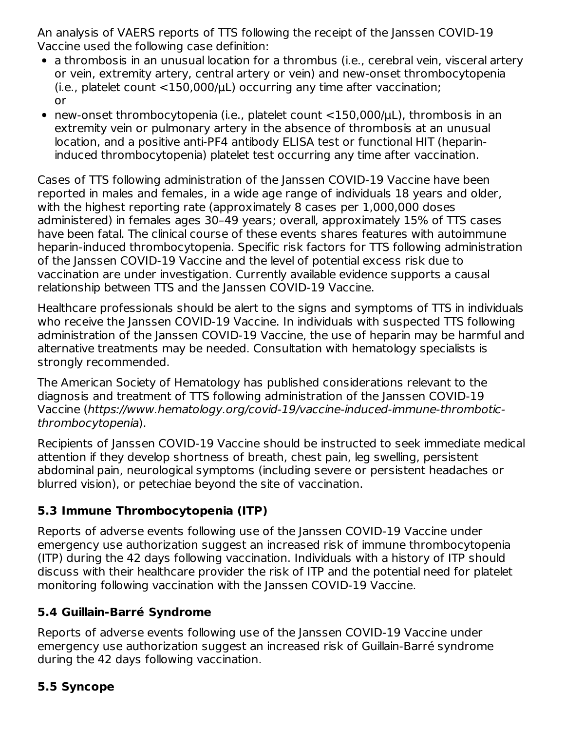An analysis of VAERS reports of TTS following the receipt of the Janssen COVID-19 Vaccine used the following case definition:

- a thrombosis in an unusual location for a thrombus (i.e., cerebral vein, visceral artery or vein, extremity artery, central artery or vein) and new-onset thrombocytopenia (i.e., platelet count <150,000/µL) occurring any time after vaccination; or
- new-onset thrombocytopenia (i.e., platelet count <150,000/µL), thrombosis in an extremity vein or pulmonary artery in the absence of thrombosis at an unusual location, and a positive anti-PF4 antibody ELISA test or functional HIT (heparin-induced thrombocytopenia) platelet test occurring any time after vaccination.

Cases of TTS following administration of the Janssen COVID-19 Vaccine have been reported in males and females, in a wide age range of individuals 18 years and older, with the highest reporting rate (approximately 8 cases per 1,000,000 doses administered) in females ages 30–49 years; overall, approximately 15% of TTS cases have been fatal. The clinical course of these events shares features with autoimmune heparin-induced thrombocytopenia. Specific risk factors for TTS following administration of the Janssen COVID-19 Vaccine and the level of potential excess risk due to vaccination are under investigation. Currently available evidence supports a causal relationship between TTS and the Janssen COVID-19 Vaccine.

Healthcare professionals should be alert to the signs and symptoms of TTS in individuals who receive the Janssen COVID-19 Vaccine. In individuals with suspected TTS following administration of the Janssen COVID-19 Vaccine, the use of heparin may be harmful and alternative treatments may be needed. Consultation with hematology specialists is strongly recommended.

The American Society of Hematology has published considerations relevant to the diagnosis and treatment of TTS following administration of the Janssen COVID-19 Vaccine (*https://www.hematology.org/covid-19/vaccine-induced-immune-thrombotic-thrombocytopenia*).

Recipients of Janssen COVID-19 Vaccine should be instructed to seek immediate medical attention if they develop shortness of breath, chest pain, leg swelling, persistent abdominal pain, neurological symptoms (including severe or persistent headaches or blurred vision), or petechiae beyond the site of vaccination.

### 5.3 Immune Thrombocytopenia (ITP)

Reports of adverse events following use of the Janssen COVID-19 Vaccine under emergency use authorization suggest an increased risk of immune thrombocytopenia (ITP) during the 42 days following vaccination. Individuals with a history of ITP should discuss with their healthcare provider the risk of ITP and the potential need for platelet monitoring following vaccination with the Janssen COVID-19 Vaccine.

### 5.4 Guillain-Barré Syndrome

Reports of adverse events following use of the Janssen COVID-19 Vaccine under emergency use authorization suggest an increased risk of Guillain-Barré syndrome during the 42 days following vaccination.

### 5.5 Syncope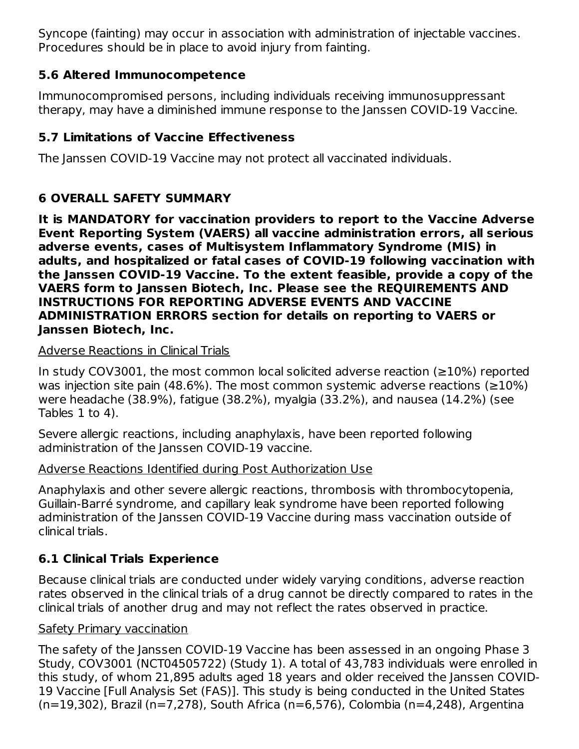Syncope (fainting) may occur in association with administration of injectable vaccines. Procedures should be in place to avoid injury from fainting.

## 5.6 Altered Immunocompetence

Immunocompromised persons, including individuals receiving immunosuppressant therapy, may have a diminished immune response to the Janssen COVID-19 Vaccine.

## 5.7 Limitations of Vaccine Effectiveness

The Janssen COVID-19 Vaccine may not protect all vaccinated individuals.

# 6 OVERALL SAFETY SUMMARY

**It is MANDATORY for vaccination providers to report to the Vaccine Adverse Event Reporting System (VAERS) all vaccine administration errors, all serious adverse events, cases of Multisystem Inflammatory Syndrome (MIS) in adults, and hospitalized or fatal cases of COVID-19 following vaccination with the Janssen COVID-19 Vaccine. To the extent feasible, provide a copy of the VAERS form to Janssen Biotech, Inc. Please see the REQUIREMENTS AND INSTRUCTIONS FOR REPORTING ADVERSE EVENTS AND VACCINE ADMINISTRATION ERRORS section for details on reporting to VAERS or Janssen Biotech, Inc.**

Adverse Reactions in Clinical Trials

In study COV3001, the most common local solicited adverse reaction (≥10%) reported was injection site pain (48.6%). The most common systemic adverse reactions (≥10%) were headache (38.9%), fatigue (38.2%), myalgia (33.2%), and nausea (14.2%) (see Tables 1 to 4).

Severe allergic reactions, including anaphylaxis, have been reported following administration of the Janssen COVID-19 vaccine.

Adverse Reactions Identified during Post Authorization Use

Anaphylaxis and other severe allergic reactions, thrombosis with thrombocytopenia, Guillain-Barré syndrome, and capillary leak syndrome have been reported following administration of the Janssen COVID-19 Vaccine during mass vaccination outside of clinical trials.

## 6.1 Clinical Trials Experience

Because clinical trials are conducted under widely varying conditions, adverse reaction rates observed in the clinical trials of a drug cannot be directly compared to rates in the clinical trials of another drug and may not reflect the rates observed in practice.

Safety Primary vaccination

The safety of the Janssen COVID-19 Vaccine has been assessed in an ongoing Phase 3 Study, COV3001 (NCT04505722) (Study 1). A total of 43,783 individuals were enrolled in this study, of whom 21,895 adults aged 18 years and older received the Janssen COVID-19 Vaccine [Full Analysis Set (FAS)]. This study is being conducted in the United States (n=19,302), Brazil (n=7,278), South Africa (n=6,576), Colombia (n=4,248), Argentina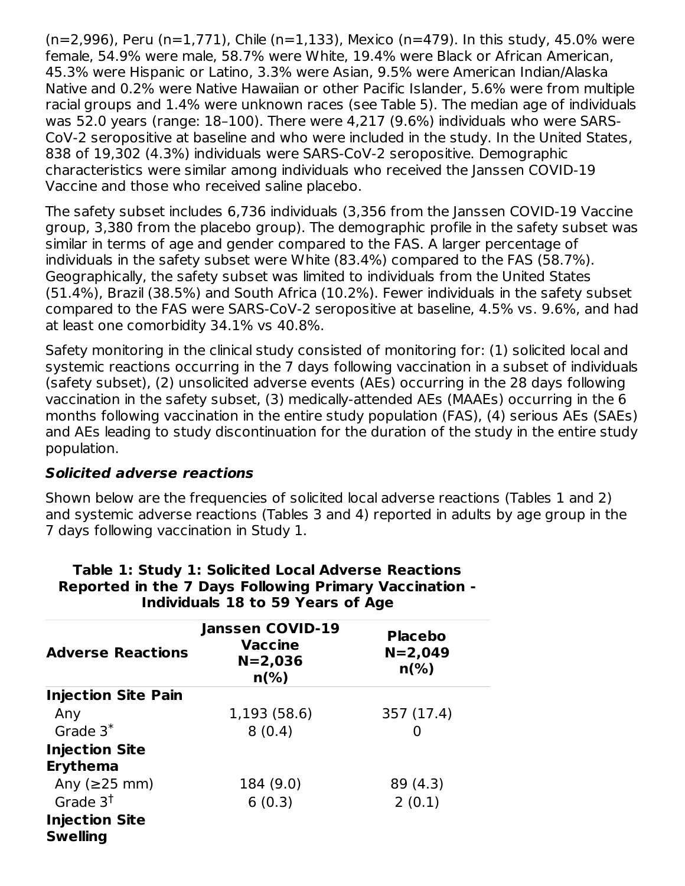(n=2,996), Peru (n=1,771), Chile (n=1,133), Mexico (n=479). In this study, 45.0% were female, 54.9% were male, 58.7% were White, 19.4% were Black or African American, 45.3% were Hispanic or Latino, 3.3% were Asian, 9.5% were American Indian/Alaska Native and 0.2% were Native Hawaiian or other Pacific Islander, 5.6% were from multiple racial groups and 1.4% were unknown races (see Table 5). The median age of individuals was 52.0 years (range: 18–100). There were 4,217 (9.6%) individuals who were SARS-CoV-2 seropositive at baseline and who were included in the study. In the United States, 838 of 19,302 (4.3%) individuals were SARS-CoV-2 seropositive. Demographic characteristics were similar among individuals who received the Janssen COVID-19 Vaccine and those who received saline placebo.

The safety subset includes 6,736 individuals (3,356 from the Janssen COVID-19 Vaccine group, 3,380 from the placebo group). The demographic profile in the safety subset was similar in terms of age and gender compared to the FAS. A larger percentage of individuals in the safety subset were White (83.4%) compared to the FAS (58.7%). Geographically, the safety subset was limited to individuals from the United States (51.4%), Brazil (38.5%) and South Africa (10.2%). Fewer individuals in the safety subset compared to the FAS were SARS-CoV-2 seropositive at baseline, 4.5% vs. 9.6%, and had at least one comorbidity 34.1% vs 40.8%.

Safety monitoring in the clinical study consisted of monitoring for: (1) solicited local and systemic reactions occurring in the 7 days following vaccination in a subset of individuals (safety subset), (2) unsolicited adverse events (AEs) occurring in the 28 days following vaccination in the safety subset, (3) medically-attended AEs (MAAEs) occurring in the 6 months following vaccination in the entire study population (FAS), (4) serious AEs (SAEs) and AEs leading to study discontinuation for the duration of the study in the entire study population.

***Solicited adverse reactions***

Shown below are the frequencies of solicited local adverse reactions (Tables 1 and 2) and systemic adverse reactions (Tables 3 and 4) reported in adults by age group in the 7 days following vaccination in Study 1.

**Table 1: Study 1: Solicited Local Adverse Reactions Reported in the 7 Days Following Primary Vaccination - Individuals 18 to 59 Years of Age**

| Adverse Reactions | Janssen COVID-19 Vaccine N=2,036 n(%) | Placebo N=2,049 n(%) |
|---|---|---|
| **Injection Site Pain** | | |
| Any | 1,193 (58.6) | 357 (17.4) |
| Grade 3* | 8 (0.4) | 0 |
| **Injection Site Erythema** | | |
| Any (≥25 mm) | 184 (9.0) | 89 (4.3) |
| Grade 3† | 6 (0.3) | 2 (0.1) |
| **Injection Site Swelling** | | |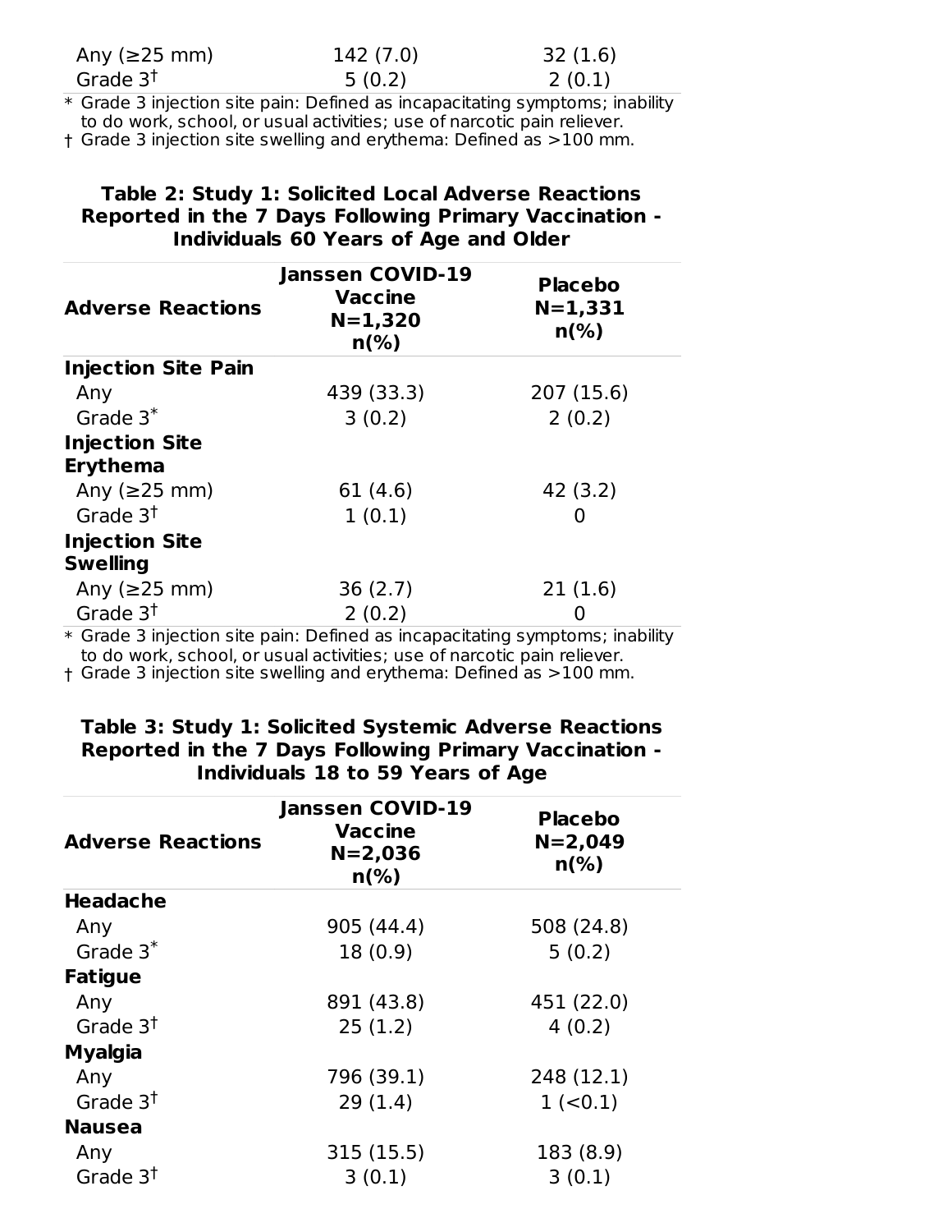| | | |
|---|---|---|
| Any (≥25 mm) | 142 (7.0) | 32 (1.6) |
| Grade 3† | 5 (0.2) | 2 (0.1) |

\* Grade 3 injection site pain: Defined as incapacitating symptoms; inability to do work, school, or usual activities; use of narcotic pain reliever.
† Grade 3 injection site swelling and erythema: Defined as >100 mm.

**Table 2: Study 1: Solicited Local Adverse Reactions Reported in the 7 Days Following Primary Vaccination - Individuals 60 Years of Age and Older**

| Adverse Reactions | Janssen COVID-19 Vaccine N=1,320 n(%) | Placebo N=1,331 n(%) |
|---|---|---|
| **Injection Site Pain** | | |
| Any | 439 (33.3) | 207 (15.6) |
| Grade 3* | 3 (0.2) | 2 (0.2) |
| **Injection Site Erythema** | | |
| Any (≥25 mm) | 61 (4.6) | 42 (3.2) |
| Grade 3† | 1 (0.1) | 0 |
| **Injection Site Swelling** | | |
| Any (≥25 mm) | 36 (2.7) | 21 (1.6) |
| Grade 3† | 2 (0.2) | 0 |

\* Grade 3 injection site pain: Defined as incapacitating symptoms; inability to do work, school, or usual activities; use of narcotic pain reliever.
† Grade 3 injection site swelling and erythema: Defined as >100 mm.

**Table 3: Study 1: Solicited Systemic Adverse Reactions Reported in the 7 Days Following Primary Vaccination - Individuals 18 to 59 Years of Age**

| Adverse Reactions | Janssen COVID-19 Vaccine N=2,036 n(%) | Placebo N=2,049 n(%) |
|---|---|---|
| **Headache** | | |
| Any | 905 (44.4) | 508 (24.8) |
| Grade 3* | 18 (0.9) | 5 (0.2) |
| **Fatigue** | | |
| Any | 891 (43.8) | 451 (22.0) |
| Grade 3† | 25 (1.2) | 4 (0.2) |
| **Myalgia** | | |
| Any | 796 (39.1) | 248 (12.1) |
| Grade 3† | 29 (1.4) | 1 (<0.1) |
| **Nausea** | | |
| Any | 315 (15.5) | 183 (8.9) |
| Grade 3† | 3 (0.1) | 3 (0.1) |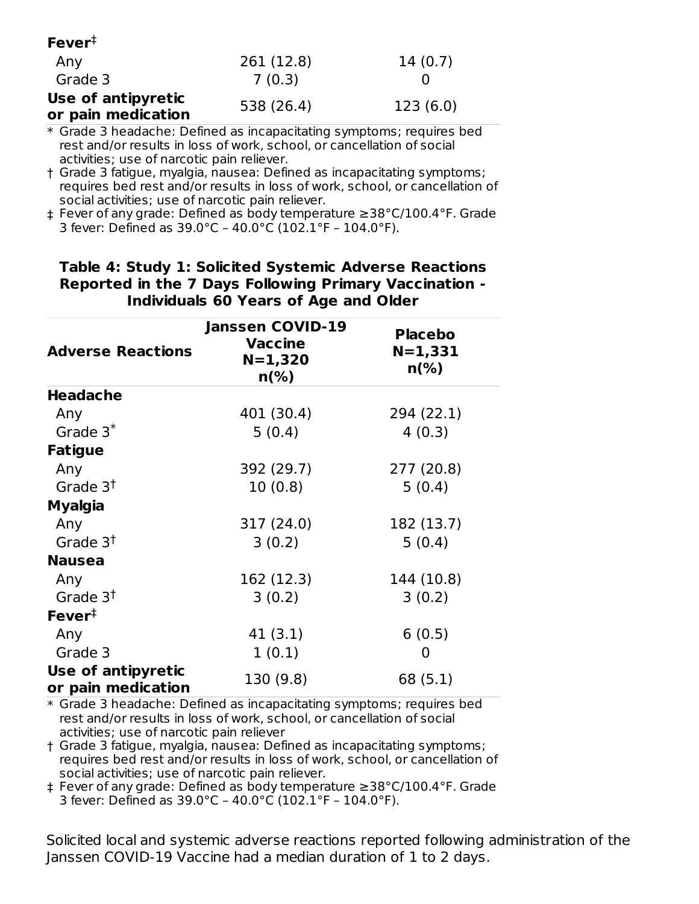| | | |
|---|---|---|
| **Fever**‡ | | |
| Any | 261 (12.8) | 14 (0.7) |
| Grade 3 | 7 (0.3) | 0 |
| **Use of antipyretic or pain medication** | 538 (26.4) | 123 (6.0) |

\* Grade 3 headache: Defined as incapacitating symptoms; requires bed rest and/or results in loss of work, school, or cancellation of social activities; use of narcotic pain reliever.

† Grade 3 fatigue, myalgia, nausea: Defined as incapacitating symptoms; requires bed rest and/or results in loss of work, school, or cancellation of social activities; use of narcotic pain reliever.

‡ Fever of any grade: Defined as body temperature ≥38°C/100.4°F. Grade 3 fever: Defined as 39.0°C – 40.0°C (102.1°F – 104.0°F).

**Table 4: Study 1: Solicited Systemic Adverse Reactions Reported in the 7 Days Following Primary Vaccination - Individuals 60 Years of Age and Older**

| **Adverse Reactions** | **Janssen COVID-19 Vaccine N=1,320 n(%)** | **Placebo N=1,331 n(%)** |
|---|---|---|
| **Headache** | | |
| Any | 401 (30.4) | 294 (22.1) |
| Grade 3* | 5 (0.4) | 4 (0.3) |
| **Fatigue** | | |
| Any | 392 (29.7) | 277 (20.8) |
| Grade 3† | 10 (0.8) | 5 (0.4) |
| **Myalgia** | | |
| Any | 317 (24.0) | 182 (13.7) |
| Grade 3† | 3 (0.2) | 5 (0.4) |
| **Nausea** | | |
| Any | 162 (12.3) | 144 (10.8) |
| Grade 3† | 3 (0.2) | 3 (0.2) |
| **Fever**‡ | | |
| Any | 41 (3.1) | 6 (0.5) |
| Grade 3 | 1 (0.1) | 0 |
| **Use of antipyretic or pain medication** | 130 (9.8) | 68 (5.1) |

\* Grade 3 headache: Defined as incapacitating symptoms; requires bed rest and/or results in loss of work, school, or cancellation of social activities; use of narcotic pain reliever

† Grade 3 fatigue, myalgia, nausea: Defined as incapacitating symptoms; requires bed rest and/or results in loss of work, school, or cancellation of social activities; use of narcotic pain reliever.

‡ Fever of any grade: Defined as body temperature ≥38°C/100.4°F. Grade 3 fever: Defined as 39.0°C – 40.0°C (102.1°F – 104.0°F).

Solicited local and systemic adverse reactions reported following administration of the Janssen COVID-19 Vaccine had a median duration of 1 to 2 days.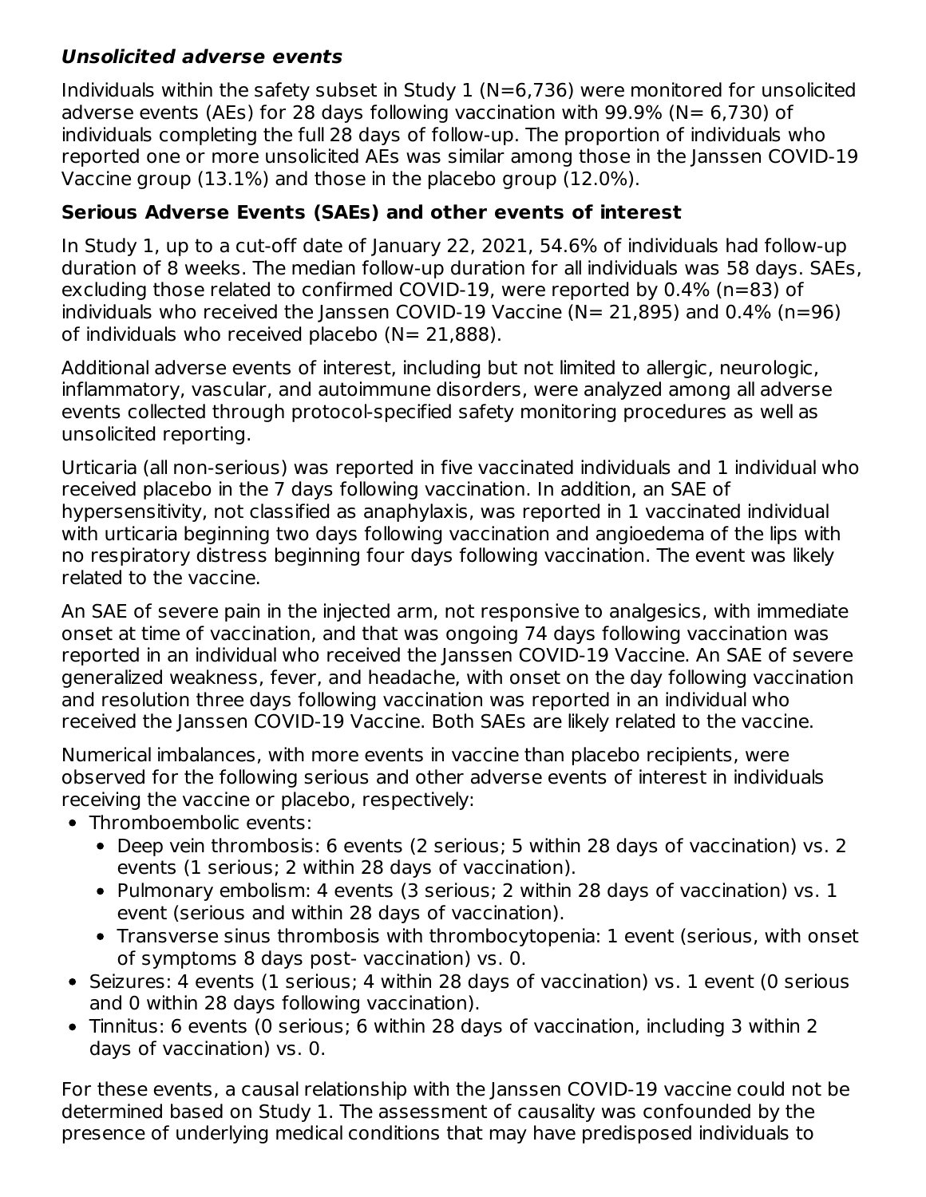***Unsolicited adverse events***

Individuals within the safety subset in Study 1 (N=6,736) were monitored for unsolicited adverse events (AEs) for 28 days following vaccination with 99.9% (N= 6,730) of individuals completing the full 28 days of follow-up. The proportion of individuals who reported one or more unsolicited AEs was similar among those in the Janssen COVID-19 Vaccine group (13.1%) and those in the placebo group (12.0%).

**Serious Adverse Events (SAEs) and other events of interest**

In Study 1, up to a cut-off date of January 22, 2021, 54.6% of individuals had follow-up duration of 8 weeks. The median follow-up duration for all individuals was 58 days. SAEs, excluding those related to confirmed COVID-19, were reported by 0.4% (n=83) of individuals who received the Janssen COVID-19 Vaccine (N= 21,895) and 0.4% (n=96) of individuals who received placebo (N= 21,888).

Additional adverse events of interest, including but not limited to allergic, neurologic, inflammatory, vascular, and autoimmune disorders, were analyzed among all adverse events collected through protocol-specified safety monitoring procedures as well as unsolicited reporting.

Urticaria (all non-serious) was reported in five vaccinated individuals and 1 individual who received placebo in the 7 days following vaccination. In addition, an SAE of hypersensitivity, not classified as anaphylaxis, was reported in 1 vaccinated individual with urticaria beginning two days following vaccination and angioedema of the lips with no respiratory distress beginning four days following vaccination. The event was likely related to the vaccine.

An SAE of severe pain in the injected arm, not responsive to analgesics, with immediate onset at time of vaccination, and that was ongoing 74 days following vaccination was reported in an individual who received the Janssen COVID-19 Vaccine. An SAE of severe generalized weakness, fever, and headache, with onset on the day following vaccination and resolution three days following vaccination was reported in an individual who received the Janssen COVID-19 Vaccine. Both SAEs are likely related to the vaccine.

Numerical imbalances, with more events in vaccine than placebo recipients, were observed for the following serious and other adverse events of interest in individuals receiving the vaccine or placebo, respectively:

- Thromboembolic events:
  - Deep vein thrombosis: 6 events (2 serious; 5 within 28 days of vaccination) vs. 2 events (1 serious; 2 within 28 days of vaccination).
  - Pulmonary embolism: 4 events (3 serious; 2 within 28 days of vaccination) vs. 1 event (serious and within 28 days of vaccination).
  - Transverse sinus thrombosis with thrombocytopenia: 1 event (serious, with onset of symptoms 8 days post- vaccination) vs. 0.
- Seizures: 4 events (1 serious; 4 within 28 days of vaccination) vs. 1 event (0 serious and 0 within 28 days following vaccination).
- Tinnitus: 6 events (0 serious; 6 within 28 days of vaccination, including 3 within 2 days of vaccination) vs. 0.

For these events, a causal relationship with the Janssen COVID-19 vaccine could not be determined based on Study 1. The assessment of causality was confounded by the presence of underlying medical conditions that may have predisposed individuals to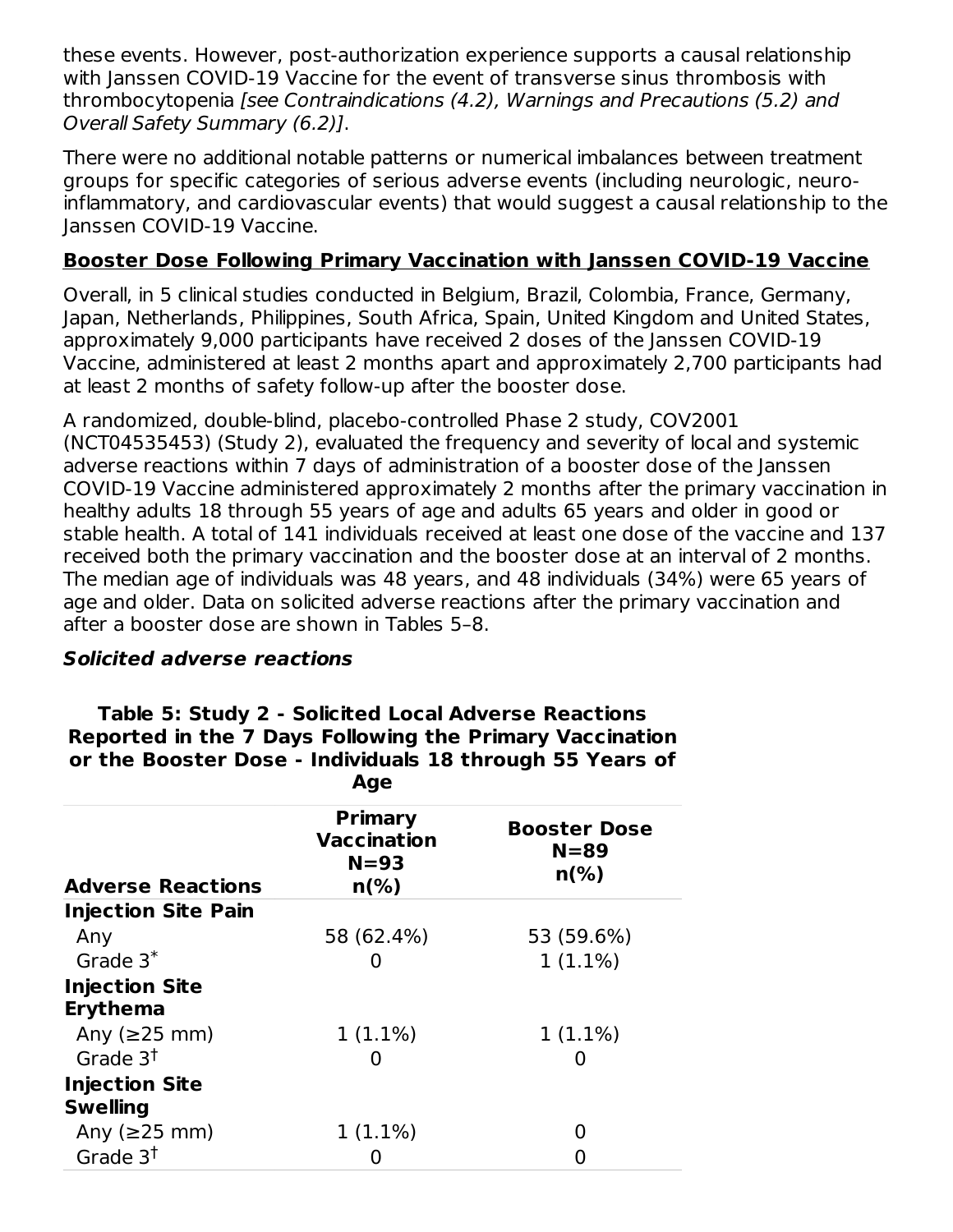these events. However, post-authorization experience supports a causal relationship with Janssen COVID-19 Vaccine for the event of transverse sinus thrombosis with thrombocytopenia *[see Contraindications (4.2), Warnings and Precautions (5.2) and Overall Safety Summary (6.2)]*.

There were no additional notable patterns or numerical imbalances between treatment groups for specific categories of serious adverse events (including neurologic, neuro-inflammatory, and cardiovascular events) that would suggest a causal relationship to the Janssen COVID-19 Vaccine.

**Booster Dose Following Primary Vaccination with Janssen COVID-19 Vaccine**

Overall, in 5 clinical studies conducted in Belgium, Brazil, Colombia, France, Germany, Japan, Netherlands, Philippines, South Africa, Spain, United Kingdom and United States, approximately 9,000 participants have received 2 doses of the Janssen COVID-19 Vaccine, administered at least 2 months apart and approximately 2,700 participants had at least 2 months of safety follow-up after the booster dose.

A randomized, double-blind, placebo-controlled Phase 2 study, COV2001 (NCT04535453) (Study 2), evaluated the frequency and severity of local and systemic adverse reactions within 7 days of administration of a booster dose of the Janssen COVID-19 Vaccine administered approximately 2 months after the primary vaccination in healthy adults 18 through 55 years of age and adults 65 years and older in good or stable health. A total of 141 individuals received at least one dose of the vaccine and 137 received both the primary vaccination and the booster dose at an interval of 2 months. The median age of individuals was 48 years, and 48 individuals (34%) were 65 years of age and older. Data on solicited adverse reactions after the primary vaccination and after a booster dose are shown in Tables 5–8.

***Solicited adverse reactions***

**Table 5: Study 2 - Solicited Local Adverse Reactions Reported in the 7 Days Following the Primary Vaccination or the Booster Dose - Individuals 18 through 55 Years of Age**

| Adverse Reactions | Primary Vaccination N=93 n(%) | Booster Dose N=89 n(%) |
|---|---|---|
| **Injection Site Pain** | | |
| Any | 58 (62.4%) | 53 (59.6%) |
| Grade 3* | 0 | 1 (1.1%) |
| **Injection Site Erythema** | | |
| Any (≥25 mm) | 1 (1.1%) | 1 (1.1%) |
| Grade 3† | 0 | 0 |
| **Injection Site Swelling** | | |
| Any (≥25 mm) | 1 (1.1%) | 0 |
| Grade 3† | 0 | 0 |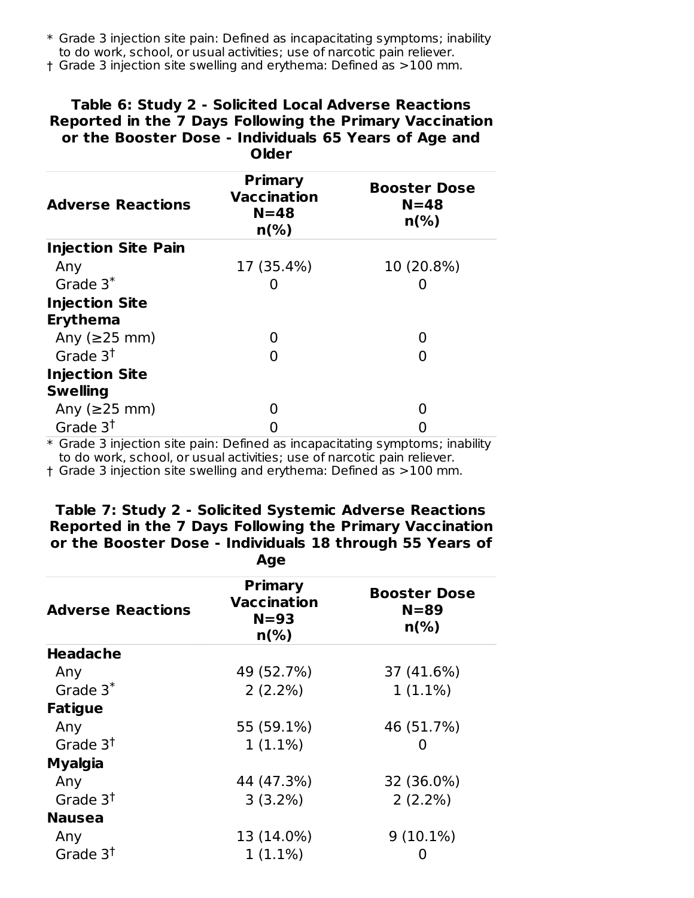\* Grade 3 injection site pain: Defined as incapacitating symptoms; inability to do work, school, or usual activities; use of narcotic pain reliever.
† Grade 3 injection site swelling and erythema: Defined as >100 mm.

**Table 6: Study 2 - Solicited Local Adverse Reactions Reported in the 7 Days Following the Primary Vaccination or the Booster Dose - Individuals 65 Years of Age and Older**

| Adverse Reactions | Primary Vaccination N=48 n(%) | Booster Dose N=48 n(%) |
|---|---|---|
| **Injection Site Pain** | | |
| Any | 17 (35.4%) | 10 (20.8%) |
| Grade 3* | 0 | 0 |
| **Injection Site Erythema** | | |
| Any (≥25 mm) | 0 | 0 |
| Grade 3† | 0 | 0 |
| **Injection Site Swelling** | | |
| Any (≥25 mm) | 0 | 0 |
| Grade 3† | 0 | 0 |

\* Grade 3 injection site pain: Defined as incapacitating symptoms; inability to do work, school, or usual activities; use of narcotic pain reliever.
† Grade 3 injection site swelling and erythema: Defined as >100 mm.

**Table 7: Study 2 - Solicited Systemic Adverse Reactions Reported in the 7 Days Following the Primary Vaccination or the Booster Dose - Individuals 18 through 55 Years of Age**

| Adverse Reactions | Primary Vaccination N=93 n(%) | Booster Dose N=89 n(%) |
|---|---|---|
| **Headache** | | |
| Any | 49 (52.7%) | 37 (41.6%) |
| Grade 3* | 2 (2.2%) | 1 (1.1%) |
| **Fatigue** | | |
| Any | 55 (59.1%) | 46 (51.7%) |
| Grade 3† | 1 (1.1%) | 0 |
| **Myalgia** | | |
| Any | 44 (47.3%) | 32 (36.0%) |
| Grade 3† | 3 (3.2%) | 2 (2.2%) |
| **Nausea** | | |
| Any | 13 (14.0%) | 9 (10.1%) |
| Grade 3† | 1 (1.1%) | 0 |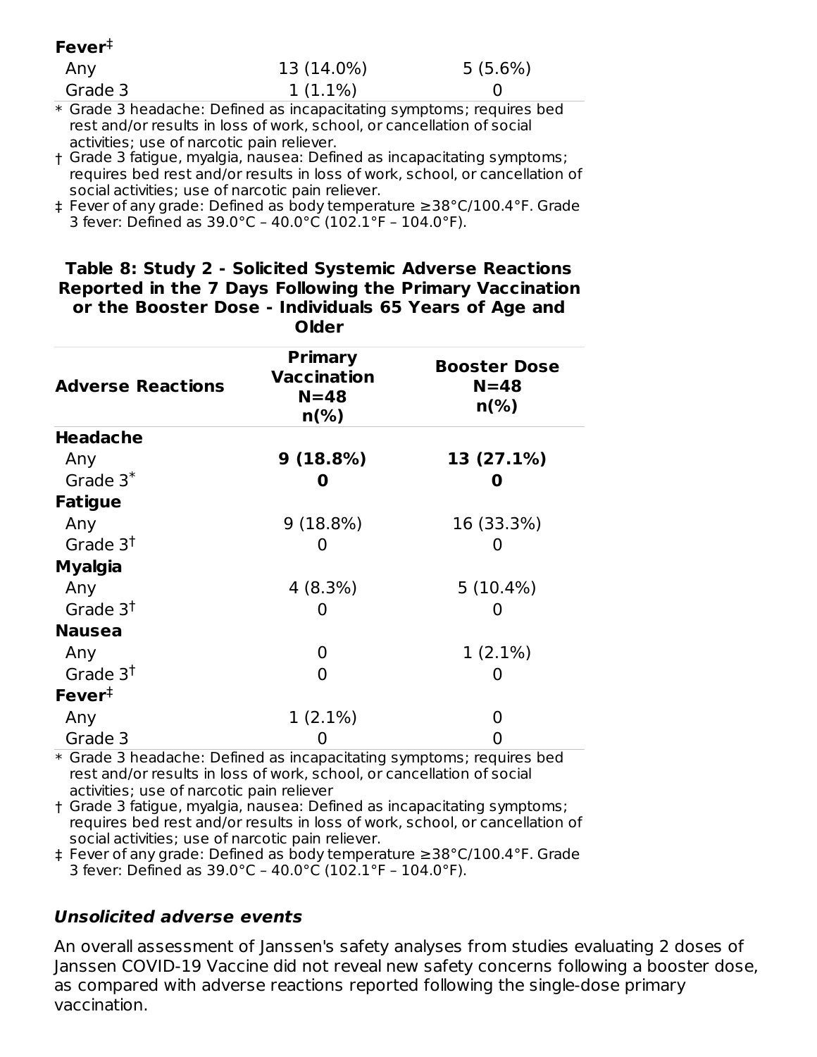| | | |
|---|---|---|
| **Fever**‡ | | |
| Any | 13 (14.0%) | 5 (5.6%) |
| Grade 3 | 1 (1.1%) | 0 |

\* Grade 3 headache: Defined as incapacitating symptoms; requires bed rest and/or results in loss of work, school, or cancellation of social activities; use of narcotic pain reliever.

† Grade 3 fatigue, myalgia, nausea: Defined as incapacitating symptoms; requires bed rest and/or results in loss of work, school, or cancellation of social activities; use of narcotic pain reliever.

‡ Fever of any grade: Defined as body temperature ≥38°C/100.4°F. Grade 3 fever: Defined as 39.0°C – 40.0°C (102.1°F – 104.0°F).

**Table 8: Study 2 - Solicited Systemic Adverse Reactions Reported in the 7 Days Following the Primary Vaccination or the Booster Dose - Individuals 65 Years of Age and Older**

| Adverse Reactions | Primary Vaccination N=48 n(%) | Booster Dose N=48 n(%) |
|---|---|---|
| **Headache** | | |
| Any | **9 (18.8%)** | **13 (27.1%)** |
| Grade 3* | **0** | **0** |
| **Fatigue** | | |
| Any | 9 (18.8%) | 16 (33.3%) |
| Grade 3† | 0 | 0 |
| **Myalgia** | | |
| Any | 4 (8.3%) | 5 (10.4%) |
| Grade 3† | 0 | 0 |
| **Nausea** | | |
| Any | 0 | 1 (2.1%) |
| Grade 3† | 0 | 0 |
| **Fever**‡ | | |
| Any | 1 (2.1%) | 0 |
| Grade 3 | 0 | 0 |

\* Grade 3 headache: Defined as incapacitating symptoms; requires bed rest and/or results in loss of work, school, or cancellation of social activities; use of narcotic pain reliever

† Grade 3 fatigue, myalgia, nausea: Defined as incapacitating symptoms; requires bed rest and/or results in loss of work, school, or cancellation of social activities; use of narcotic pain reliever.

‡ Fever of any grade: Defined as body temperature ≥38°C/100.4°F. Grade 3 fever: Defined as 39.0°C – 40.0°C (102.1°F – 104.0°F).

***Unsolicited adverse events***

An overall assessment of Janssen's safety analyses from studies evaluating 2 doses of Janssen COVID-19 Vaccine did not reveal new safety concerns following a booster dose, as compared with adverse reactions reported following the single-dose primary vaccination.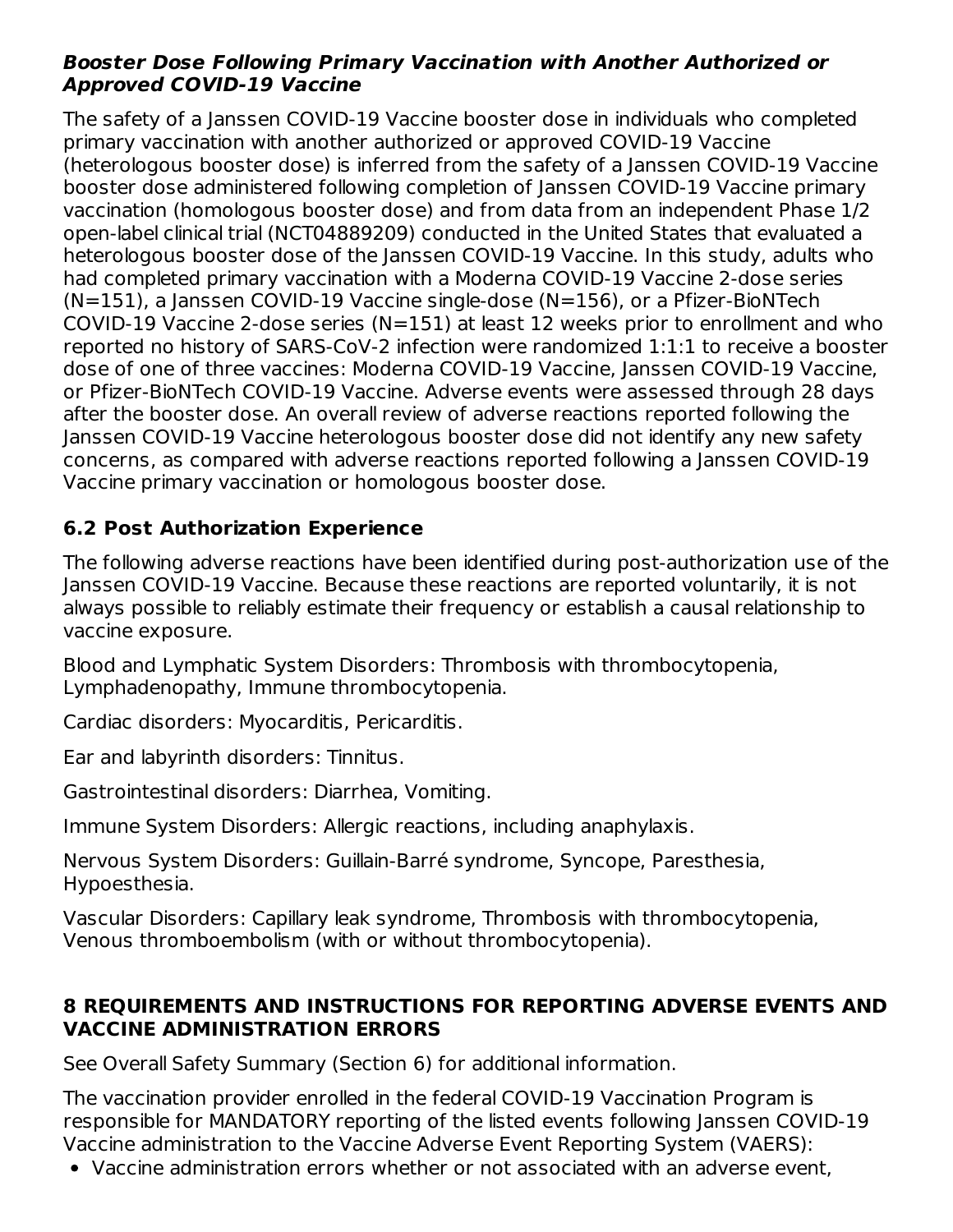#### ***Booster Dose Following Primary Vaccination with Another Authorized or Approved COVID-19 Vaccine***

The safety of a Janssen COVID-19 Vaccine booster dose in individuals who completed primary vaccination with another authorized or approved COVID-19 Vaccine (heterologous booster dose) is inferred from the safety of a Janssen COVID-19 Vaccine booster dose administered following completion of Janssen COVID-19 Vaccine primary vaccination (homologous booster dose) and from data from an independent Phase 1/2 open-label clinical trial (NCT04889209) conducted in the United States that evaluated a heterologous booster dose of the Janssen COVID-19 Vaccine. In this study, adults who had completed primary vaccination with a Moderna COVID-19 Vaccine 2-dose series (N=151), a Janssen COVID-19 Vaccine single-dose (N=156), or a Pfizer-BioNTech COVID-19 Vaccine 2-dose series (N=151) at least 12 weeks prior to enrollment and who reported no history of SARS-CoV-2 infection were randomized 1:1:1 to receive a booster dose of one of three vaccines: Moderna COVID-19 Vaccine, Janssen COVID-19 Vaccine, or Pfizer-BioNTech COVID-19 Vaccine. Adverse events were assessed through 28 days after the booster dose. An overall review of adverse reactions reported following the Janssen COVID-19 Vaccine heterologous booster dose did not identify any new safety concerns, as compared with adverse reactions reported following a Janssen COVID-19 Vaccine primary vaccination or homologous booster dose.

### 6.2 Post Authorization Experience

The following adverse reactions have been identified during post-authorization use of the Janssen COVID-19 Vaccine. Because these reactions are reported voluntarily, it is not always possible to reliably estimate their frequency or establish a causal relationship to vaccine exposure.

Blood and Lymphatic System Disorders: Thrombosis with thrombocytopenia, Lymphadenopathy, Immune thrombocytopenia.

Cardiac disorders: Myocarditis, Pericarditis.

Ear and labyrinth disorders: Tinnitus.

Gastrointestinal disorders: Diarrhea, Vomiting.

Immune System Disorders: Allergic reactions, including anaphylaxis.

Nervous System Disorders: Guillain-Barré syndrome, Syncope, Paresthesia, Hypoesthesia.

Vascular Disorders: Capillary leak syndrome, Thrombosis with thrombocytopenia, Venous thromboembolism (with or without thrombocytopenia).

## 8 REQUIREMENTS AND INSTRUCTIONS FOR REPORTING ADVERSE EVENTS AND VACCINE ADMINISTRATION ERRORS

See Overall Safety Summary (Section 6) for additional information.

The vaccination provider enrolled in the federal COVID-19 Vaccination Program is responsible for MANDATORY reporting of the listed events following Janssen COVID-19 Vaccine administration to the Vaccine Adverse Event Reporting System (VAERS):

- Vaccine administration errors whether or not associated with an adverse event,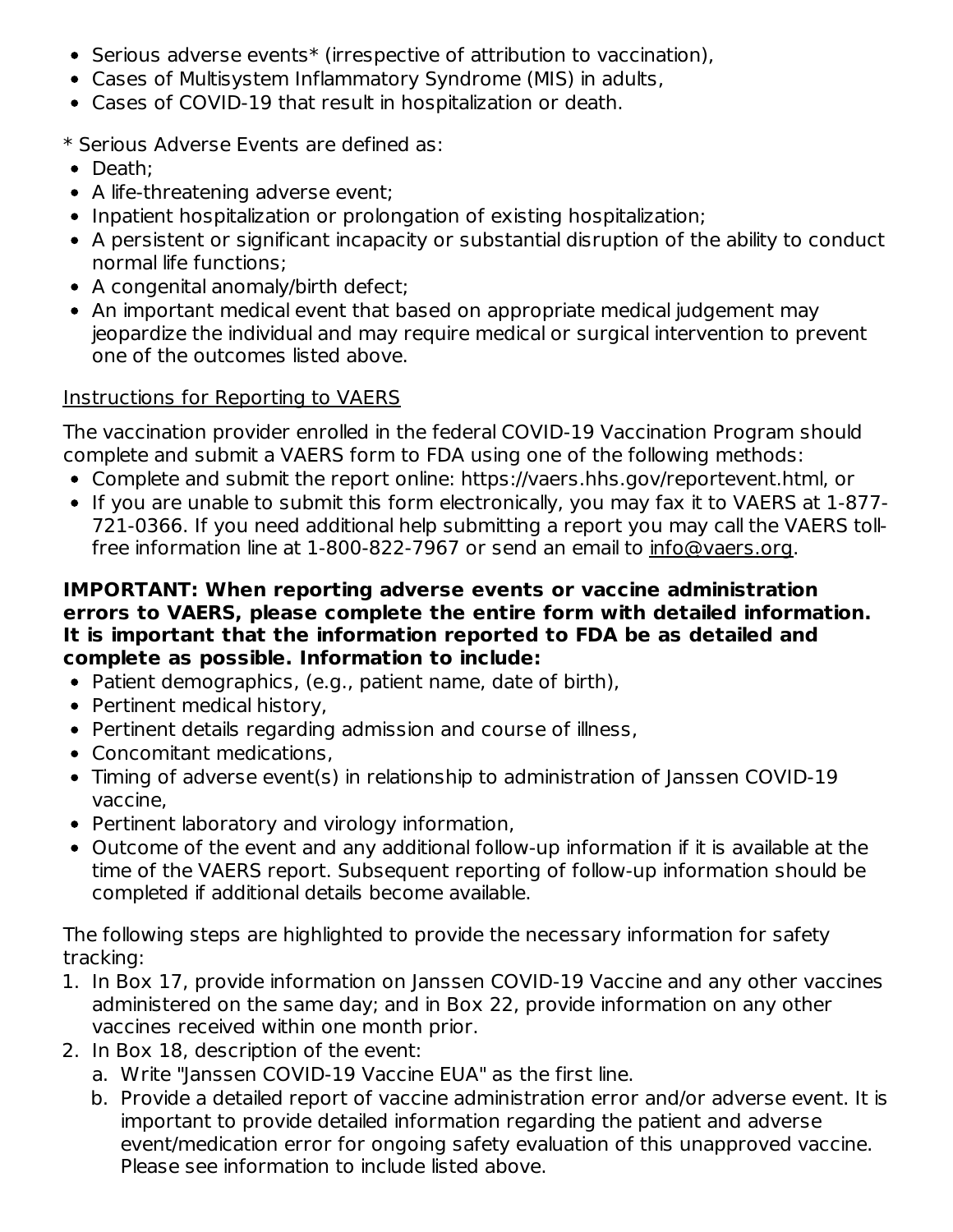- Serious adverse events* (irrespective of attribution to vaccination),
- Cases of Multisystem Inflammatory Syndrome (MIS) in adults,
- Cases of COVID-19 that result in hospitalization or death.

* Serious Adverse Events are defined as:

- Death;
- A life-threatening adverse event;
- Inpatient hospitalization or prolongation of existing hospitalization;
- A persistent or significant incapacity or substantial disruption of the ability to conduct normal life functions;
- A congenital anomaly/birth defect;
- An important medical event that based on appropriate medical judgement may jeopardize the individual and may require medical or surgical intervention to prevent one of the outcomes listed above.

Instructions for Reporting to VAERS

The vaccination provider enrolled in the federal COVID-19 Vaccination Program should complete and submit a VAERS form to FDA using one of the following methods:

- Complete and submit the report online: https://vaers.hhs.gov/reportevent.html, or
- If you are unable to submit this form electronically, you may fax it to VAERS at 1-877-721-0366. If you need additional help submitting a report you may call the VAERS toll-free information line at 1-800-822-7967 or send an email to info@vaers.org.

**IMPORTANT: When reporting adverse events or vaccine administration errors to VAERS, please complete the entire form with detailed information. It is important that the information reported to FDA be as detailed and complete as possible. Information to include:**

- Patient demographics, (e.g., patient name, date of birth),
- Pertinent medical history,
- Pertinent details regarding admission and course of illness,
- Concomitant medications,
- Timing of adverse event(s) in relationship to administration of Janssen COVID-19 vaccine,
- Pertinent laboratory and virology information,
- Outcome of the event and any additional follow-up information if it is available at the time of the VAERS report. Subsequent reporting of follow-up information should be completed if additional details become available.

The following steps are highlighted to provide the necessary information for safety tracking:

1. In Box 17, provide information on Janssen COVID-19 Vaccine and any other vaccines administered on the same day; and in Box 22, provide information on any other vaccines received within one month prior.
2. In Box 18, description of the event:
   a. Write "Janssen COVID-19 Vaccine EUA" as the first line.
   b. Provide a detailed report of vaccine administration error and/or adverse event. It is important to provide detailed information regarding the patient and adverse event/medication error for ongoing safety evaluation of this unapproved vaccine. Please see information to include listed above.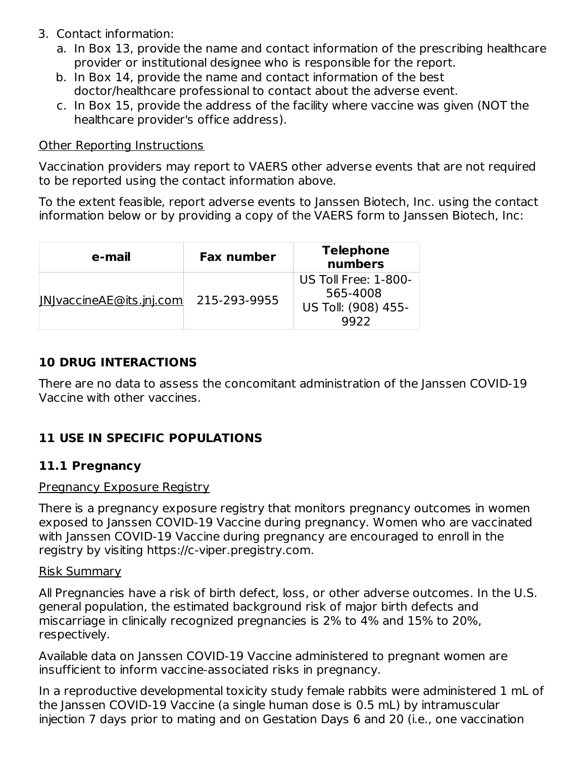3. Contact information:
   a. In Box 13, provide the name and contact information of the prescribing healthcare provider or institutional designee who is responsible for the report.
   b. In Box 14, provide the name and contact information of the best doctor/healthcare professional to contact about the adverse event.
   c. In Box 15, provide the address of the facility where vaccine was given (NOT the healthcare provider's office address).

Other Reporting Instructions

Vaccination providers may report to VAERS other adverse events that are not required to be reported using the contact information above.

To the extent feasible, report adverse events to Janssen Biotech, Inc. using the contact information below or by providing a copy of the VAERS form to Janssen Biotech, Inc:

| e-mail | Fax number | Telephone numbers |
|---|---|---|
| JNJvaccineAE@its.jnj.com | 215-293-9955 | US Toll Free: 1-800-565-4008<br>US Toll: (908) 455-9922 |

## 10 DRUG INTERACTIONS

There are no data to assess the concomitant administration of the Janssen COVID-19 Vaccine with other vaccines.

## 11 USE IN SPECIFIC POPULATIONS

### 11.1 Pregnancy

Pregnancy Exposure Registry

There is a pregnancy exposure registry that monitors pregnancy outcomes in women exposed to Janssen COVID-19 Vaccine during pregnancy. Women who are vaccinated with Janssen COVID-19 Vaccine during pregnancy are encouraged to enroll in the registry by visiting https://c-viper.pregistry.com.

Risk Summary

All Pregnancies have a risk of birth defect, loss, or other adverse outcomes. In the U.S. general population, the estimated background risk of major birth defects and miscarriage in clinically recognized pregnancies is 2% to 4% and 15% to 20%, respectively.

Available data on Janssen COVID-19 Vaccine administered to pregnant women are insufficient to inform vaccine-associated risks in pregnancy.

In a reproductive developmental toxicity study female rabbits were administered 1 mL of the Janssen COVID-19 Vaccine (a single human dose is 0.5 mL) by intramuscular injection 7 days prior to mating and on Gestation Days 6 and 20 (i.e., one vaccination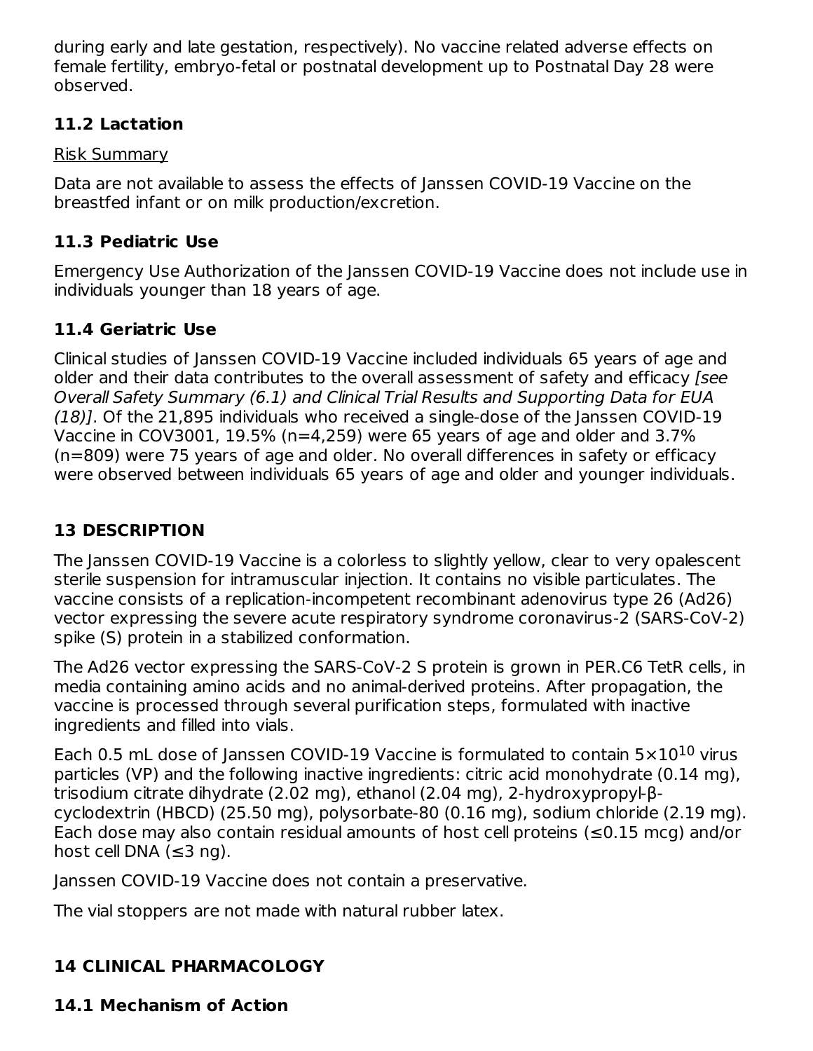during early and late gestation, respectively). No vaccine related adverse effects on female fertility, embryo-fetal or postnatal development up to Postnatal Day 28 were observed.

### 11.2 Lactation

Risk Summary

Data are not available to assess the effects of Janssen COVID-19 Vaccine on the breastfed infant or on milk production/excretion.

### 11.3 Pediatric Use

Emergency Use Authorization of the Janssen COVID-19 Vaccine does not include use in individuals younger than 18 years of age.

### 11.4 Geriatric Use

Clinical studies of Janssen COVID-19 Vaccine included individuals 65 years of age and older and their data contributes to the overall assessment of safety and efficacy *[see Overall Safety Summary (6.1) and Clinical Trial Results and Supporting Data for EUA (18)]*. Of the 21,895 individuals who received a single-dose of the Janssen COVID-19 Vaccine in COV3001, 19.5% (n=4,259) were 65 years of age and older and 3.7% (n=809) were 75 years of age and older. No overall differences in safety or efficacy were observed between individuals 65 years of age and older and younger individuals.

## 13 DESCRIPTION

The Janssen COVID-19 Vaccine is a colorless to slightly yellow, clear to very opalescent sterile suspension for intramuscular injection. It contains no visible particulates. The vaccine consists of a replication-incompetent recombinant adenovirus type 26 (Ad26) vector expressing the severe acute respiratory syndrome coronavirus-2 (SARS-CoV-2) spike (S) protein in a stabilized conformation.

The Ad26 vector expressing the SARS-CoV-2 S protein is grown in PER.C6 TetR cells, in media containing amino acids and no animal-derived proteins. After propagation, the vaccine is processed through several purification steps, formulated with inactive ingredients and filled into vials.

Each 0.5 mL dose of Janssen COVID-19 Vaccine is formulated to contain $5 \times 10^{10}$ virus particles (VP) and the following inactive ingredients: citric acid monohydrate (0.14 mg), trisodium citrate dihydrate (2.02 mg), ethanol (2.04 mg), 2-hydroxypropyl-β-cyclodextrin (HBCD) (25.50 mg), polysorbate-80 (0.16 mg), sodium chloride (2.19 mg). Each dose may also contain residual amounts of host cell proteins (≤0.15 mcg) and/or host cell DNA (≤3 ng).

Janssen COVID-19 Vaccine does not contain a preservative.

The vial stoppers are not made with natural rubber latex.

## 14 CLINICAL PHARMACOLOGY

### 14.1 Mechanism of Action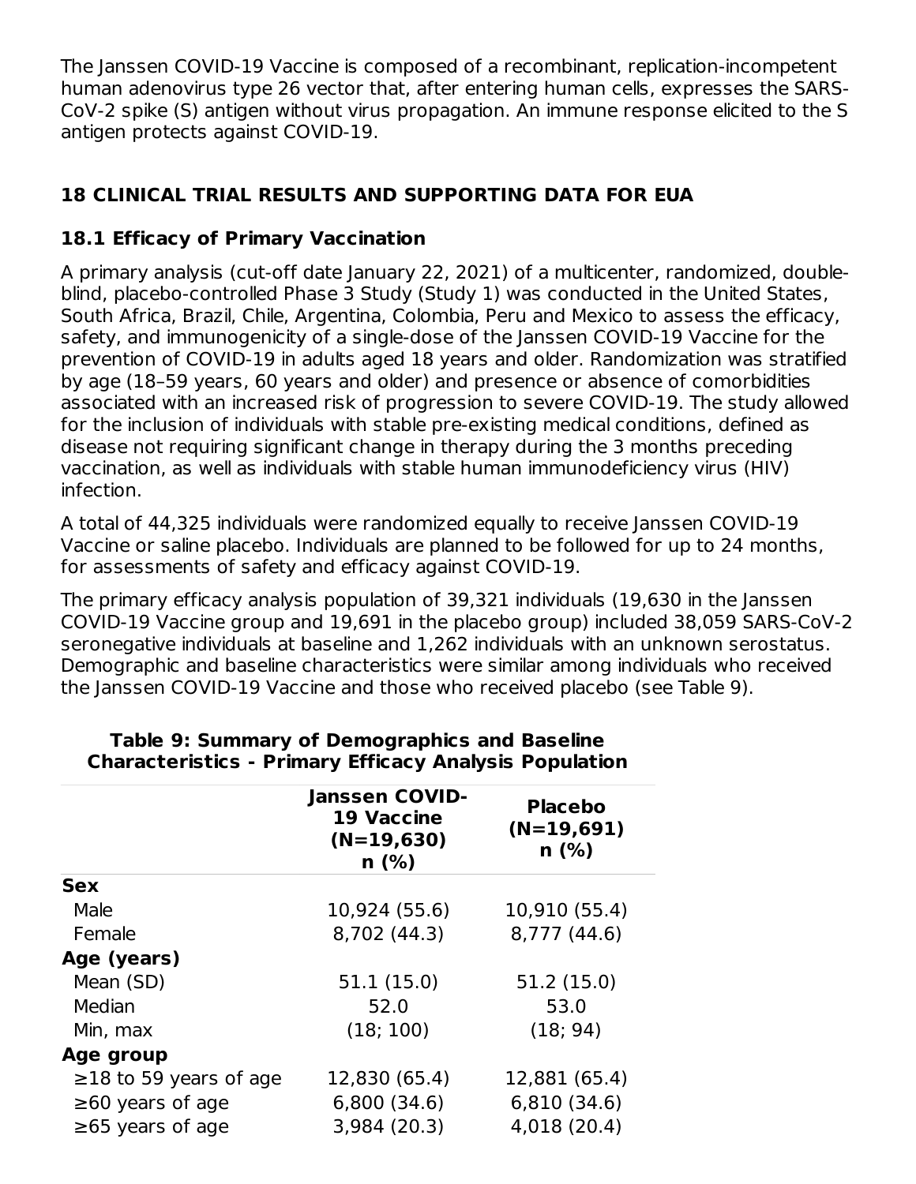The Janssen COVID-19 Vaccine is composed of a recombinant, replication-incompetent human adenovirus type 26 vector that, after entering human cells, expresses the SARS-CoV-2 spike (S) antigen without virus propagation. An immune response elicited to the S antigen protects against COVID-19.

## 18 CLINICAL TRIAL RESULTS AND SUPPORTING DATA FOR EUA

### 18.1 Efficacy of Primary Vaccination

A primary analysis (cut-off date January 22, 2021) of a multicenter, randomized, double-blind, placebo-controlled Phase 3 Study (Study 1) was conducted in the United States, South Africa, Brazil, Chile, Argentina, Colombia, Peru and Mexico to assess the efficacy, safety, and immunogenicity of a single-dose of the Janssen COVID-19 Vaccine for the prevention of COVID-19 in adults aged 18 years and older. Randomization was stratified by age (18–59 years, 60 years and older) and presence or absence of comorbidities associated with an increased risk of progression to severe COVID-19. The study allowed for the inclusion of individuals with stable pre-existing medical conditions, defined as disease not requiring significant change in therapy during the 3 months preceding vaccination, as well as individuals with stable human immunodeficiency virus (HIV) infection.

A total of 44,325 individuals were randomized equally to receive Janssen COVID-19 Vaccine or saline placebo. Individuals are planned to be followed for up to 24 months, for assessments of safety and efficacy against COVID-19.

The primary efficacy analysis population of 39,321 individuals (19,630 in the Janssen COVID-19 Vaccine group and 19,691 in the placebo group) included 38,059 SARS-CoV-2 seronegative individuals at baseline and 1,262 individuals with an unknown serostatus. Demographic and baseline characteristics were similar among individuals who received the Janssen COVID-19 Vaccine and those who received placebo (see Table 9).

**Table 9: Summary of Demographics and Baseline Characteristics - Primary Efficacy Analysis Population**

| | Janssen COVID-19 Vaccine (N=19,630) n (%) | Placebo (N=19,691) n (%) |
|---|---|---|
| **Sex** | | |
| Male | 10,924 (55.6) | 10,910 (55.4) |
| Female | 8,702 (44.3) | 8,777 (44.6) |
| **Age (years)** | | |
| Mean (SD) | 51.1 (15.0) | 51.2 (15.0) |
| Median | 52.0 | 53.0 |
| Min, max | (18; 100) | (18; 94) |
| **Age group** | | |
| ≥18 to 59 years of age | 12,830 (65.4) | 12,881 (65.4) |
| ≥60 years of age | 6,800 (34.6) | 6,810 (34.6) |
| ≥65 years of age | 3,984 (20.3) | 4,018 (20.4) |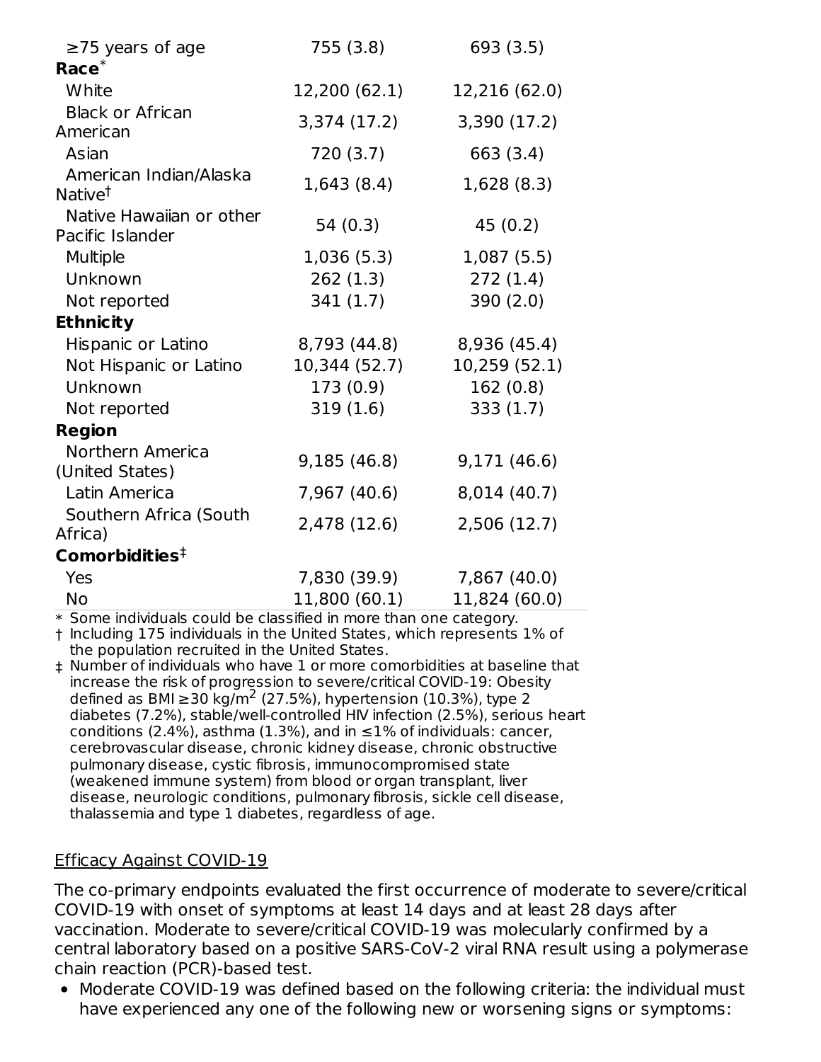| | | |
|---|---|---|
| ≥75 years of age | 755 (3.8) | 693 (3.5) |
| **Race*** | | |
| White | 12,200 (62.1) | 12,216 (62.0) |
| Black or African American | 3,374 (17.2) | 3,390 (17.2) |
| Asian | 720 (3.7) | 663 (3.4) |
| American Indian/Alaska Native† | 1,643 (8.4) | 1,628 (8.3) |
| Native Hawaiian or other Pacific Islander | 54 (0.3) | 45 (0.2) |
| Multiple | 1,036 (5.3) | 1,087 (5.5) |
| Unknown | 262 (1.3) | 272 (1.4) |
| Not reported | 341 (1.7) | 390 (2.0) |
| **Ethnicity** | | |
| Hispanic or Latino | 8,793 (44.8) | 8,936 (45.4) |
| Not Hispanic or Latino | 10,344 (52.7) | 10,259 (52.1) |
| Unknown | 173 (0.9) | 162 (0.8) |
| Not reported | 319 (1.6) | 333 (1.7) |
| **Region** | | |
| Northern America (United States) | 9,185 (46.8) | 9,171 (46.6) |
| Latin America | 7,967 (40.6) | 8,014 (40.7) |
| Southern Africa (South Africa) | 2,478 (12.6) | 2,506 (12.7) |
| **Comorbidities‡** | | |
| Yes | 7,830 (39.9) | 7,867 (40.0) |
| No | 11,800 (60.1) | 11,824 (60.0) |

\* Some individuals could be classified in more than one category.

† Including 175 individuals in the United States, which represents 1% of the population recruited in the United States.

‡ Number of individuals who have 1 or more comorbidities at baseline that increase the risk of progression to severe/critical COVID-19: Obesity defined as BMI ≥30 $kg/m^2$ (27.5%), hypertension (10.3%), type 2 diabetes (7.2%), stable/well-controlled HIV infection (2.5%), serious heart conditions (2.4%), asthma (1.3%), and in ≤1% of individuals: cancer, cerebrovascular disease, chronic kidney disease, chronic obstructive pulmonary disease, cystic fibrosis, immunocompromised state (weakened immune system) from blood or organ transplant, liver disease, neurologic conditions, pulmonary fibrosis, sickle cell disease, thalassemia and type 1 diabetes, regardless of age.

<u>Efficacy Against COVID-19</u>

The co-primary endpoints evaluated the first occurrence of moderate to severe/critical COVID-19 with onset of symptoms at least 14 days and at least 28 days after vaccination. Moderate to severe/critical COVID-19 was molecularly confirmed by a central laboratory based on a positive SARS-CoV-2 viral RNA result using a polymerase chain reaction (PCR)-based test.

- Moderate COVID-19 was defined based on the following criteria: the individual must have experienced any one of the following new or worsening signs or symptoms: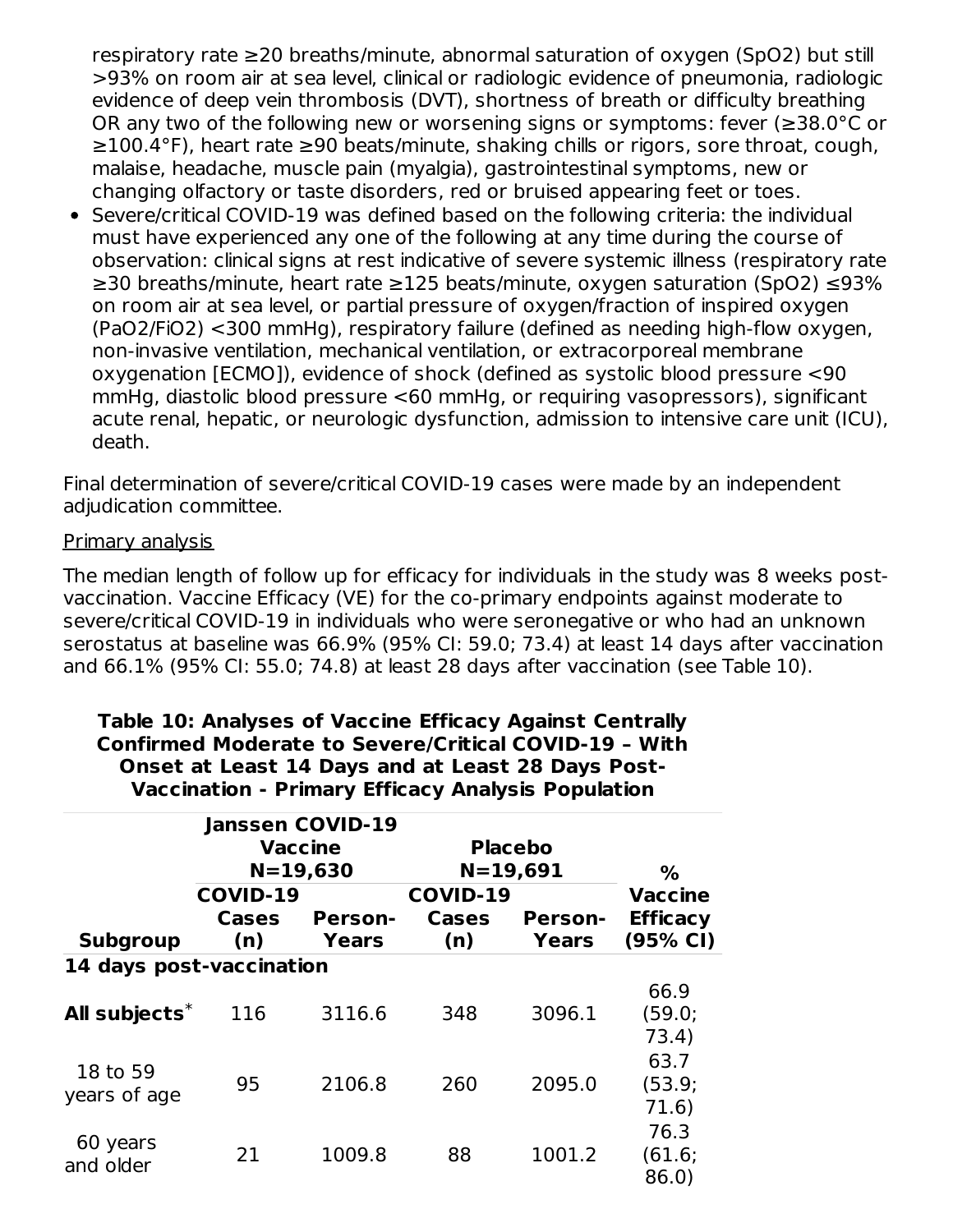respiratory rate ≥20 breaths/minute, abnormal saturation of oxygen (SpO2) but still >93% on room air at sea level, clinical or radiologic evidence of pneumonia, radiologic evidence of deep vein thrombosis (DVT), shortness of breath or difficulty breathing OR any two of the following new or worsening signs or symptoms: fever (≥38.0°C or ≥100.4°F), heart rate ≥90 beats/minute, shaking chills or rigors, sore throat, cough, malaise, headache, muscle pain (myalgia), gastrointestinal symptoms, new or changing olfactory or taste disorders, red or bruised appearing feet or toes.

- Severe/critical COVID-19 was defined based on the following criteria: the individual must have experienced any one of the following at any time during the course of observation: clinical signs at rest indicative of severe systemic illness (respiratory rate ≥30 breaths/minute, heart rate ≥125 beats/minute, oxygen saturation (SpO2) ≤93% on room air at sea level, or partial pressure of oxygen/fraction of inspired oxygen (PaO2/FiO2) <300 mmHg), respiratory failure (defined as needing high-flow oxygen, non-invasive ventilation, mechanical ventilation, or extracorporeal membrane oxygenation [ECMO]), evidence of shock (defined as systolic blood pressure <90 mmHg, diastolic blood pressure <60 mmHg, or requiring vasopressors), significant acute renal, hepatic, or neurologic dysfunction, admission to intensive care unit (ICU), death.

Final determination of severe/critical COVID-19 cases were made by an independent adjudication committee.

Primary analysis

The median length of follow up for efficacy for individuals in the study was 8 weeks post-vaccination. Vaccine Efficacy (VE) for the co-primary endpoints against moderate to severe/critical COVID-19 in individuals who were seronegative or who had an unknown serostatus at baseline was 66.9% (95% CI: 59.0; 73.4) at least 14 days after vaccination and 66.1% (95% CI: 55.0; 74.8) at least 28 days after vaccination (see Table 10).

**Table 10: Analyses of Vaccine Efficacy Against Centrally Confirmed Moderate to Severe/Critical COVID-19 – With Onset at Least 14 Days and at Least 28 Days Post-Vaccination - Primary Efficacy Analysis Population**

| | Janssen COVID-19 Vaccine N=19,630 | | Placebo N=19,691 | | % Vaccine Efficacy (95% CI) |
|---|---|---|---|---|---|
| Subgroup | COVID-19 Cases (n) | Person-Years | COVID-19 Cases (n) | Person-Years | |
| **14 days post-vaccination** | | | | | |
| **All subjects*** | 116 | 3116.6 | 348 | 3096.1 | 66.9 (59.0; 73.4) |
| 18 to 59 years of age | 95 | 2106.8 | 260 | 2095.0 | 63.7 (53.9; 71.6) |
| 60 years and older | 21 | 1009.8 | 88 | 1001.2 | 76.3 (61.6; 86.0) |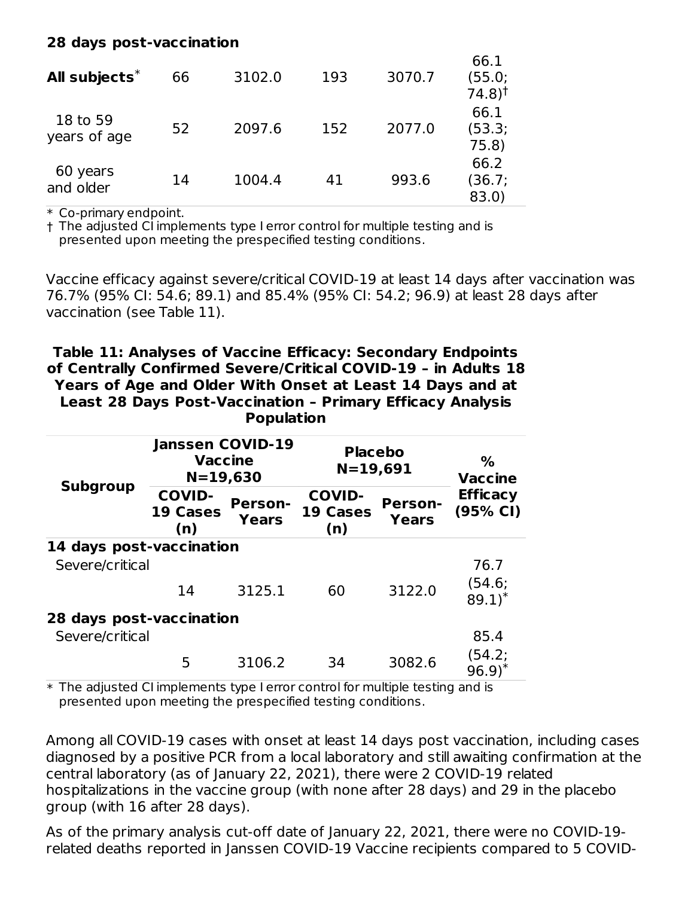| | | | | | |
|---|---|---|---|---|---|
| **28 days post-vaccination** | | | | | |
| **All subjects*** | 66 | 3102.0 | 193 | 3070.7 | 66.1 (55.0; 74.8)† |
| 18 to 59 years of age | 52 | 2097.6 | 152 | 2077.0 | 66.1 (53.3; 75.8) |
| 60 years and older | 14 | 1004.4 | 41 | 993.6 | 66.2 (36.7; 83.0) |

\* Co-primary endpoint.
† The adjusted CI implements type I error control for multiple testing and is presented upon meeting the prespecified testing conditions.

Vaccine efficacy against severe/critical COVID-19 at least 14 days after vaccination was 76.7% (95% CI: 54.6; 89.1) and 85.4% (95% CI: 54.2; 96.9) at least 28 days after vaccination (see Table 11).

**Table 11: Analyses of Vaccine Efficacy: Secondary Endpoints of Centrally Confirmed Severe/Critical COVID-19 – in Adults 18 Years of Age and Older With Onset at Least 14 Days and at Least 28 Days Post-Vaccination – Primary Efficacy Analysis Population**

| Subgroup | Janssen COVID-19 Vaccine N=19,630 | | Placebo N=19,691 | | % Vaccine Efficacy (95% CI) |
|---|---|---|---|---|---|
| | COVID-19 Cases (n) | Person-Years | COVID-19 Cases (n) | Person-Years | |
| **14 days post-vaccination** | | | | | |
| Severe/critical | 14 | 3125.1 | 60 | 3122.0 | 76.7 (54.6; 89.1)* |
| **28 days post-vaccination** | | | | | |
| Severe/critical | 5 | 3106.2 | 34 | 3082.6 | 85.4 (54.2; 96.9)* |

\* The adjusted CI implements type I error control for multiple testing and is presented upon meeting the prespecified testing conditions.

Among all COVID-19 cases with onset at least 14 days post vaccination, including cases diagnosed by a positive PCR from a local laboratory and still awaiting confirmation at the central laboratory (as of January 22, 2021), there were 2 COVID-19 related hospitalizations in the vaccine group (with none after 28 days) and 29 in the placebo group (with 16 after 28 days).

As of the primary analysis cut-off date of January 22, 2021, there were no COVID-19-related deaths reported in Janssen COVID-19 Vaccine recipients compared to 5 COVID-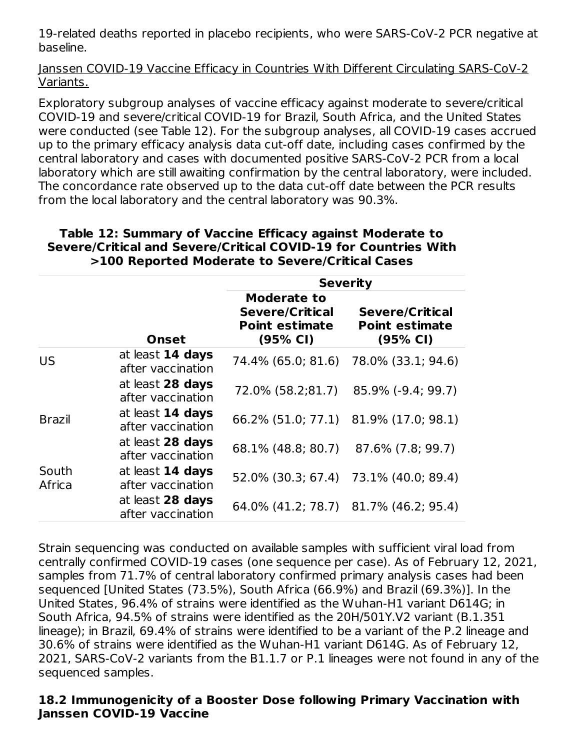19-related deaths reported in placebo recipients, who were SARS-CoV-2 PCR negative at baseline.

Janssen COVID-19 Vaccine Efficacy in Countries With Different Circulating SARS-CoV-2 Variants.

Exploratory subgroup analyses of vaccine efficacy against moderate to severe/critical COVID-19 and severe/critical COVID-19 for Brazil, South Africa, and the United States were conducted (see Table 12). For the subgroup analyses, all COVID-19 cases accrued up to the primary efficacy analysis data cut-off date, including cases confirmed by the central laboratory and cases with documented positive SARS-CoV-2 PCR from a local laboratory which are still awaiting confirmation by the central laboratory, were included. The concordance rate observed up to the data cut-off date between the PCR results from the local laboratory and the central laboratory was 90.3%.

**Table 12: Summary of Vaccine Efficacy against Moderate to Severe/Critical and Severe/Critical COVID-19 for Countries With >100 Reported Moderate to Severe/Critical Cases**

| | | **Severity** | |
|---|---|---|---|
| | **Onset** | **Moderate to Severe/Critical Point estimate (95% CI)** | **Severe/Critical Point estimate (95% CI)** |
| US | at least **14 days** after vaccination | 74.4% (65.0; 81.6) | 78.0% (33.1; 94.6) |
| | at least **28 days** after vaccination | 72.0% (58.2;81.7) | 85.9% (-9.4; 99.7) |
| Brazil | at least **14 days** after vaccination | 66.2% (51.0; 77.1) | 81.9% (17.0; 98.1) |
| | at least **28 days** after vaccination | 68.1% (48.8; 80.7) | 87.6% (7.8; 99.7) |
| South Africa | at least **14 days** after vaccination | 52.0% (30.3; 67.4) | 73.1% (40.0; 89.4) |
| | at least **28 days** after vaccination | 64.0% (41.2; 78.7) | 81.7% (46.2; 95.4) |

Strain sequencing was conducted on available samples with sufficient viral load from centrally confirmed COVID-19 cases (one sequence per case). As of February 12, 2021, samples from 71.7% of central laboratory confirmed primary analysis cases had been sequenced [United States (73.5%), South Africa (66.9%) and Brazil (69.3%)]. In the United States, 96.4% of strains were identified as the Wuhan-H1 variant D614G; in South Africa, 94.5% of strains were identified as the 20H/501Y.V2 variant (B.1.351 lineage); in Brazil, 69.4% of strains were identified to be a variant of the P.2 lineage and 30.6% of strains were identified as the Wuhan-H1 variant D614G. As of February 12, 2021, SARS-CoV-2 variants from the B1.1.7 or P.1 lineages were not found in any of the sequenced samples.

## 18.2 Immunogenicity of a Booster Dose following Primary Vaccination with Janssen COVID-19 Vaccine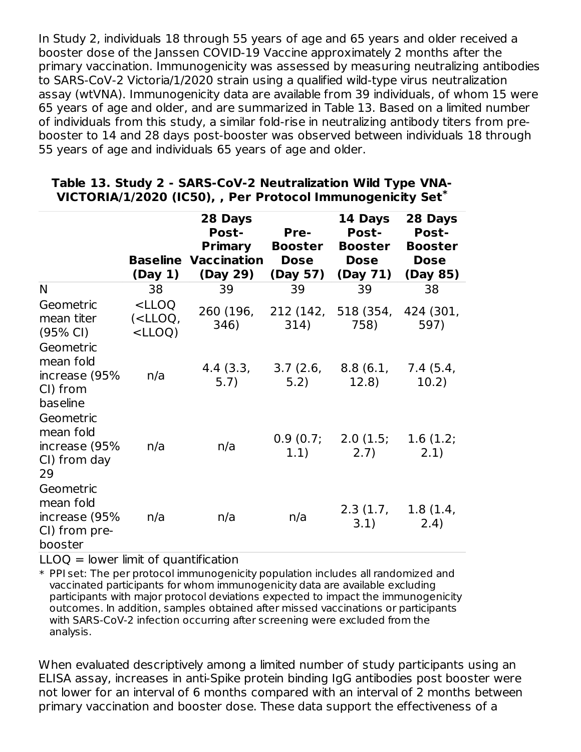In Study 2, individuals 18 through 55 years of age and 65 years and older received a booster dose of the Janssen COVID-19 Vaccine approximately 2 months after the primary vaccination. Immunogenicity was assessed by measuring neutralizing antibodies to SARS-CoV-2 Victoria/1/2020 strain using a qualified wild-type virus neutralization assay (wtVNA). Immunogenicity data are available from 39 individuals, of whom 15 were 65 years of age and older, and are summarized in Table 13. Based on a limited number of individuals from this study, a similar fold-rise in neutralizing antibody titers from pre-booster to 14 and 28 days post-booster was observed between individuals 18 through 55 years of age and individuals 65 years of age and older.

**Table 13. Study 2 - SARS-CoV-2 Neutralization Wild Type VNA-VICTORIA/1/2020 (IC50), , Per Protocol Immunogenicity Set***

| | Baseline (Day 1) | 28 Days Post-Primary Vaccination (Day 29) | Pre-Booster Dose (Day 57) | 14 Days Post-Booster Dose (Day 71) | 28 Days Post-Booster Dose (Day 85) |
|---|---|---|---|---|---|
| N | 38 | 39 | 39 | 39 | 38 |
| Geometric mean titer (95% CI) | <LLOQ (<LLOQ, <LLOQ) | 260 (196, 346) | 212 (142, 314) | 518 (354, 758) | 424 (301, 597) |
| Geometric mean fold increase (95% CI) from baseline | n/a | 4.4 (3.3, 5.7) | 3.7 (2.6, 5.2) | 8.8 (6.1, 12.8) | 7.4 (5.4, 10.2) |
| Geometric mean fold increase (95% CI) from day 29 | n/a | n/a | 0.9 (0.7; 1.1) | 2.0 (1.5; 2.7) | 1.6 (1.2; 2.1) |
| Geometric mean fold increase (95% CI) from pre-booster | n/a | n/a | n/a | 2.3 (1.7, 3.1) | 1.8 (1.4, 2.4) |

LLOQ = lower limit of quantification

\* PPI set: The per protocol immunogenicity population includes all randomized and vaccinated participants for whom immunogenicity data are available excluding participants with major protocol deviations expected to impact the immunogenicity outcomes. In addition, samples obtained after missed vaccinations or participants with SARS-CoV-2 infection occurring after screening were excluded from the analysis.

When evaluated descriptively among a limited number of study participants using an ELISA assay, increases in anti-Spike protein binding IgG antibodies post booster were not lower for an interval of 6 months compared with an interval of 2 months between primary vaccination and booster dose. These data support the effectiveness of a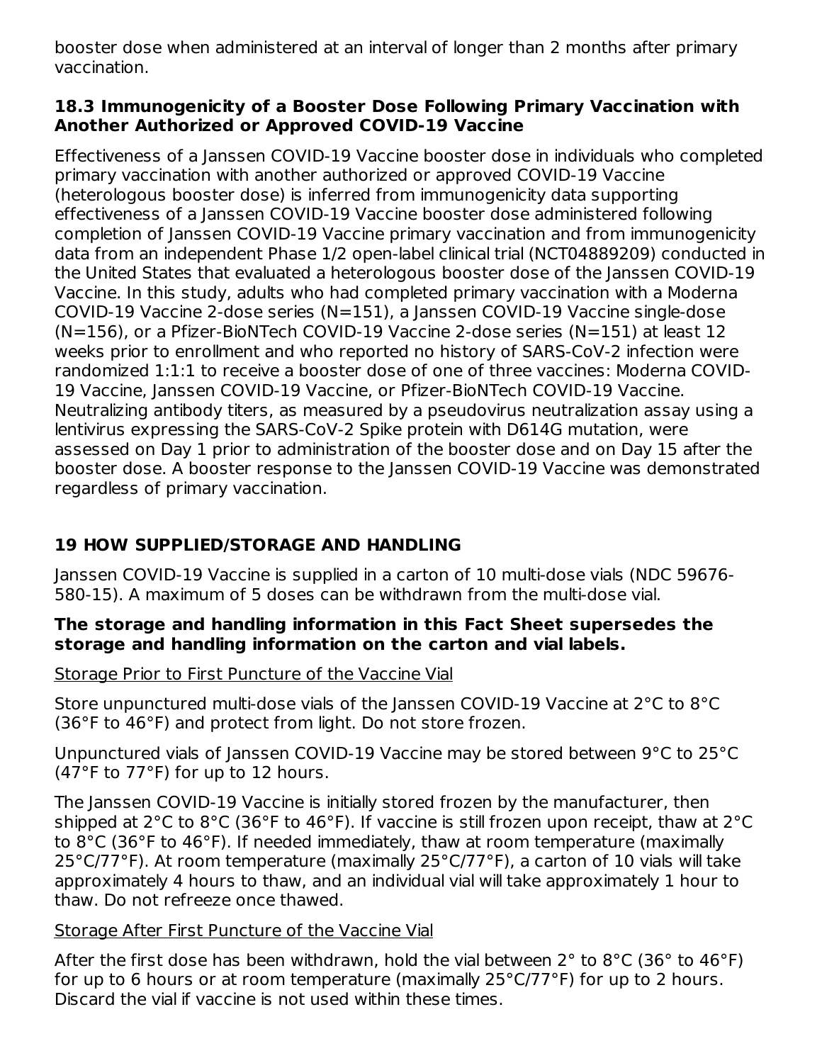booster dose when administered at an interval of longer than 2 months after primary vaccination.

### 18.3 Immunogenicity of a Booster Dose Following Primary Vaccination with Another Authorized or Approved COVID-19 Vaccine

Effectiveness of a Janssen COVID-19 Vaccine booster dose in individuals who completed primary vaccination with another authorized or approved COVID-19 Vaccine (heterologous booster dose) is inferred from immunogenicity data supporting effectiveness of a Janssen COVID-19 Vaccine booster dose administered following completion of Janssen COVID-19 Vaccine primary vaccination and from immunogenicity data from an independent Phase 1/2 open-label clinical trial (NCT04889209) conducted in the United States that evaluated a heterologous booster dose of the Janssen COVID-19 Vaccine. In this study, adults who had completed primary vaccination with a Moderna COVID-19 Vaccine 2-dose series (N=151), a Janssen COVID-19 Vaccine single-dose (N=156), or a Pfizer-BioNTech COVID-19 Vaccine 2-dose series (N=151) at least 12 weeks prior to enrollment and who reported no history of SARS-CoV-2 infection were randomized 1:1:1 to receive a booster dose of one of three vaccines: Moderna COVID-19 Vaccine, Janssen COVID-19 Vaccine, or Pfizer-BioNTech COVID-19 Vaccine. Neutralizing antibody titers, as measured by a pseudovirus neutralization assay using a lentivirus expressing the SARS-CoV-2 Spike protein with D614G mutation, were assessed on Day 1 prior to administration of the booster dose and on Day 15 after the booster dose. A booster response to the Janssen COVID-19 Vaccine was demonstrated regardless of primary vaccination.

## 19 HOW SUPPLIED/STORAGE AND HANDLING

Janssen COVID-19 Vaccine is supplied in a carton of 10 multi-dose vials (NDC 59676-580-15). A maximum of 5 doses can be withdrawn from the multi-dose vial.

**The storage and handling information in this Fact Sheet supersedes the storage and handling information on the carton and vial labels.**

Storage Prior to First Puncture of the Vaccine Vial

Store unpunctured multi-dose vials of the Janssen COVID-19 Vaccine at 2°C to 8°C (36°F to 46°F) and protect from light. Do not store frozen.

Unpunctured vials of Janssen COVID-19 Vaccine may be stored between 9°C to 25°C (47°F to 77°F) for up to 12 hours.

The Janssen COVID-19 Vaccine is initially stored frozen by the manufacturer, then shipped at 2°C to 8°C (36°F to 46°F). If vaccine is still frozen upon receipt, thaw at 2°C to 8°C (36°F to 46°F). If needed immediately, thaw at room temperature (maximally 25°C/77°F). At room temperature (maximally 25°C/77°F), a carton of 10 vials will take approximately 4 hours to thaw, and an individual vial will take approximately 1 hour to thaw. Do not refreeze once thawed.

Storage After First Puncture of the Vaccine Vial

After the first dose has been withdrawn, hold the vial between 2° to 8°C (36° to 46°F) for up to 6 hours or at room temperature (maximally 25°C/77°F) for up to 2 hours. Discard the vial if vaccine is not used within these times.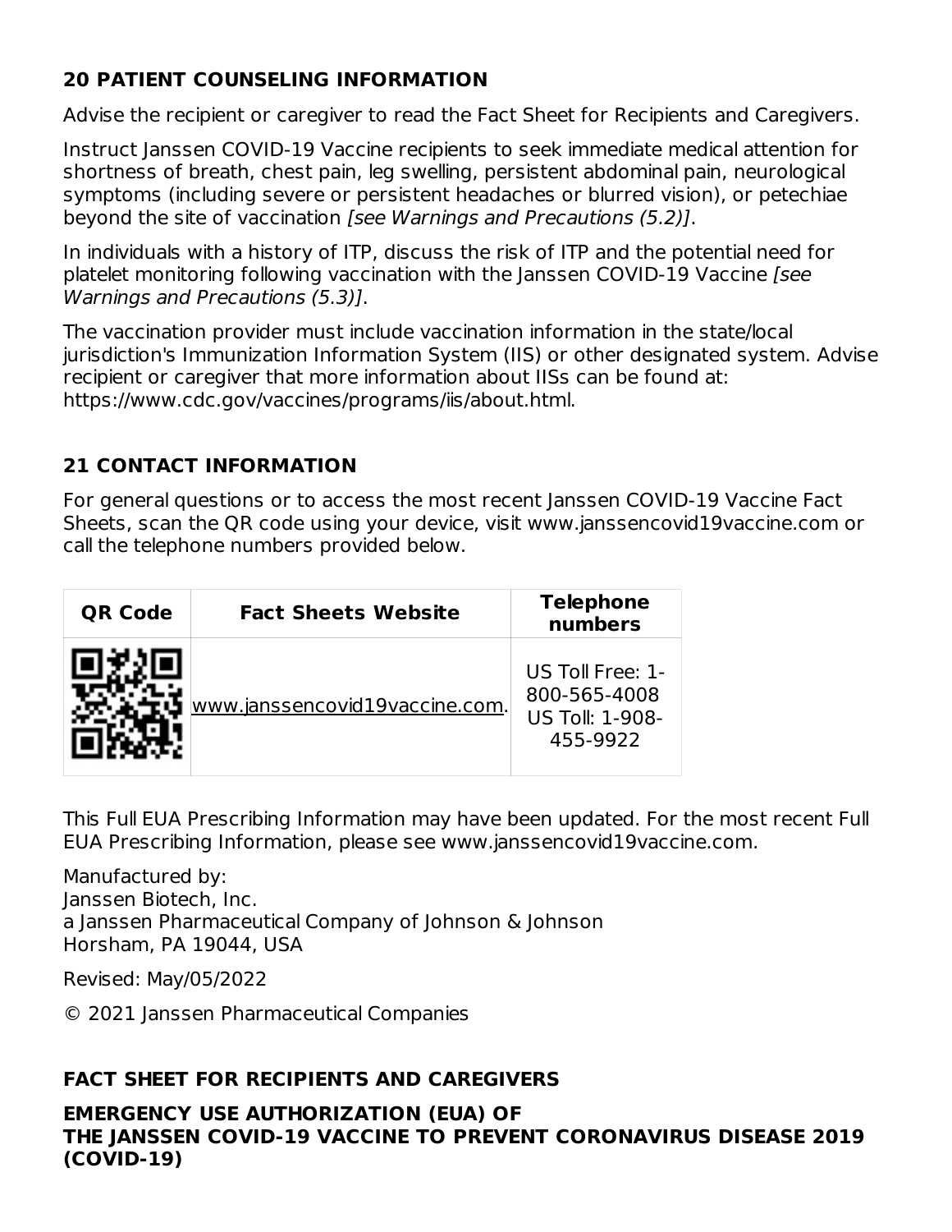## 20 PATIENT COUNSELING INFORMATION

Advise the recipient or caregiver to read the Fact Sheet for Recipients and Caregivers.

Instruct Janssen COVID-19 Vaccine recipients to seek immediate medical attention for shortness of breath, chest pain, leg swelling, persistent abdominal pain, neurological symptoms (including severe or persistent headaches or blurred vision), or petechiae beyond the site of vaccination *[see Warnings and Precautions (5.2)]*.

In individuals with a history of ITP, discuss the risk of ITP and the potential need for platelet monitoring following vaccination with the Janssen COVID-19 Vaccine *[see Warnings and Precautions (5.3)]*.

The vaccination provider must include vaccination information in the state/local jurisdiction's Immunization Information System (IIS) or other designated system. Advise recipient or caregiver that more information about IISs can be found at: https://www.cdc.gov/vaccines/programs/iis/about.html.

## 21 CONTACT INFORMATION

For general questions or to access the most recent Janssen COVID-19 Vaccine Fact Sheets, scan the QR code using your device, visit www.janssencovid19vaccine.com or call the telephone numbers provided below.

| QR Code | Fact Sheets Website | Telephone numbers |
|---|---|---|
| | www.janssencovid19vaccine.com. | US Toll Free: 1-800-565-4008<br>US Toll: 1-908-455-9922 |

This Full EUA Prescribing Information may have been updated. For the most recent Full EUA Prescribing Information, please see www.janssencovid19vaccine.com.

Manufactured by:
Janssen Biotech, Inc.
a Janssen Pharmaceutical Company of Johnson & Johnson
Horsham, PA 19044, USA

Revised: May/05/2022

© 2021 Janssen Pharmaceutical Companies

## FACT SHEET FOR RECIPIENTS AND CAREGIVERS

**EMERGENCY USE AUTHORIZATION (EUA) OF THE JANSSEN COVID-19 VACCINE TO PREVENT CORONAVIRUS DISEASE 2019 (COVID-19)**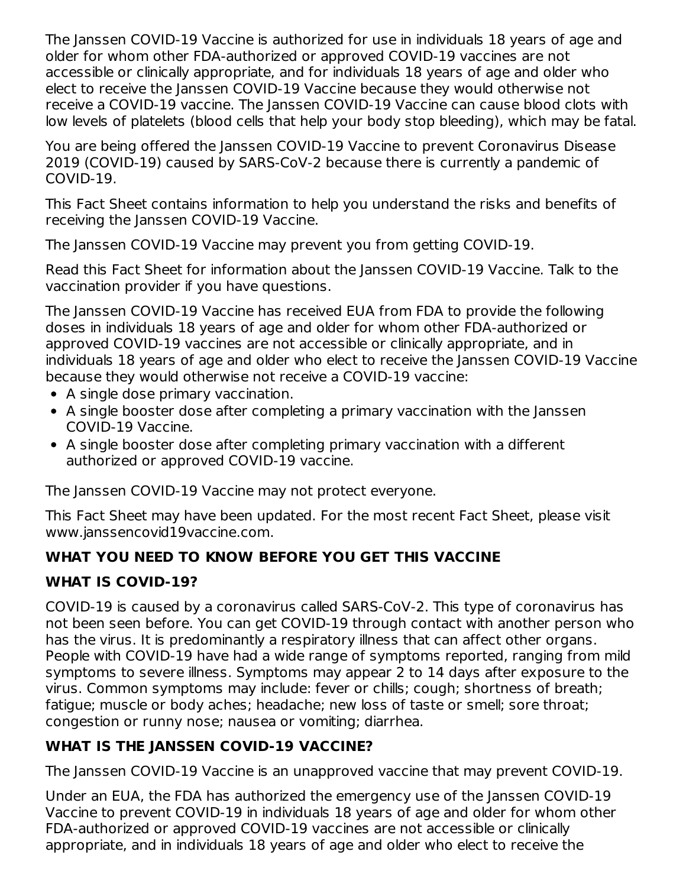The Janssen COVID-19 Vaccine is authorized for use in individuals 18 years of age and older for whom other FDA-authorized or approved COVID-19 vaccines are not accessible or clinically appropriate, and for individuals 18 years of age and older who elect to receive the Janssen COVID-19 Vaccine because they would otherwise not receive a COVID-19 vaccine. The Janssen COVID-19 Vaccine can cause blood clots with low levels of platelets (blood cells that help your body stop bleeding), which may be fatal.

You are being offered the Janssen COVID-19 Vaccine to prevent Coronavirus Disease 2019 (COVID-19) caused by SARS-CoV-2 because there is currently a pandemic of COVID-19.

This Fact Sheet contains information to help you understand the risks and benefits of receiving the Janssen COVID-19 Vaccine.

The Janssen COVID-19 Vaccine may prevent you from getting COVID-19.

Read this Fact Sheet for information about the Janssen COVID-19 Vaccine. Talk to the vaccination provider if you have questions.

The Janssen COVID-19 Vaccine has received EUA from FDA to provide the following doses in individuals 18 years of age and older for whom other FDA-authorized or approved COVID-19 vaccines are not accessible or clinically appropriate, and in individuals 18 years of age and older who elect to receive the Janssen COVID-19 Vaccine because they would otherwise not receive a COVID-19 vaccine:

- A single dose primary vaccination.
- A single booster dose after completing a primary vaccination with the Janssen COVID-19 Vaccine.
- A single booster dose after completing primary vaccination with a different authorized or approved COVID-19 vaccine.

The Janssen COVID-19 Vaccine may not protect everyone.

This Fact Sheet may have been updated. For the most recent Fact Sheet, please visit www.janssencovid19vaccine.com.

## WHAT YOU NEED TO KNOW BEFORE YOU GET THIS VACCINE

### WHAT IS COVID-19?

COVID-19 is caused by a coronavirus called SARS-CoV-2. This type of coronavirus has not been seen before. You can get COVID-19 through contact with another person who has the virus. It is predominantly a respiratory illness that can affect other organs. People with COVID-19 have had a wide range of symptoms reported, ranging from mild symptoms to severe illness. Symptoms may appear 2 to 14 days after exposure to the virus. Common symptoms may include: fever or chills; cough; shortness of breath; fatigue; muscle or body aches; headache; new loss of taste or smell; sore throat; congestion or runny nose; nausea or vomiting; diarrhea.

### WHAT IS THE JANSSEN COVID-19 VACCINE?

The Janssen COVID-19 Vaccine is an unapproved vaccine that may prevent COVID-19.

Under an EUA, the FDA has authorized the emergency use of the Janssen COVID-19 Vaccine to prevent COVID-19 in individuals 18 years of age and older for whom other FDA-authorized or approved COVID-19 vaccines are not accessible or clinically appropriate, and in individuals 18 years of age and older who elect to receive the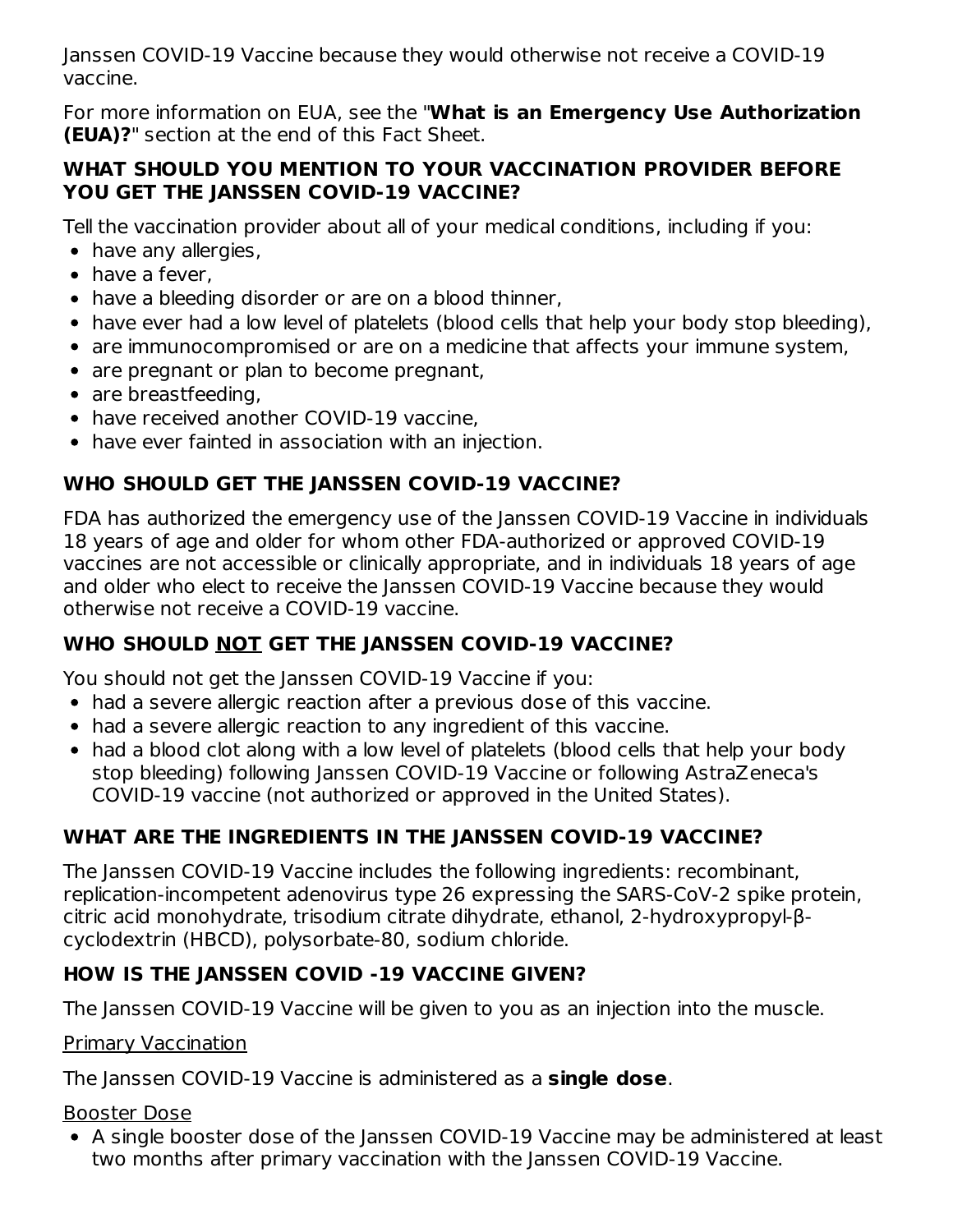Janssen COVID-19 Vaccine because they would otherwise not receive a COVID-19 vaccine.

For more information on EUA, see the "**What is an Emergency Use Authorization (EUA)?**" section at the end of this Fact Sheet.

## WHAT SHOULD YOU MENTION TO YOUR VACCINATION PROVIDER BEFORE YOU GET THE JANSSEN COVID-19 VACCINE?

Tell the vaccination provider about all of your medical conditions, including if you:

- have any allergies,
- have a fever,
- have a bleeding disorder or are on a blood thinner,
- have ever had a low level of platelets (blood cells that help your body stop bleeding),
- are immunocompromised or are on a medicine that affects your immune system,
- are pregnant or plan to become pregnant,
- are breastfeeding,
- have received another COVID-19 vaccine,
- have ever fainted in association with an injection.

## WHO SHOULD GET THE JANSSEN COVID-19 VACCINE?

FDA has authorized the emergency use of the Janssen COVID-19 Vaccine in individuals 18 years of age and older for whom other FDA-authorized or approved COVID-19 vaccines are not accessible or clinically appropriate, and in individuals 18 years of age and older who elect to receive the Janssen COVID-19 Vaccine because they would otherwise not receive a COVID-19 vaccine.

## WHO SHOULD NOT GET THE JANSSEN COVID-19 VACCINE?

You should not get the Janssen COVID-19 Vaccine if you:

- had a severe allergic reaction after a previous dose of this vaccine.
- had a severe allergic reaction to any ingredient of this vaccine.
- had a blood clot along with a low level of platelets (blood cells that help your body stop bleeding) following Janssen COVID-19 Vaccine or following AstraZeneca's COVID-19 vaccine (not authorized or approved in the United States).

## WHAT ARE THE INGREDIENTS IN THE JANSSEN COVID-19 VACCINE?

The Janssen COVID-19 Vaccine includes the following ingredients: recombinant, replication-incompetent adenovirus type 26 expressing the SARS-CoV-2 spike protein, citric acid monohydrate, trisodium citrate dihydrate, ethanol, 2-hydroxypropyl-β-cyclodextrin (HBCD), polysorbate-80, sodium chloride.

## HOW IS THE JANSSEN COVID -19 VACCINE GIVEN?

The Janssen COVID-19 Vaccine will be given to you as an injection into the muscle.

Primary Vaccination

The Janssen COVID-19 Vaccine is administered as a **single dose**.

Booster Dose

- A single booster dose of the Janssen COVID-19 Vaccine may be administered at least two months after primary vaccination with the Janssen COVID-19 Vaccine.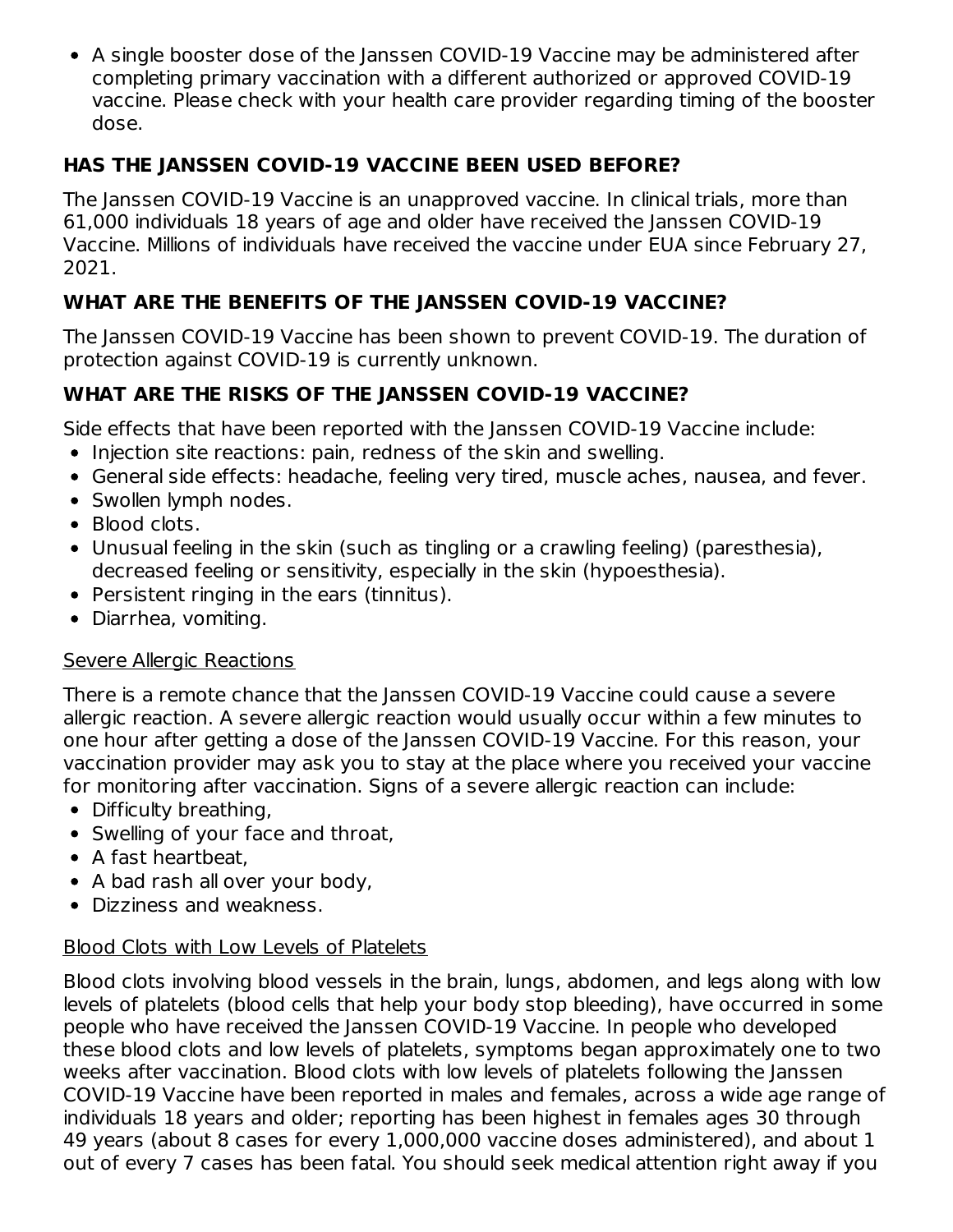- A single booster dose of the Janssen COVID-19 Vaccine may be administered after completing primary vaccination with a different authorized or approved COVID-19 vaccine. Please check with your health care provider regarding timing of the booster dose.

## HAS THE JANSSEN COVID-19 VACCINE BEEN USED BEFORE?

The Janssen COVID-19 Vaccine is an unapproved vaccine. In clinical trials, more than 61,000 individuals 18 years of age and older have received the Janssen COVID-19 Vaccine. Millions of individuals have received the vaccine under EUA since February 27, 2021.

## WHAT ARE THE BENEFITS OF THE JANSSEN COVID-19 VACCINE?

The Janssen COVID-19 Vaccine has been shown to prevent COVID-19. The duration of protection against COVID-19 is currently unknown.

## WHAT ARE THE RISKS OF THE JANSSEN COVID-19 VACCINE?

Side effects that have been reported with the Janssen COVID-19 Vaccine include:

- Injection site reactions: pain, redness of the skin and swelling.
- General side effects: headache, feeling very tired, muscle aches, nausea, and fever.
- Swollen lymph nodes.
- Blood clots.
- Unusual feeling in the skin (such as tingling or a crawling feeling) (paresthesia), decreased feeling or sensitivity, especially in the skin (hypoesthesia).
- Persistent ringing in the ears (tinnitus).
- Diarrhea, vomiting.

### Severe Allergic Reactions

There is a remote chance that the Janssen COVID-19 Vaccine could cause a severe allergic reaction. A severe allergic reaction would usually occur within a few minutes to one hour after getting a dose of the Janssen COVID-19 Vaccine. For this reason, your vaccination provider may ask you to stay at the place where you received your vaccine for monitoring after vaccination. Signs of a severe allergic reaction can include:

- Difficulty breathing,
- Swelling of your face and throat,
- A fast heartbeat,
- A bad rash all over your body,
- Dizziness and weakness.

### Blood Clots with Low Levels of Platelets

Blood clots involving blood vessels in the brain, lungs, abdomen, and legs along with low levels of platelets (blood cells that help your body stop bleeding), have occurred in some people who have received the Janssen COVID-19 Vaccine. In people who developed these blood clots and low levels of platelets, symptoms began approximately one to two weeks after vaccination. Blood clots with low levels of platelets following the Janssen COVID-19 Vaccine have been reported in males and females, across a wide age range of individuals 18 years and older; reporting has been highest in females ages 30 through 49 years (about 8 cases for every 1,000,000 vaccine doses administered), and about 1 out of every 7 cases has been fatal. You should seek medical attention right away if you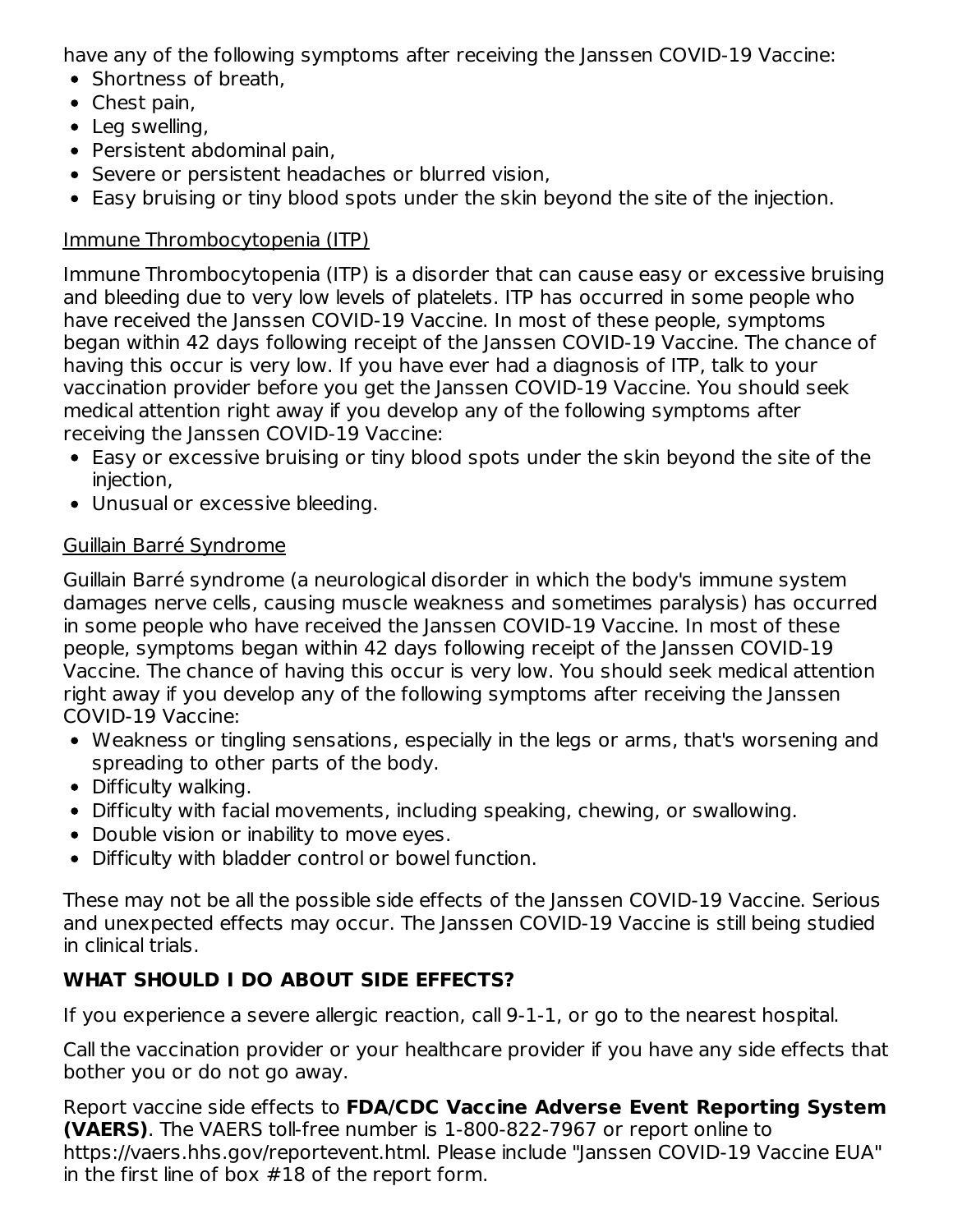have any of the following symptoms after receiving the Janssen COVID-19 Vaccine:

- Shortness of breath,
- Chest pain,
- Leg swelling,
- Persistent abdominal pain,
- Severe or persistent headaches or blurred vision,
- Easy bruising or tiny blood spots under the skin beyond the site of the injection.

<u>Immune Thrombocytopenia (ITP)</u>

Immune Thrombocytopenia (ITP) is a disorder that can cause easy or excessive bruising and bleeding due to very low levels of platelets. ITP has occurred in some people who have received the Janssen COVID-19 Vaccine. In most of these people, symptoms began within 42 days following receipt of the Janssen COVID-19 Vaccine. The chance of having this occur is very low. If you have ever had a diagnosis of ITP, talk to your vaccination provider before you get the Janssen COVID-19 Vaccine. You should seek medical attention right away if you develop any of the following symptoms after receiving the Janssen COVID-19 Vaccine:

- Easy or excessive bruising or tiny blood spots under the skin beyond the site of the injection,
- Unusual or excessive bleeding.

<u>Guillain Barré Syndrome</u>

Guillain Barré syndrome (a neurological disorder in which the body's immune system damages nerve cells, causing muscle weakness and sometimes paralysis) has occurred in some people who have received the Janssen COVID-19 Vaccine. In most of these people, symptoms began within 42 days following receipt of the Janssen COVID-19 Vaccine. The chance of having this occur is very low. You should seek medical attention right away if you develop any of the following symptoms after receiving the Janssen COVID-19 Vaccine:

- Weakness or tingling sensations, especially in the legs or arms, that's worsening and spreading to other parts of the body.
- Difficulty walking.
- Difficulty with facial movements, including speaking, chewing, or swallowing.
- Double vision or inability to move eyes.
- Difficulty with bladder control or bowel function.

These may not be all the possible side effects of the Janssen COVID-19 Vaccine. Serious and unexpected effects may occur. The Janssen COVID-19 Vaccine is still being studied in clinical trials.

## WHAT SHOULD I DO ABOUT SIDE EFFECTS?

If you experience a severe allergic reaction, call 9-1-1, or go to the nearest hospital.

Call the vaccination provider or your healthcare provider if you have any side effects that bother you or do not go away.

Report vaccine side effects to **FDA/CDC Vaccine Adverse Event Reporting System (VAERS)**. The VAERS toll-free number is 1-800-822-7967 or report online to https://vaers.hhs.gov/reportevent.html. Please include "Janssen COVID-19 Vaccine EUA" in the first line of box #18 of the report form.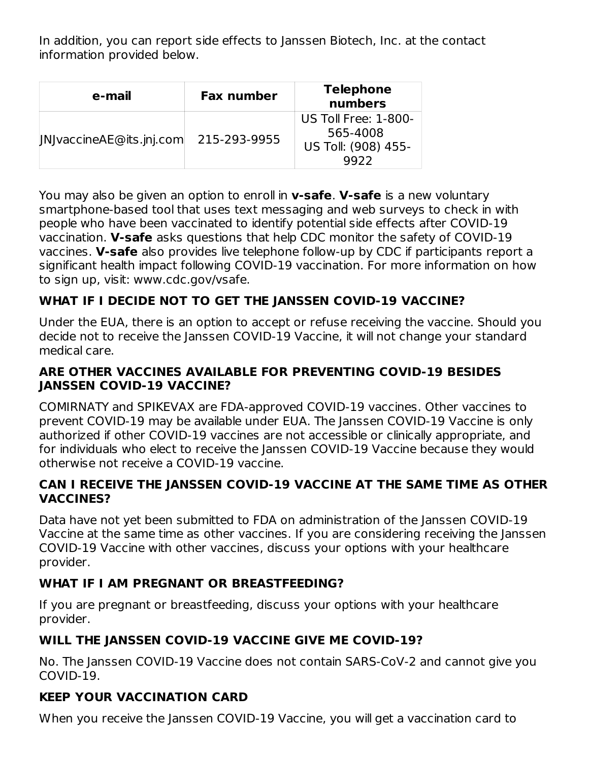In addition, you can report side effects to Janssen Biotech, Inc. at the contact information provided below.

| e-mail | Fax number | Telephone numbers |
|---|---|---|
| JNJvaccineAE@its.jnj.com | 215-293-9955 | US Toll Free: 1-800-565-4008<br>US Toll: (908) 455-9922 |

You may also be given an option to enroll in **v-safe**. **V-safe** is a new voluntary smartphone-based tool that uses text messaging and web surveys to check in with people who have been vaccinated to identify potential side effects after COVID-19 vaccination. **V-safe** asks questions that help CDC monitor the safety of COVID-19 vaccines. **V-safe** also provides live telephone follow-up by CDC if participants report a significant health impact following COVID-19 vaccination. For more information on how to sign up, visit: www.cdc.gov/vsafe.

## WHAT IF I DECIDE NOT TO GET THE JANSSEN COVID-19 VACCINE?

Under the EUA, there is an option to accept or refuse receiving the vaccine. Should you decide not to receive the Janssen COVID-19 Vaccine, it will not change your standard medical care.

## ARE OTHER VACCINES AVAILABLE FOR PREVENTING COVID-19 BESIDES JANSSEN COVID-19 VACCINE?

COMIRNATY and SPIKEVAX are FDA-approved COVID-19 vaccines. Other vaccines to prevent COVID-19 may be available under EUA. The Janssen COVID-19 Vaccine is only authorized if other COVID-19 vaccines are not accessible or clinically appropriate, and for individuals who elect to receive the Janssen COVID-19 Vaccine because they would otherwise not receive a COVID-19 vaccine.

## CAN I RECEIVE THE JANSSEN COVID-19 VACCINE AT THE SAME TIME AS OTHER VACCINES?

Data have not yet been submitted to FDA on administration of the Janssen COVID-19 Vaccine at the same time as other vaccines. If you are considering receiving the Janssen COVID-19 Vaccine with other vaccines, discuss your options with your healthcare provider.

## WHAT IF I AM PREGNANT OR BREASTFEEDING?

If you are pregnant or breastfeeding, discuss your options with your healthcare provider.

## WILL THE JANSSEN COVID-19 VACCINE GIVE ME COVID-19?

No. The Janssen COVID-19 Vaccine does not contain SARS-CoV-2 and cannot give you COVID-19.

## KEEP YOUR VACCINATION CARD

When you receive the Janssen COVID-19 Vaccine, you will get a vaccination card to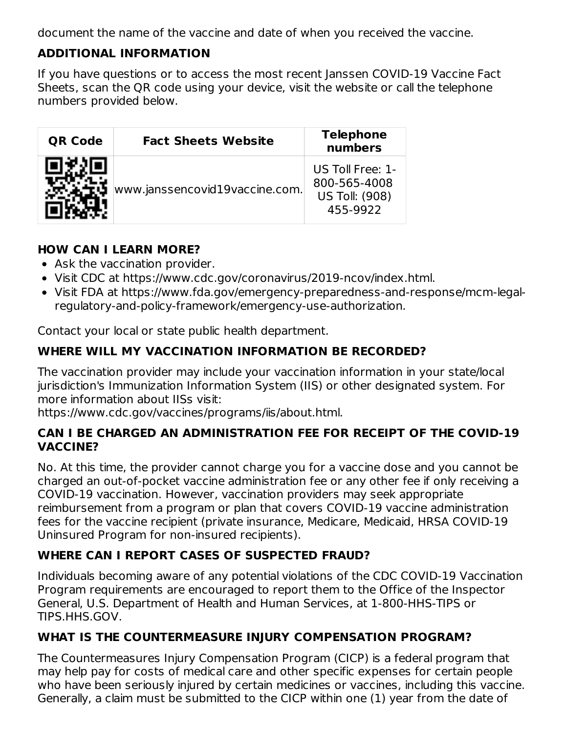document the name of the vaccine and date of when you received the vaccine.

## ADDITIONAL INFORMATION

If you have questions or to access the most recent Janssen COVID-19 Vaccine Fact Sheets, scan the QR code using your device, visit the website or call the telephone numbers provided below.

| QR Code | Fact Sheets Website | Telephone numbers |
|---|---|---|
| | www.janssencovid19vaccine.com. | US Toll Free: 1-800-565-4008 US Toll: (908) 455-9922 |

## HOW CAN I LEARN MORE?

- Ask the vaccination provider.
- Visit CDC at https://www.cdc.gov/coronavirus/2019-ncov/index.html.
- Visit FDA at https://www.fda.gov/emergency-preparedness-and-response/mcm-legal-regulatory-and-policy-framework/emergency-use-authorization.

Contact your local or state public health department.

## WHERE WILL MY VACCINATION INFORMATION BE RECORDED?

The vaccination provider may include your vaccination information in your state/local jurisdiction's Immunization Information System (IIS) or other designated system. For more information about IISs visit:
https://www.cdc.gov/vaccines/programs/iis/about.html.

## CAN I BE CHARGED AN ADMINISTRATION FEE FOR RECEIPT OF THE COVID-19 VACCINE?

No. At this time, the provider cannot charge you for a vaccine dose and you cannot be charged an out-of-pocket vaccine administration fee or any other fee if only receiving a COVID-19 vaccination. However, vaccination providers may seek appropriate reimbursement from a program or plan that covers COVID-19 vaccine administration fees for the vaccine recipient (private insurance, Medicare, Medicaid, HRSA COVID-19 Uninsured Program for non-insured recipients).

## WHERE CAN I REPORT CASES OF SUSPECTED FRAUD?

Individuals becoming aware of any potential violations of the CDC COVID-19 Vaccination Program requirements are encouraged to report them to the Office of the Inspector General, U.S. Department of Health and Human Services, at 1-800-HHS-TIPS or TIPS.HHS.GOV.

## WHAT IS THE COUNTERMEASURE INJURY COMPENSATION PROGRAM?

The Countermeasures Injury Compensation Program (CICP) is a federal program that may help pay for costs of medical care and other specific expenses for certain people who have been seriously injured by certain medicines or vaccines, including this vaccine. Generally, a claim must be submitted to the CICP within one (1) year from the date of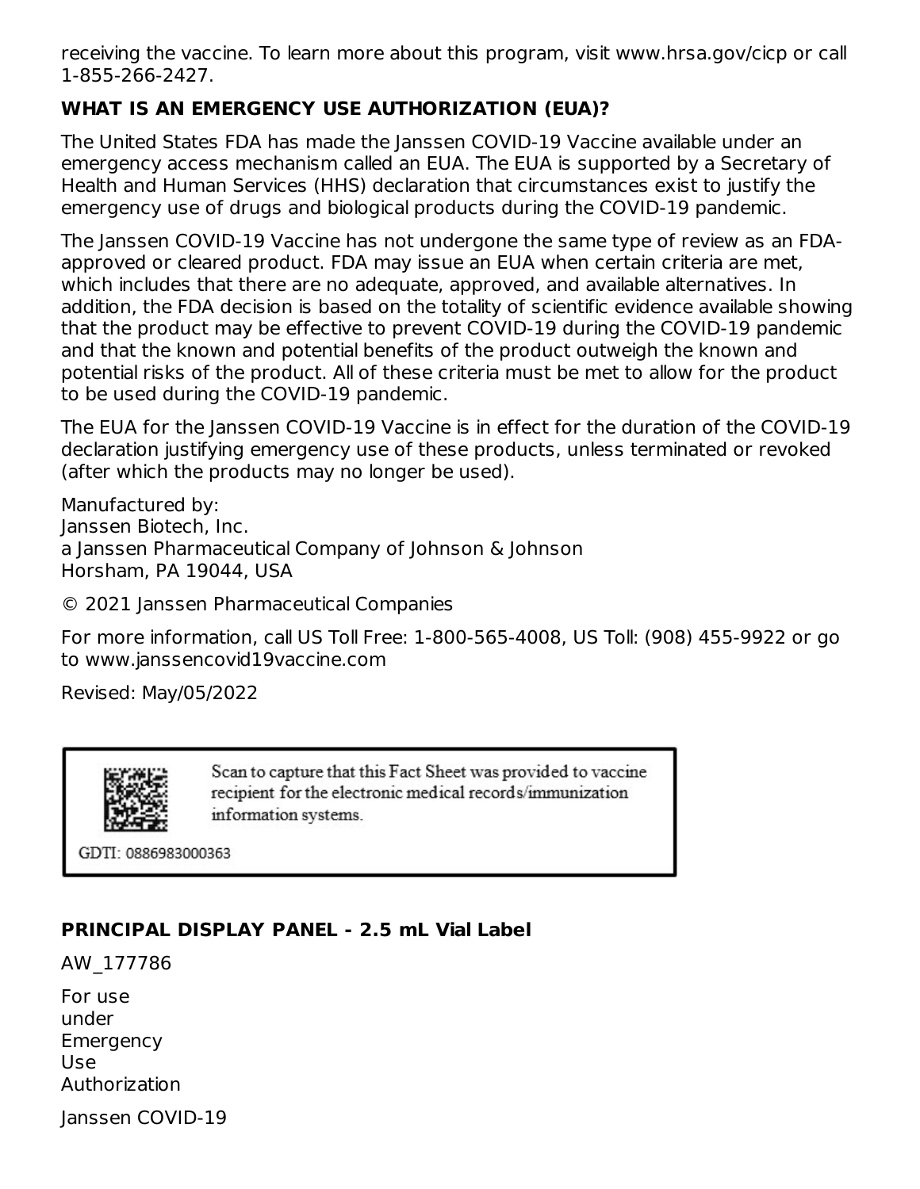receiving the vaccine. To learn more about this program, visit www.hrsa.gov/cicp or call 1-855-266-2427.

**WHAT IS AN EMERGENCY USE AUTHORIZATION (EUA)?**

The United States FDA has made the Janssen COVID-19 Vaccine available under an emergency access mechanism called an EUA. The EUA is supported by a Secretary of Health and Human Services (HHS) declaration that circumstances exist to justify the emergency use of drugs and biological products during the COVID-19 pandemic.

The Janssen COVID-19 Vaccine has not undergone the same type of review as an FDA-approved or cleared product. FDA may issue an EUA when certain criteria are met, which includes that there are no adequate, approved, and available alternatives. In addition, the FDA decision is based on the totality of scientific evidence available showing that the product may be effective to prevent COVID-19 during the COVID-19 pandemic and that the known and potential benefits of the product outweigh the known and potential risks of the product. All of these criteria must be met to allow for the product to be used during the COVID-19 pandemic.

The EUA for the Janssen COVID-19 Vaccine is in effect for the duration of the COVID-19 declaration justifying emergency use of these products, unless terminated or revoked (after which the products may no longer be used).

Manufactured by:
Janssen Biotech, Inc.
a Janssen Pharmaceutical Company of Johnson & Johnson
Horsham, PA 19044, USA

© 2021 Janssen Pharmaceutical Companies

For more information, call US Toll Free: 1-800-565-4008, US Toll: (908) 455-9922 or go to www.janssencovid19vaccine.com

Revised: May/05/2022

Scan to capture that this Fact Sheet was provided to vaccine recipient for the electronic medical records/immunization information systems.

GDTI: 0886983000363

**PRINCIPAL DISPLAY PANEL - 2.5 mL Vial Label**

AW_177786

For use
under
Emergency
Use
Authorization

Janssen COVID-19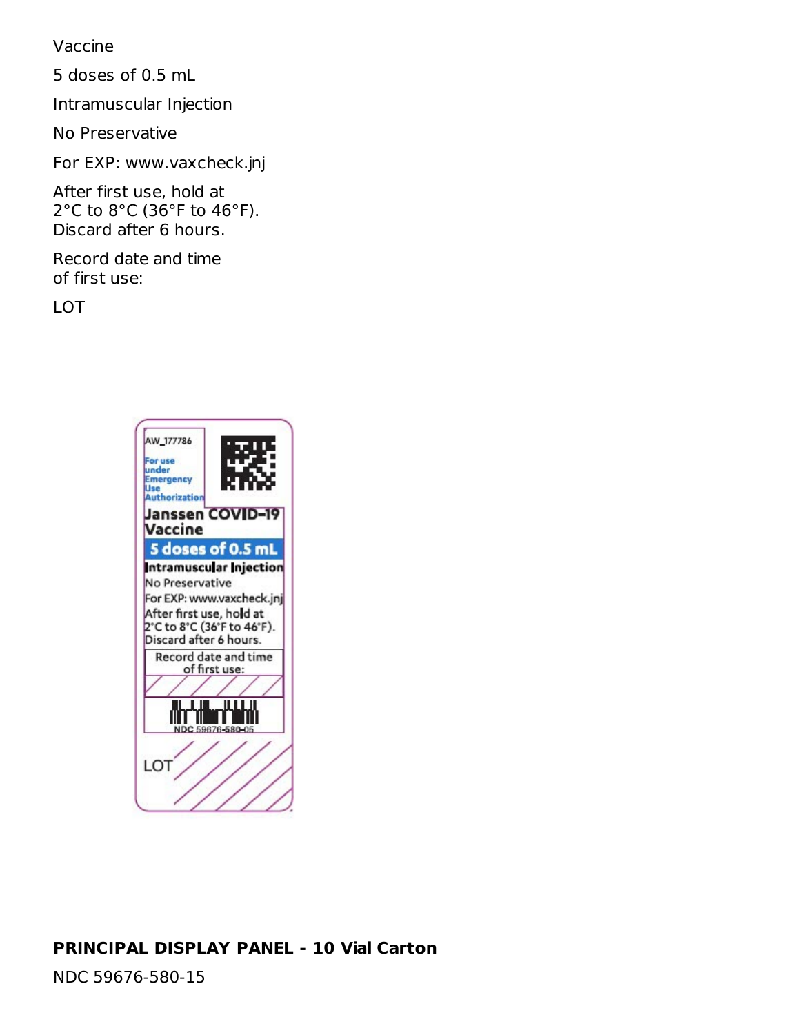Vaccine

5 doses of 0.5 mL

Intramuscular Injection

No Preservative

For EXP: www.vaxcheck.jnj

After first use, hold at
2°C to 8°C (36°F to 46°F).
Discard after 6 hours.

Record date and time
of first use:

LOT

AW_177786

For use under Emergency Use Authorization

Janssen COVID-19 Vaccine

5 doses of 0.5 mL

Intramuscular Injection

No Preservative

For EXP: www.vaxcheck.jnj

After first use, hold at 2°C to 8°C (36°F to 46°F). Discard after 6 hours.

Record date and time of first use:

NDC 59676-580-05

LOT

**PRINCIPAL DISPLAY PANEL - 10 Vial Carton**

NDC 59676-580-15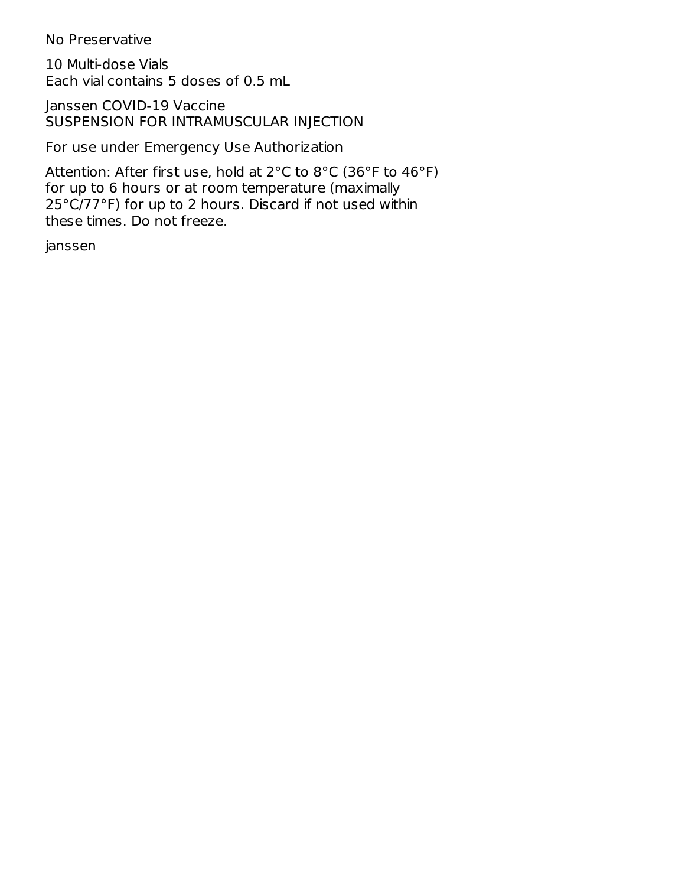No Preservative

10 Multi-dose Vials
Each vial contains 5 doses of 0.5 mL

Janssen COVID-19 Vaccine
SUSPENSION FOR INTRAMUSCULAR INJECTION

For use under Emergency Use Authorization

Attention: After first use, hold at 2°C to 8°C (36°F to 46°F) for up to 6 hours or at room temperature (maximally 25°C/77°F) for up to 2 hours. Discard if not used within these times. Do not freeze.

janssen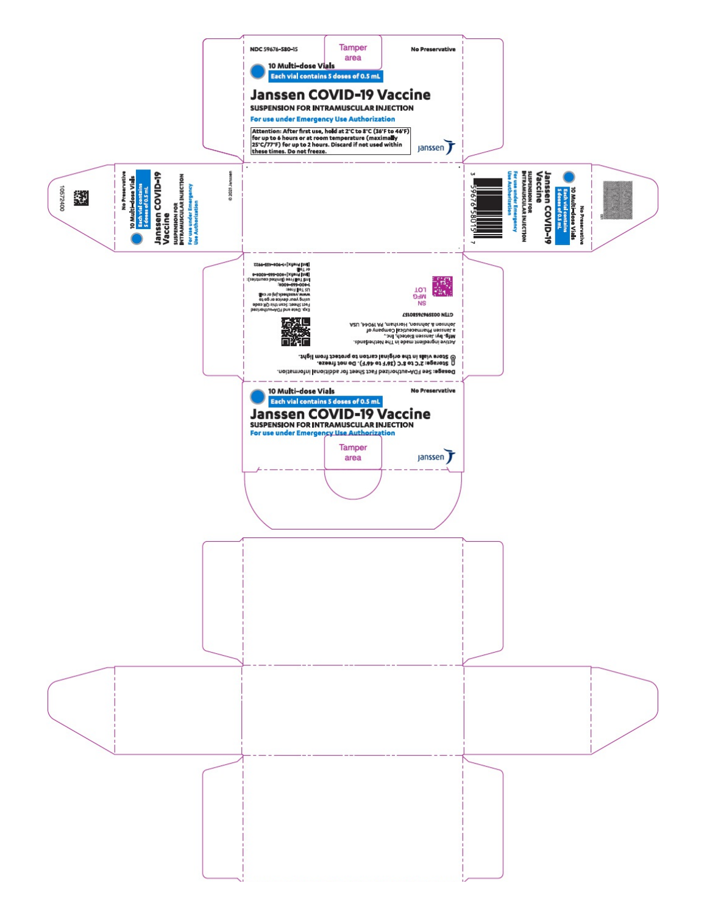NDC 59676-580-15

Tamper area

No Preservative

10 Multi-dose Vials

Each vial contains 5 doses of 0.5 mL

# Janssen COVID-19 Vaccine

**SUSPENSION FOR INTRAMUSCULAR INJECTION**

For use under Emergency Use Authorization

**Attention: After first use, hold at 2°C to 8°C (36°F to 46°F) for up to 6 hours or at room temperature (maximally 25°C/77°F) for up to 2 hours. Discard if not used within these times. Do not freeze.**

janssen

10572400

No Preservative

10 Multi-dose Vials

Each vial contains 5 doses of 0.5 mL

**Janssen COVID-19 Vaccine**

SUSPENSION FOR INTRAMUSCULAR INJECTION

For use under Emergency Use Authorization

© 2021 Janssen

3 59676 58015 7

Janssen COVID-19 Vaccine

SUSPENSION FOR INTRAMUSCULAR INJECTION

For use under Emergency Use Authorization

10 Multi-dose Vials

Each vial contains 5 doses of 0.5 mL

No Preservative

**Dosage:** See FDA-authorized Fact Sheet for additional information.

**Storage: 2°C to 8°C (36°F to 46°F). Do not freeze.**

**Store vials in the original carton to protect from light.**

Active ingredient made in The Netherlands.

Mfg. by: Janssen Biotech, Inc.,

a Janssen Pharmaceutical Company of

Johnson & Johnson, Horsham, PA 19044, USA

GTIN 00359676580157

SN

MFG

LOT

Exp. Date and FDA-authorized Fact Sheet: Scan this QR code using your device or go to www.vaxcheck.jnj or call:

US Toll Free: 1-800-565-4008;

Intl Toll Free (limited countries): [Intl Prefix]+800-565-40008 or Toll: [Intl Prefix]+1-908-455-9922

10 Multi-dose Vials

Each vial contains 5 doses of 0.5 mL

No Preservative

# Janssen COVID-19 Vaccine

**SUSPENSION FOR INTRAMUSCULAR INJECTION**

For use under Emergency Use Authorization

Tamper area

janssen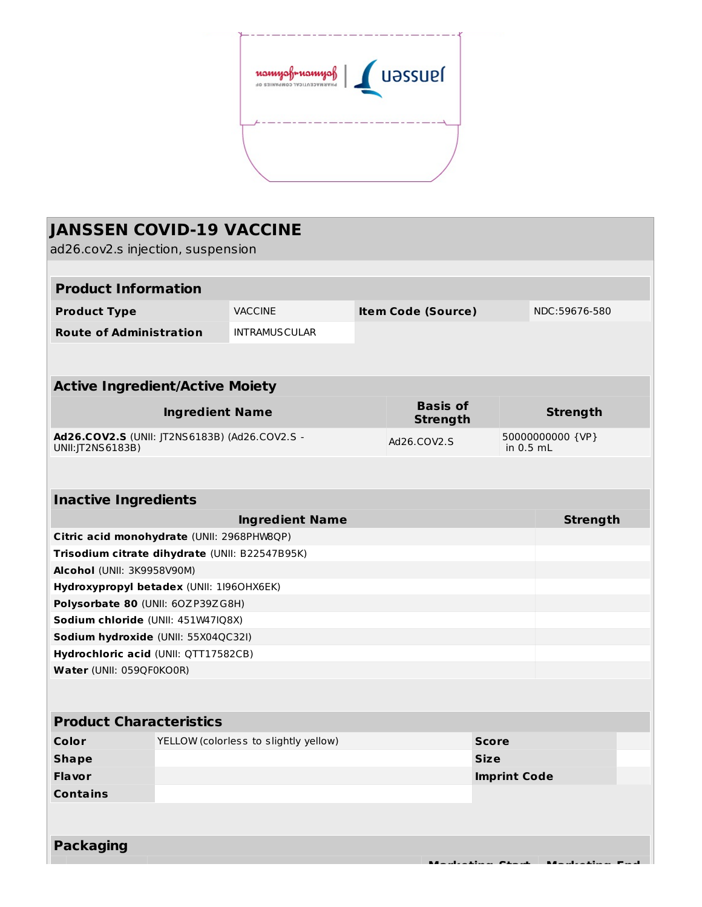# JANSSEN COVID-19 VACCINE

ad26.cov2.s injection, suspension

## Product Information

| | | | |
|---|---|---|---|
| **Product Type** | VACCINE | **Item Code (Source)** | NDC:59676-580 |
| **Route of Administration** | INTRAMUSCULAR | | |

## Active Ingredient/Active Moiety

| Ingredient Name | Basis of Strength | Strength |
|---|---|---|
| **Ad26.COV2.S** (UNII: JT2NS6183B) (Ad26.COV2.S - UNII:JT2NS6183B) | Ad26.COV2.S | 50000000000 {VP} in 0.5 mL |

## Inactive Ingredients

| Ingredient Name | Strength |
|---|---|
| **Citric acid monohydrate** (UNII: 2968PHW8QP) | |
| **Trisodium citrate dihydrate** (UNII: B22547B95K) | |
| **Alcohol** (UNII: 3K9958V90M) | |
| **Hydroxypropyl betadex** (UNII: 1I96OHX6EK) | |
| **Polysorbate 80** (UNII: 6OZP39ZG8H) | |
| **Sodium chloride** (UNII: 451W47IQ8X) | |
| **Sodium hydroxide** (UNII: 55X04QC32I) | |
| **Hydrochloric acid** (UNII: QTT17582CB) | |
| **Water** (UNII: 059QF0KO0R) | |

## Product Characteristics

| | | | |
|---|---|---|---|
| **Color** | YELLOW (colorless to slightly yellow) | **Score** | |
| **Shape** | | **Size** | |
| **Flavor** | | **Imprint Code** | |
| **Contains** | | | |

## Packaging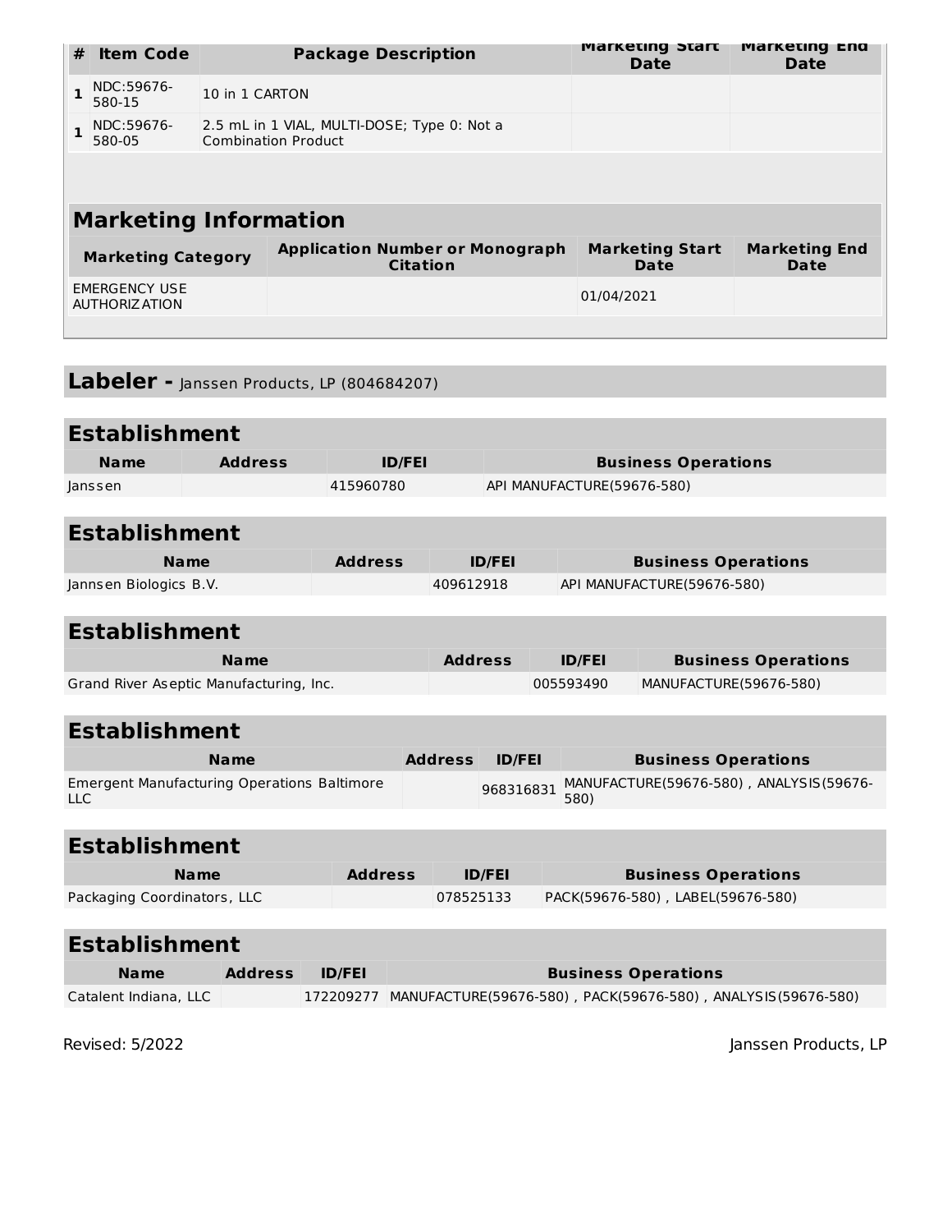| # | Item Code | Package Description | Marketing Start Date | Marketing End Date |
|---|---|---|---|---|
| 1 | NDC:59676-580-15 | 10 in 1 CARTON | | |
| 1 | NDC:59676-580-05 | 2.5 mL in 1 VIAL, MULTI-DOSE; Type 0: Not a Combination Product | | |

## Marketing Information

| Marketing Category | Application Number or Monograph Citation | Marketing Start Date | Marketing End Date |
|---|---|---|---|
| EMERGENCY USE AUTHORIZATION | | 01/04/2021 | |

## Labeler - Janssen Products, LP (804684207)

## Establishment

| Name | Address | ID/FEI | Business Operations |
|---|---|---|---|
| Janssen | | 415960780 | API MANUFACTURE(59676-580) |

## Establishment

| Name | Address | ID/FEI | Business Operations |
|---|---|---|---|
| Jannsen Biologics B.V. | | 409612918 | API MANUFACTURE(59676-580) |

## Establishment

| Name | Address | ID/FEI | Business Operations |
|---|---|---|---|
| Grand River Aseptic Manufacturing, Inc. | | 005593490 | MANUFACTURE(59676-580) |

## Establishment

| Name | Address | ID/FEI | Business Operations |
|---|---|---|---|
| Emergent Manufacturing Operations Baltimore LLC | | 968316831 | MANUFACTURE(59676-580) , ANALYSIS(59676-580) |

## Establishment

| Name | Address | ID/FEI | Business Operations |
|---|---|---|---|
| Packaging Coordinators, LLC | | 078525133 | PACK(59676-580) , LABEL(59676-580) |

## Establishment

| Name | Address | ID/FEI | Business Operations |
|---|---|---|---|
| Catalent Indiana, LLC | | 172209277 | MANUFACTURE(59676-580) , PACK(59676-580) , ANALYSIS(59676-580) |

Revised: 5/2022 Janssen Products, LP